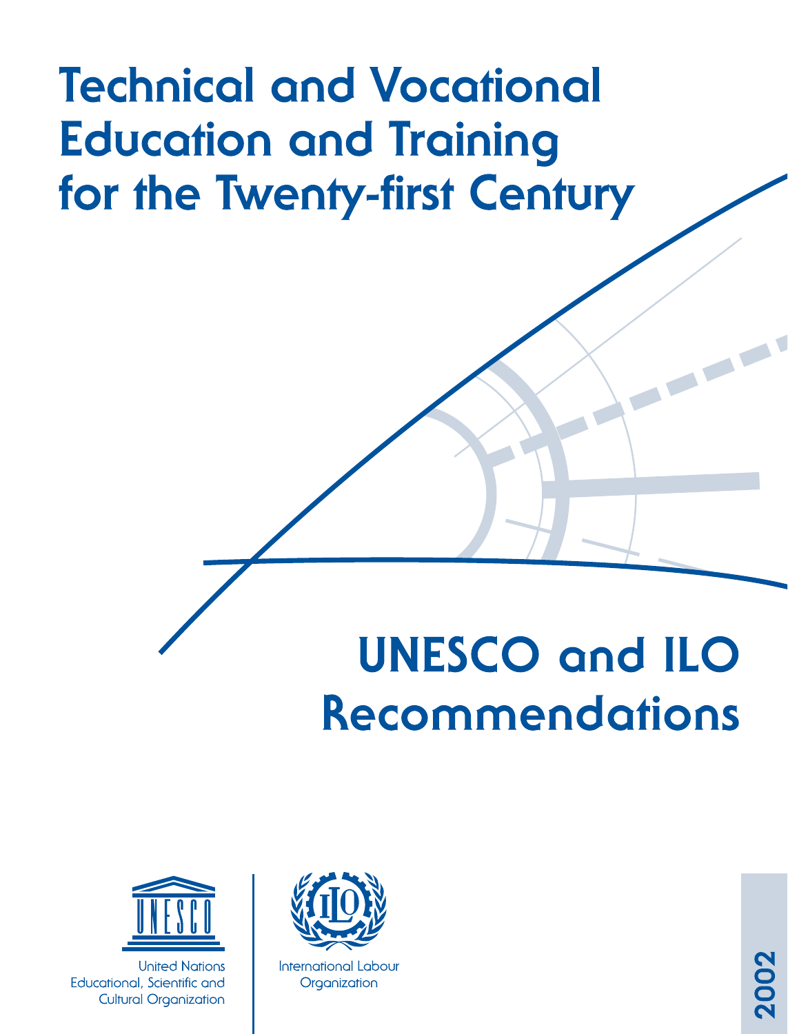# Technical and Vocational Education and Training for the Twenty-first Century

## UNESCO and ILO Recommendations

United Nations Educational, Scientific and Cultural Organization

International Labour Organization

2002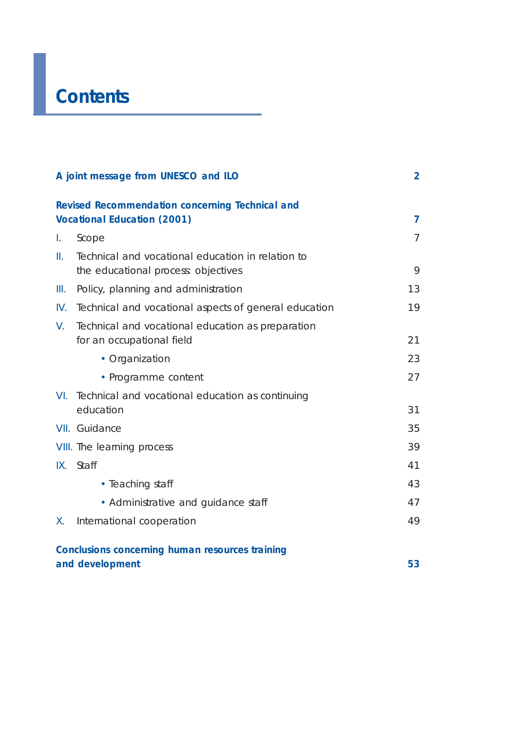# Contents

**A joint message from UNESCO and ILO** **2**

**Revised Recommendation concerning Technical and Vocational Education (2001)** **7**

I. Scope 7

II. Technical and vocational education in relation to the educational process: objectives 9

III. Policy, planning and administration 13

IV. Technical and vocational aspects of general education 19

V. Technical and vocational education as preparation for an occupational field 21

- Organization 23
- Programme content 27

VI. Technical and vocational education as continuing education 31

VII. Guidance 35

VIII. The learning process 39

IX. Staff 41

- Teaching staff 43
- Administrative and guidance staff 47

X. International cooperation 49

**Conclusions concerning human resources training and development** **53**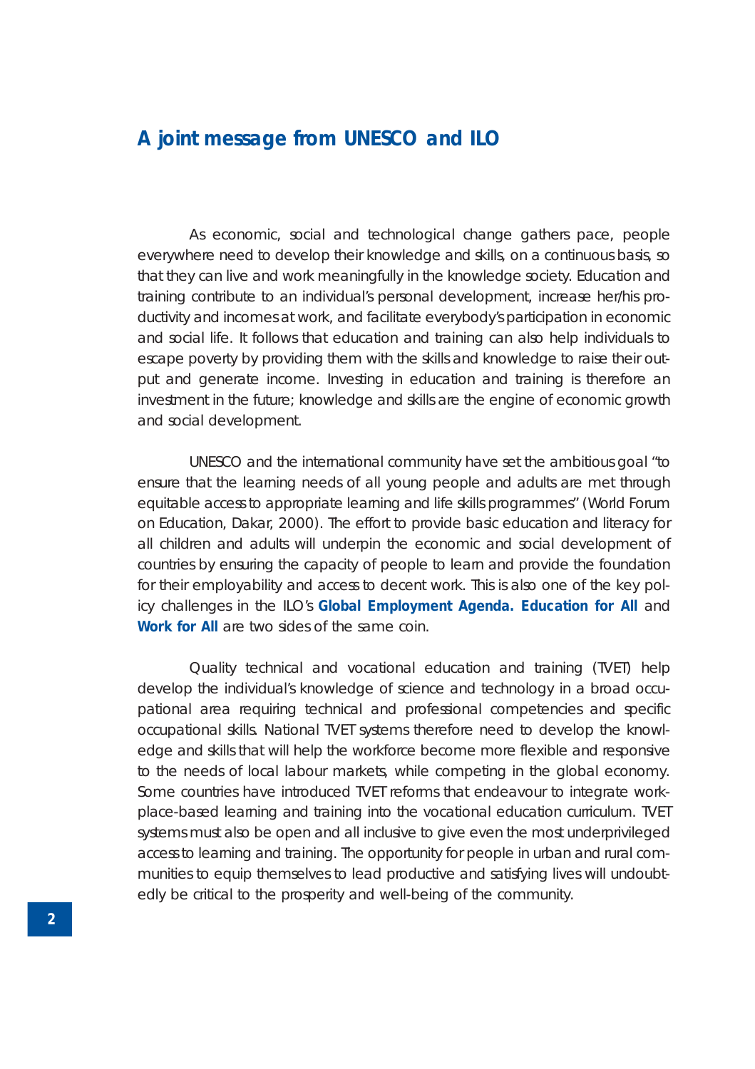## A joint message from UNESCO and ILO

As economic, social and technological change gathers pace, people everywhere need to develop their knowledge and skills, on a continuous basis, so that they can live and work meaningfully in the knowledge society. Education and training contribute to an individual's personal development, increase her/his productivity and incomes at work, and facilitate everybody's participation in economic and social life. It follows that education and training can also help individuals to escape poverty by providing them with the skills and knowledge to raise their output and generate income. Investing in education and training is therefore an investment in the future; knowledge and skills are the engine of economic growth and social development.

UNESCO and the international community have set the ambitious goal "to ensure that the learning needs of all young people and adults are met through equitable access to appropriate learning and life skills programmes" (World Forum on Education, Dakar, 2000). The effort to provide basic education and literacy for all children and adults will underpin the economic and social development of countries by ensuring the capacity of people to learn and provide the foundation for their employability and access to decent work. This is also one of the key policy challenges in the ILO's **Global Employment Agenda. Education for All** and **Work for All** are two sides of the same coin.

Quality technical and vocational education and training (TVET) help develop the individual's knowledge of science and technology in a broad occupational area requiring technical and professional competencies and specific occupational skills. National TVET systems therefore need to develop the knowledge and skills that will help the workforce become more flexible and responsive to the needs of local labour markets, while competing in the global economy. Some countries have introduced TVET reforms that endeavour to integrate workplace-based learning and training into the vocational education curriculum. TVET systems must also be open and all inclusive to give even the most underprivileged access to learning and training. The opportunity for people in urban and rural communities to equip themselves to lead productive and satisfying lives will undoubtedly be critical to the prosperity and well-being of the community.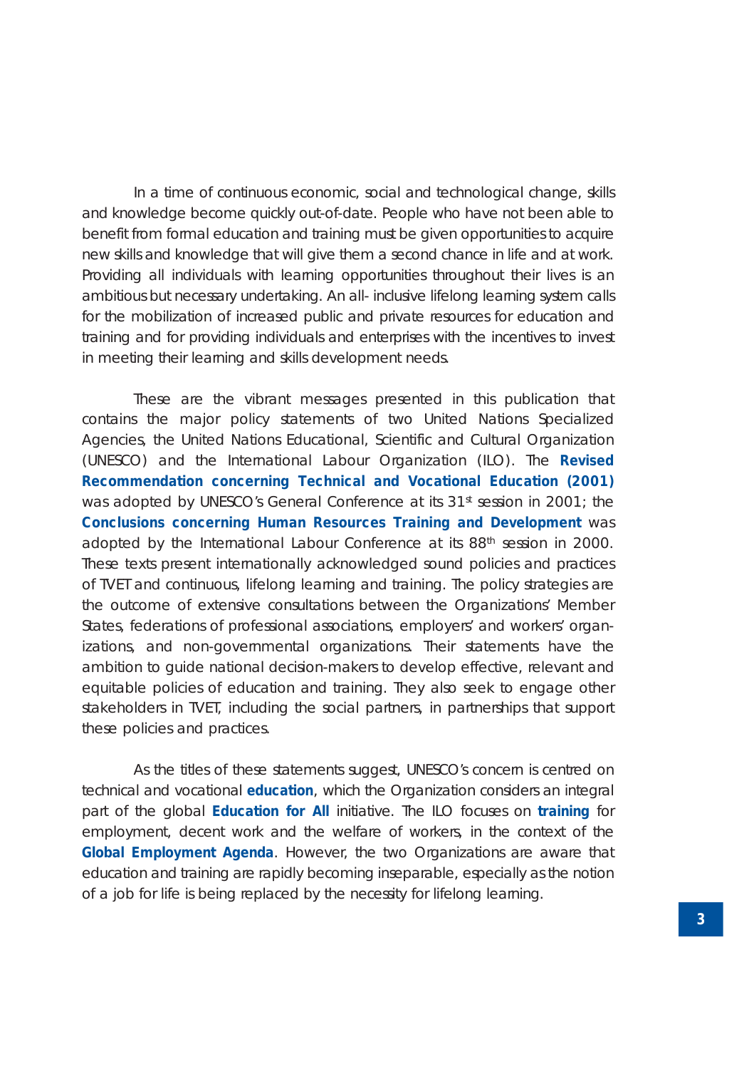In a time of continuous economic, social and technological change, skills and knowledge become quickly out-of-date. People who have not been able to benefit from formal education and training must be given opportunities to acquire new skills and knowledge that will give them a second chance in life and at work. Providing all individuals with learning opportunities throughout their lives is an ambitious but necessary undertaking. An all- inclusive lifelong learning system calls for the mobilization of increased public and private resources for education and training and for providing individuals and enterprises with the incentives to invest in meeting their learning and skills development needs.

These are the vibrant messages presented in this publication that contains the major policy statements of two United Nations Specialized Agencies, the United Nations Educational, Scientific and Cultural Organization (UNESCO) and the International Labour Organization (ILO). The **Revised Recommendation concerning Technical and Vocational Education (2001)** was adopted by UNESCO's General Conference at its 31st session in 2001; the **Conclusions concerning Human Resources Training and Development** was adopted by the International Labour Conference at its 88th session in 2000. These texts present internationally acknowledged sound policies and practices of TVET and continuous, lifelong learning and training. The policy strategies are the outcome of extensive consultations between the Organizations' Member States, federations of professional associations, employers' and workers' organizations, and non-governmental organizations. Their statements have the ambition to guide national decision-makers to develop effective, relevant and equitable policies of education and training. They also seek to engage other stakeholders in TVET, including the social partners, in partnerships that support these policies and practices.

As the titles of these statements suggest, UNESCO's concern is centred on technical and vocational **education**, which the Organization considers an integral part of the global **Education for All** initiative. The ILO focuses on **training** for employment, decent work and the welfare of workers, in the context of the **Global Employment Agenda**. However, the two Organizations are aware that education and training are rapidly becoming inseparable, especially as the notion of a job for life is being replaced by the necessity for lifelong learning.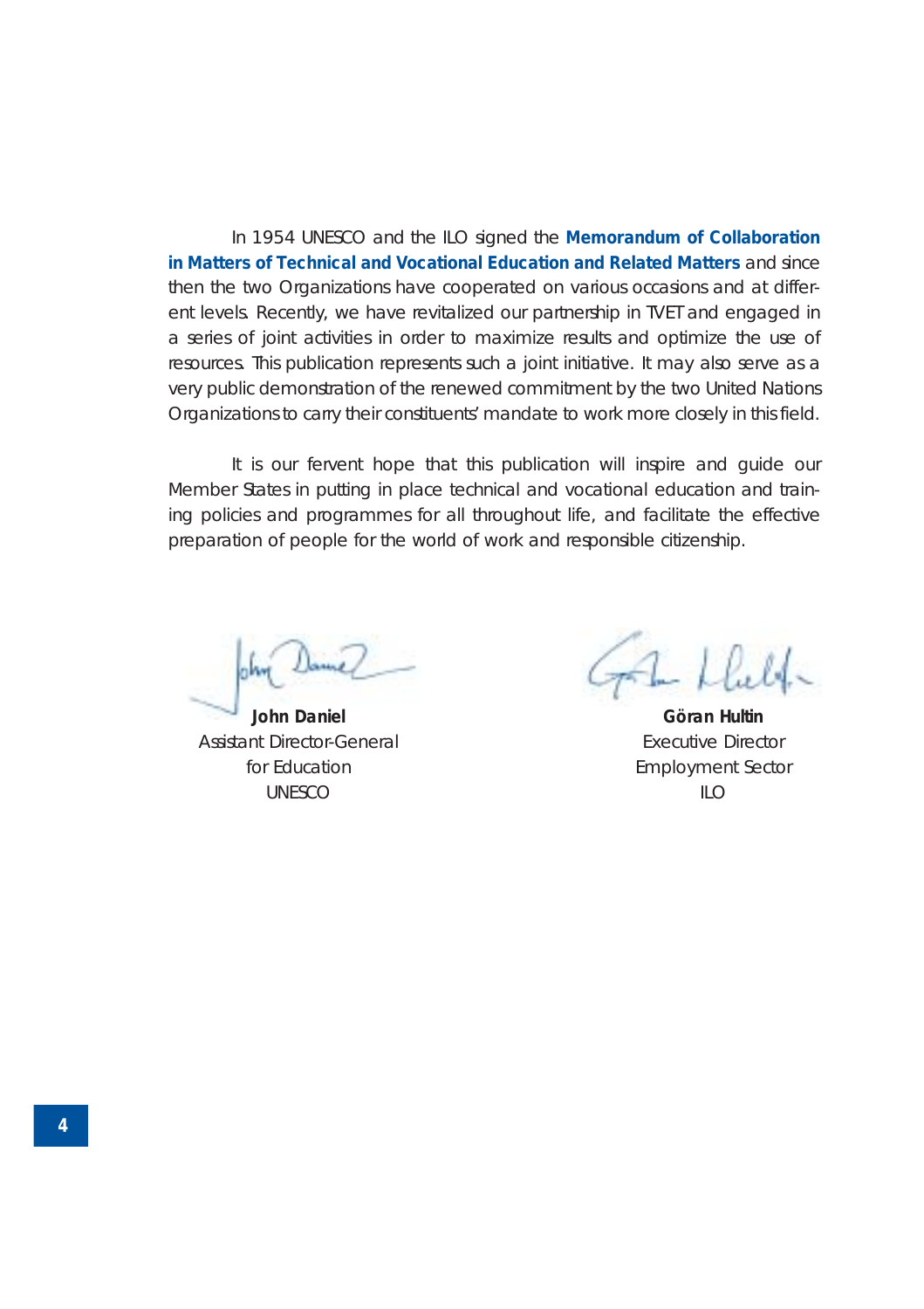In 1954 UNESCO and the ILO signed the **Memorandum of Collaboration in Matters of Technical and Vocational Education and Related Matters** and since then the two Organizations have cooperated on various occasions and at different levels. Recently, we have revitalized our partnership in TVET and engaged in a series of joint activities in order to maximize results and optimize the use of resources. This publication represents such a joint initiative. It may also serve as a very public demonstration of the renewed commitment by the two United Nations Organizations to carry their constituents' mandate to work more closely in this field.

It is our fervent hope that this publication will inspire and guide our Member States in putting in place technical and vocational education and training policies and programmes for all throughout life, and facilitate the effective preparation of people for the world of work and responsible citizenship.

**John Daniel**
Assistant Director-General
for Education
UNESCO

**Göran Hultin**
Executive Director
Employment Sector
ILO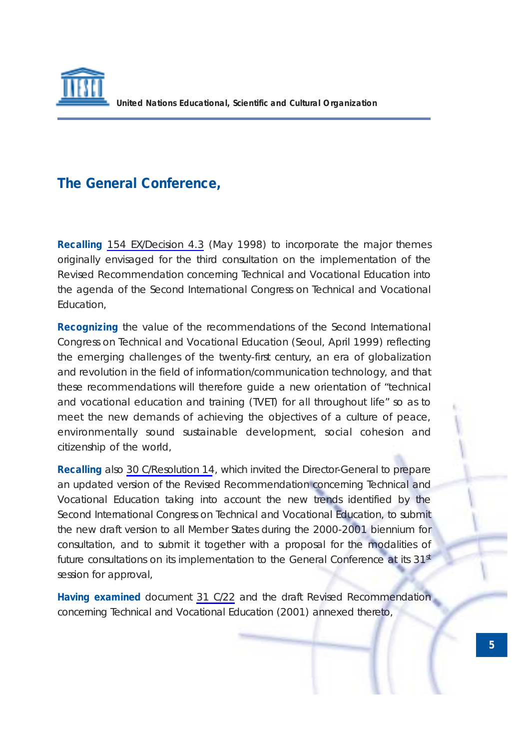**United Nations Educational, Scientific and Cultural Organization**

## The General Conference,

**Recalling** 154 EX/Decision 4.3 (May 1998) to incorporate the major themes originally envisaged for the third consultation on the implementation of the Revised Recommendation concerning Technical and Vocational Education into the agenda of the Second International Congress on Technical and Vocational Education,

**Recognizing** the value of the recommendations of the Second International Congress on Technical and Vocational Education (Seoul, April 1999) reflecting the emerging challenges of the twenty-first century, an era of globalization and revolution in the field of information/communication technology, and that these recommendations will therefore guide a new orientation of "technical and vocational education and training (TVET) for all throughout life" so as to meet the new demands of achieving the objectives of a culture of peace, environmentally sound sustainable development, social cohesion and citizenship of the world,

**Recalling** also 30 C/Resolution 14, which invited the Director-General to prepare an updated version of the Revised Recommendation concerning Technical and Vocational Education taking into account the new trends identified by the Second International Congress on Technical and Vocational Education, to submit the new draft version to all Member States during the 2000-2001 biennium for consultation, and to submit it together with a proposal for the modalities of future consultations on its implementation to the General Conference at its 31st session for approval,

**Having examined** document 31 C/22 and the draft Revised Recommendation concerning Technical and Vocational Education (2001) annexed thereto,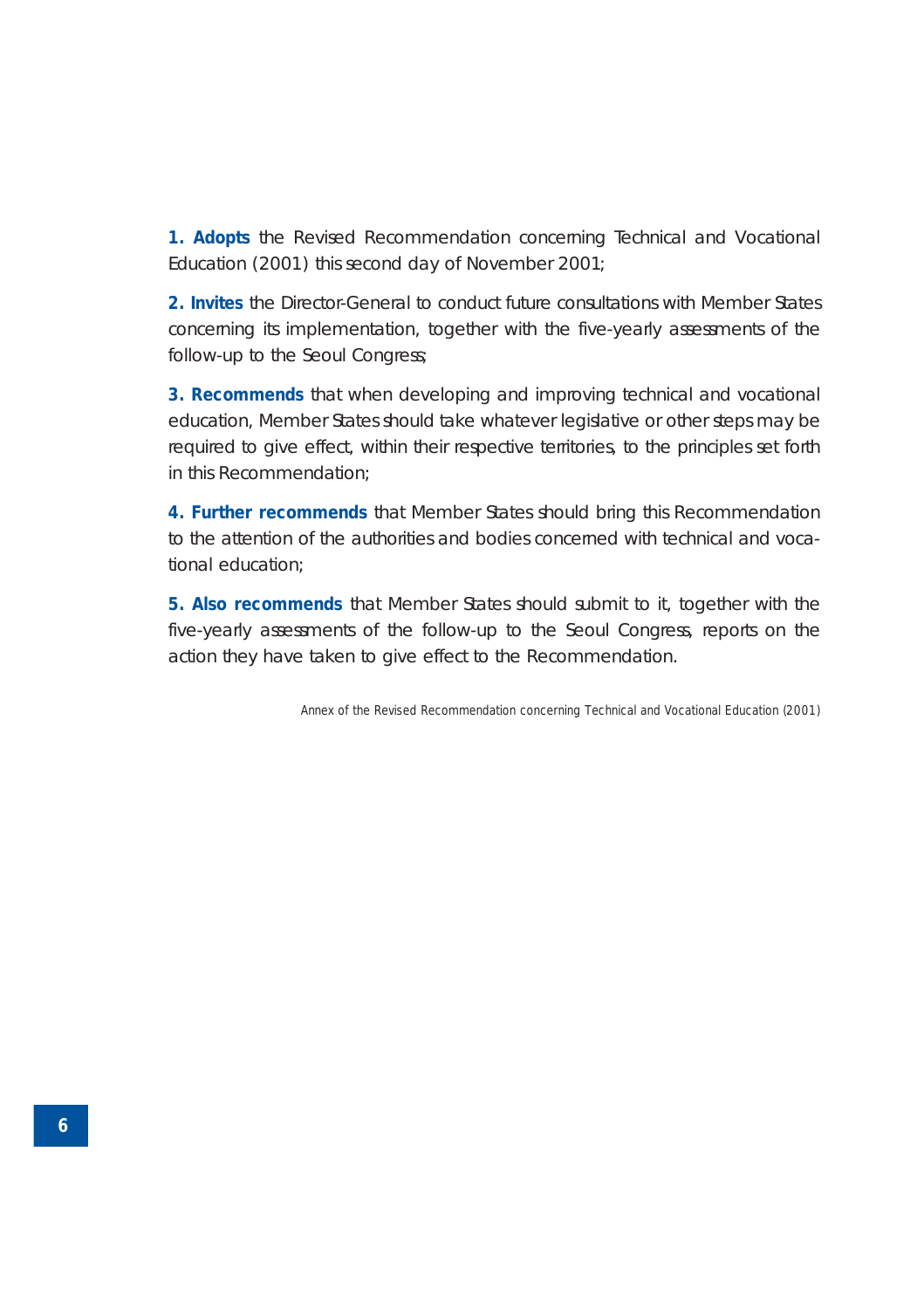**1. Adopts** the Revised Recommendation concerning Technical and Vocational Education (2001) this second day of November 2001;

**2. Invites** the Director-General to conduct future consultations with Member States concerning its implementation, together with the five-yearly assessments of the follow-up to the Seoul Congress;

**3. Recommends** that when developing and improving technical and vocational education, Member States should take whatever legislative or other steps may be required to give effect, within their respective territories, to the principles set forth in this Recommendation;

**4. Further recommends** that Member States should bring this Recommendation to the attention of the authorities and bodies concerned with technical and vocational education;

**5. Also recommends** that Member States should submit to it, together with the five-yearly assessments of the follow-up to the Seoul Congress, reports on the action they have taken to give effect to the Recommendation.

Annex of the Revised Recommendation concerning Technical and Vocational Education (2001)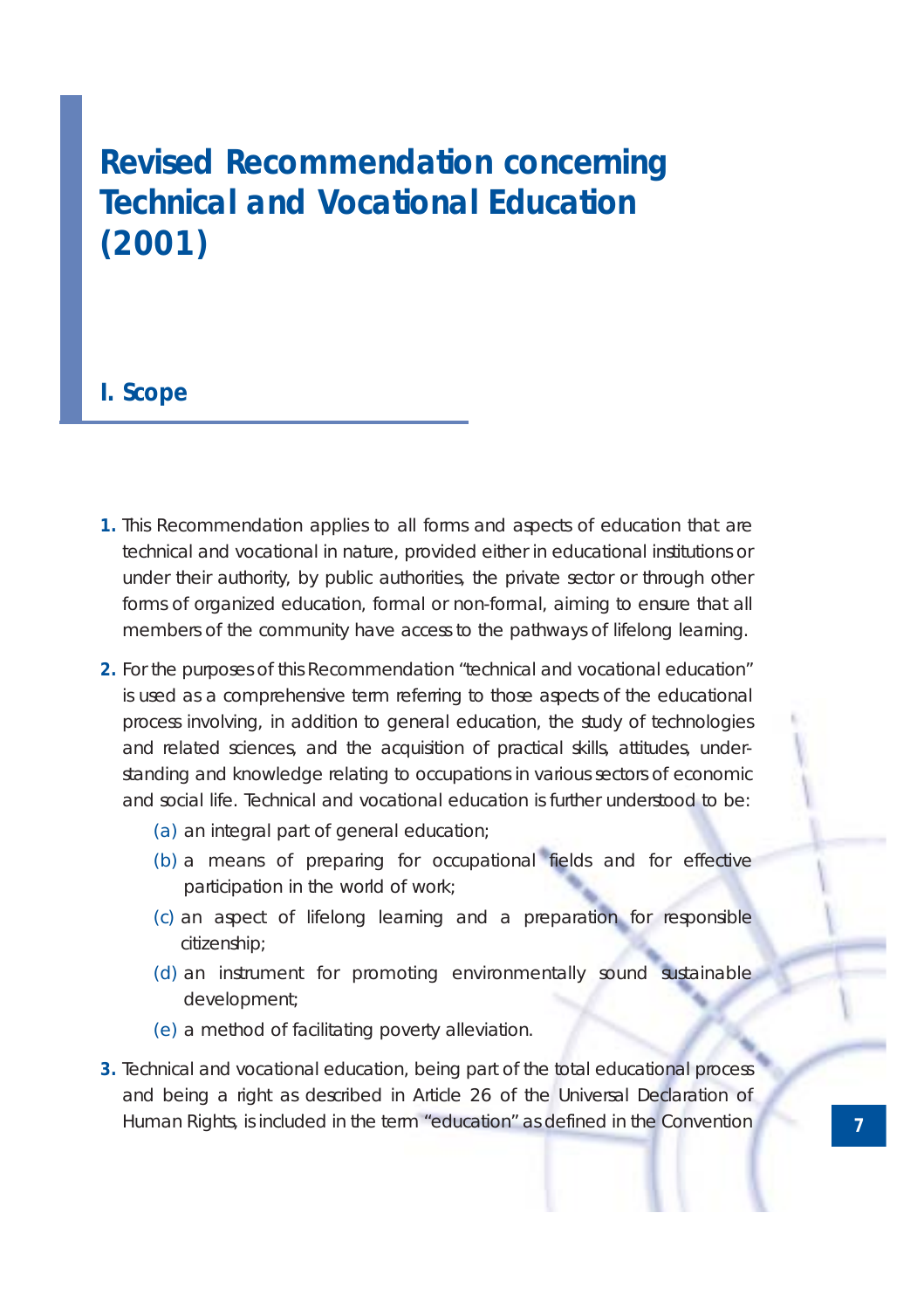# Revised Recommendation concerning Technical and Vocational Education (2001)

## I. Scope

1. This Recommendation applies to all forms and aspects of education that are technical and vocational in nature, provided either in educational institutions or under their authority, by public authorities, the private sector or through other forms of organized education, formal or non-formal, aiming to ensure that all members of the community have access to the pathways of lifelong learning.

2. For the purposes of this Recommendation "technical and vocational education" is used as a comprehensive term referring to those aspects of the educational process involving, in addition to general education, the study of technologies and related sciences, and the acquisition of practical skills, attitudes, understanding and knowledge relating to occupations in various sectors of economic and social life. Technical and vocational education is further understood to be:

   (a) an integral part of general education;

   (b) a means of preparing for occupational fields and for effective participation in the world of work;

   (c) an aspect of lifelong learning and a preparation for responsible citizenship;

   (d) an instrument for promoting environmentally sound sustainable development;

   (e) a method of facilitating poverty alleviation.

3. Technical and vocational education, being part of the total educational process and being a right as described in Article 26 of the Universal Declaration of Human Rights, is included in the term "education" as defined in the Convention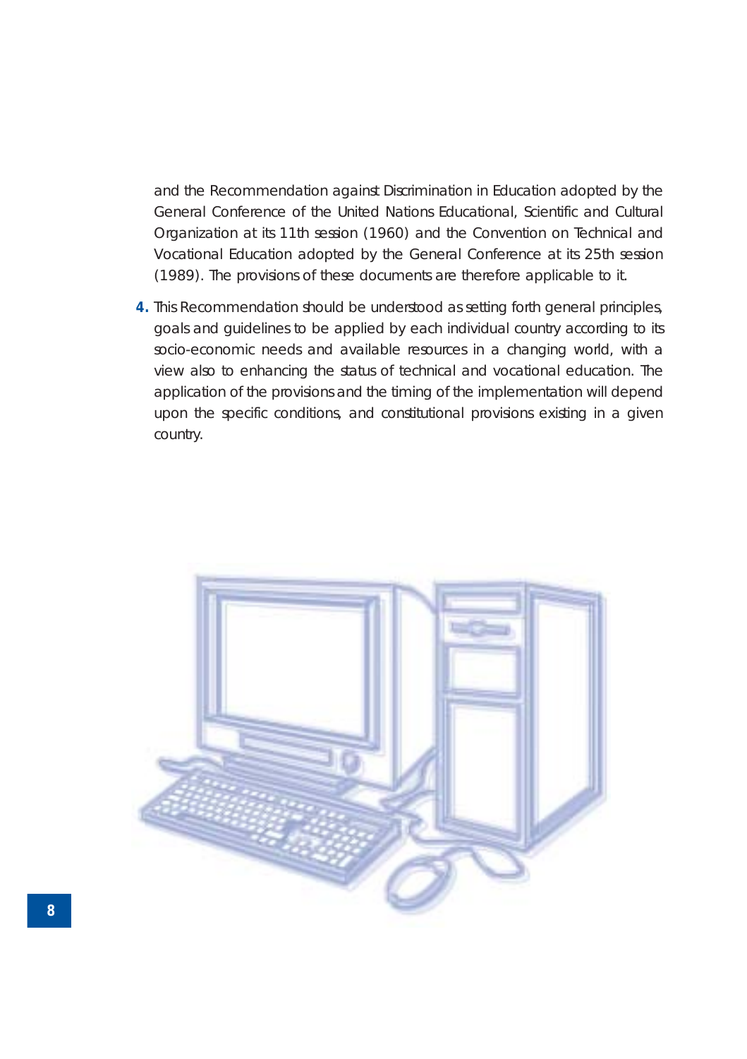and the Recommendation against Discrimination in Education adopted by the General Conference of the United Nations Educational, Scientific and Cultural Organization at its 11th session (1960) and the Convention on Technical and Vocational Education adopted by the General Conference at its 25th session (1989). The provisions of these documents are therefore applicable to it.

**4.** This Recommendation should be understood as setting forth general principles, goals and guidelines to be applied by each individual country according to its socio-economic needs and available resources in a changing world, with a view also to enhancing the status of technical and vocational education. The application of the provisions and the timing of the implementation will depend upon the specific conditions, and constitutional provisions existing in a given country.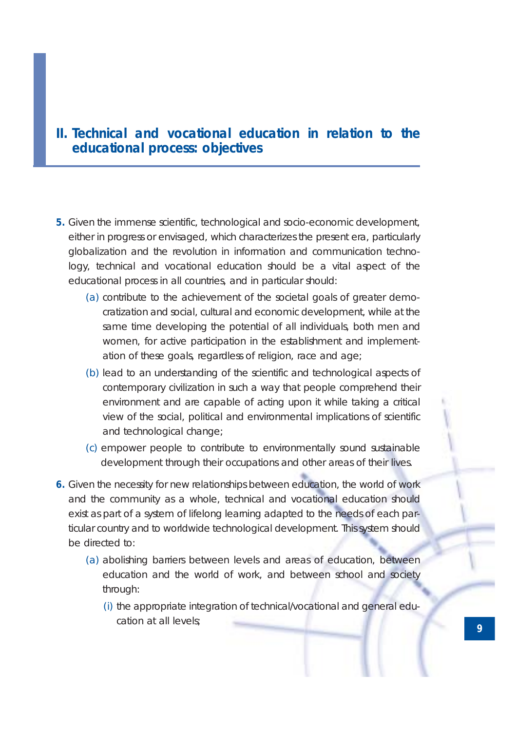## II. Technical and vocational education in relation to the educational process: objectives

**5.** Given the immense scientific, technological and socio-economic development, either in progress or envisaged, which characterizes the present era, particularly globalization and the revolution in information and communication technology, technical and vocational education should be a vital aspect of the educational process in all countries, and in particular should:

- (a) contribute to the achievement of the societal goals of greater democratization and social, cultural and economic development, while at the same time developing the potential of all individuals, both men and women, for active participation in the establishment and implementation of these goals, regardless of religion, race and age;
- (b) lead to an understanding of the scientific and technological aspects of contemporary civilization in such a way that people comprehend their environment and are capable of acting upon it while taking a critical view of the social, political and environmental implications of scientific and technological change;
- (c) empower people to contribute to environmentally sound sustainable development through their occupations and other areas of their lives.

**6.** Given the necessity for new relationships between education, the world of work and the community as a whole, technical and vocational education should exist as part of a system of lifelong learning adapted to the needs of each particular country and to worldwide technological development. This system should be directed to:

- (a) abolishing barriers between levels and areas of education, between education and the world of work, and between school and society through:
  - (i) the appropriate integration of technical/vocational and general education at all levels;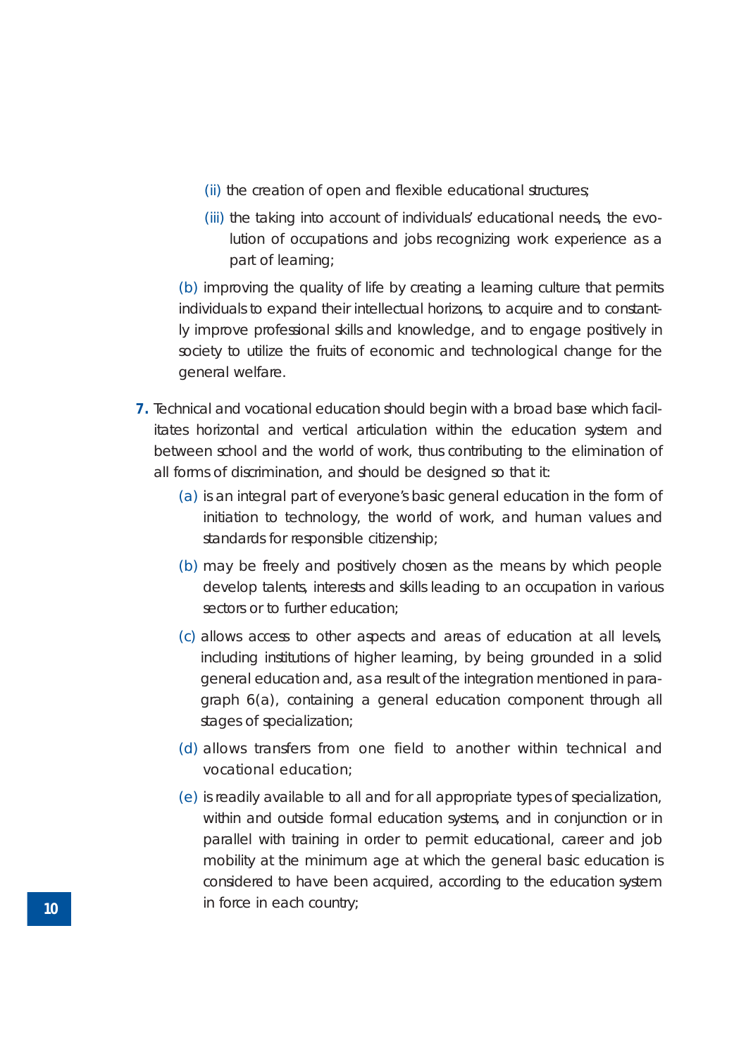(ii) the creation of open and flexible educational structures;

(iii) the taking into account of individuals' educational needs, the evolution of occupations and jobs recognizing work experience as a part of learning;

(b) improving the quality of life by creating a learning culture that permits individuals to expand their intellectual horizons, to acquire and to constantly improve professional skills and knowledge, and to engage positively in society to utilize the fruits of economic and technological change for the general welfare.

**7.** Technical and vocational education should begin with a broad base which facilitates horizontal and vertical articulation within the education system and between school and the world of work, thus contributing to the elimination of all forms of discrimination, and should be designed so that it:

(a) is an integral part of everyone's basic general education in the form of initiation to technology, the world of work, and human values and standards for responsible citizenship;

(b) may be freely and positively chosen as the means by which people develop talents, interests and skills leading to an occupation in various sectors or to further education;

(c) allows access to other aspects and areas of education at all levels, including institutions of higher learning, by being grounded in a solid general education and, as a result of the integration mentioned in paragraph 6(a), containing a general education component through all stages of specialization;

(d) allows transfers from one field to another within technical and vocational education;

(e) is readily available to all and for all appropriate types of specialization, within and outside formal education systems, and in conjunction or in parallel with training in order to permit educational, career and job mobility at the minimum age at which the general basic education is considered to have been acquired, according to the education system in force in each country;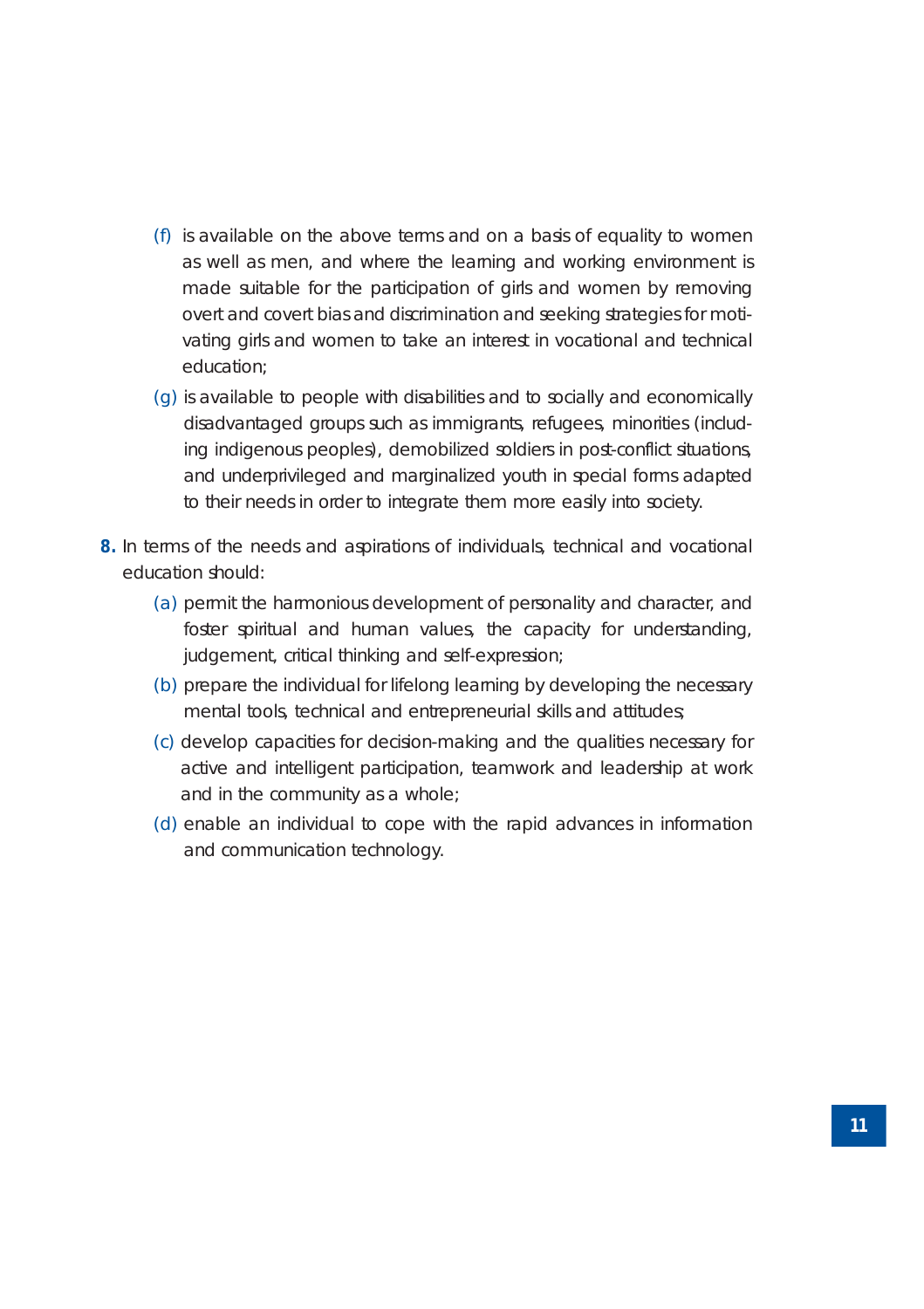(f) is available on the above terms and on a basis of equality to women as well as men, and where the learning and working environment is made suitable for the participation of girls and women by removing overt and covert bias and discrimination and seeking strategies for motivating girls and women to take an interest in vocational and technical education;

(g) is available to people with disabilities and to socially and economically disadvantaged groups such as immigrants, refugees, minorities (including indigenous peoples), demobilized soldiers in post-conflict situations, and underprivileged and marginalized youth in special forms adapted to their needs in order to integrate them more easily into society.

**8.** In terms of the needs and aspirations of individuals, technical and vocational education should:

(a) permit the harmonious development of personality and character, and foster spiritual and human values, the capacity for understanding, judgement, critical thinking and self-expression;

(b) prepare the individual for lifelong learning by developing the necessary mental tools, technical and entrepreneurial skills and attitudes;

(c) develop capacities for decision-making and the qualities necessary for active and intelligent participation, teamwork and leadership at work and in the community as a whole;

(d) enable an individual to cope with the rapid advances in information and communication technology.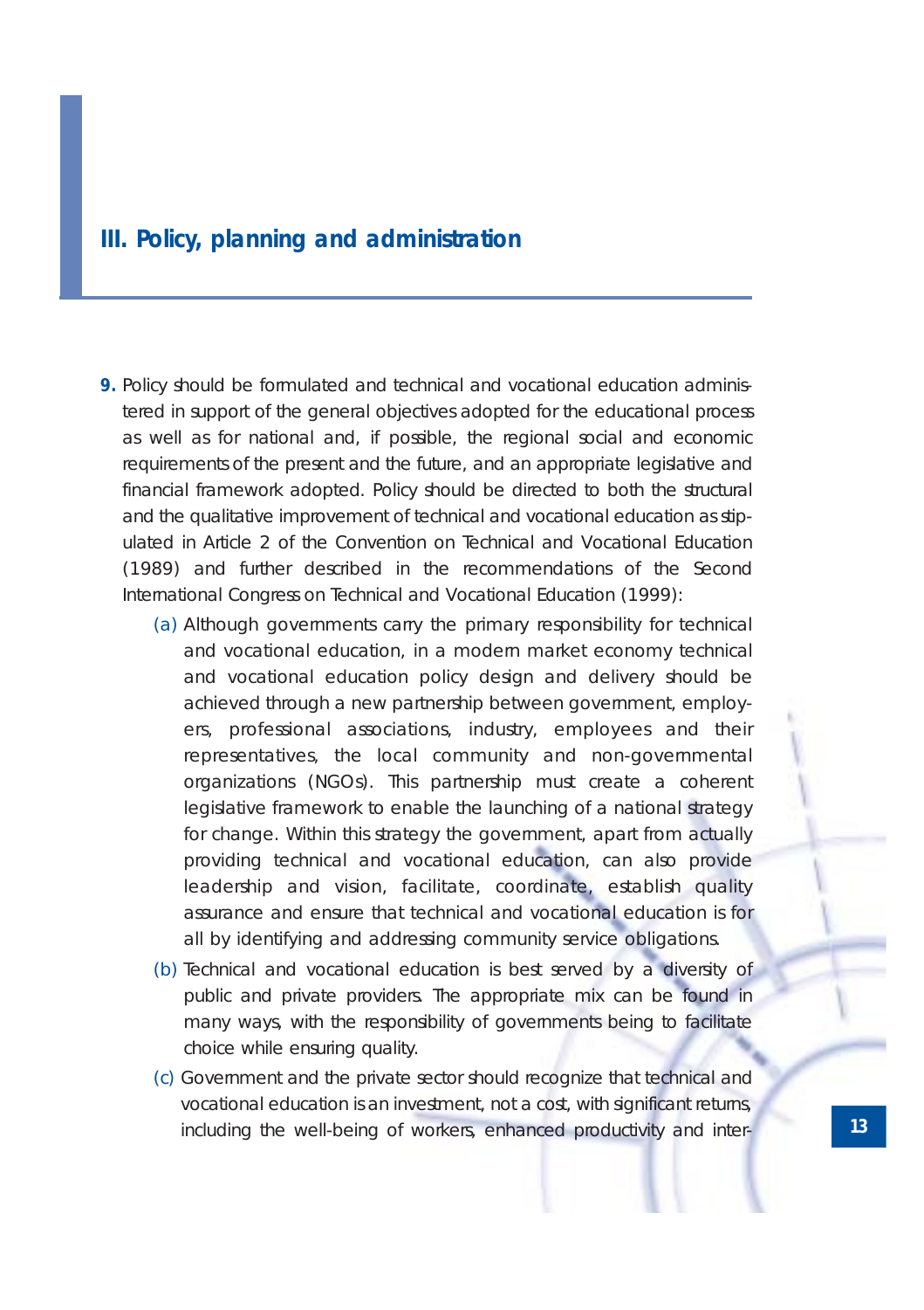## III. Policy, planning and administration

**9.** Policy should be formulated and technical and vocational education administered in support of the general objectives adopted for the educational process as well as for national and, if possible, the regional social and economic requirements of the present and the future, and an appropriate legislative and financial framework adopted. Policy should be directed to both the structural and the qualitative improvement of technical and vocational education as stipulated in Article 2 of the Convention on Technical and Vocational Education (1989) and further described in the recommendations of the Second International Congress on Technical and Vocational Education (1999):

(a) Although governments carry the primary responsibility for technical and vocational education, in a modern market economy technical and vocational education policy design and delivery should be achieved through a new partnership between government, employers, professional associations, industry, employees and their representatives, the local community and non-governmental organizations (NGOs). This partnership must create a coherent legislative framework to enable the launching of a national strategy for change. Within this strategy the government, apart from actually providing technical and vocational education, can also provide leadership and vision, facilitate, coordinate, establish quality assurance and ensure that technical and vocational education is for all by identifying and addressing community service obligations.

(b) Technical and vocational education is best served by a diversity of public and private providers. The appropriate mix can be found in many ways, with the responsibility of governments being to facilitate choice while ensuring quality.

(c) Government and the private sector should recognize that technical and vocational education is an investment, not a cost, with significant returns, including the well-being of workers, enhanced productivity and inter-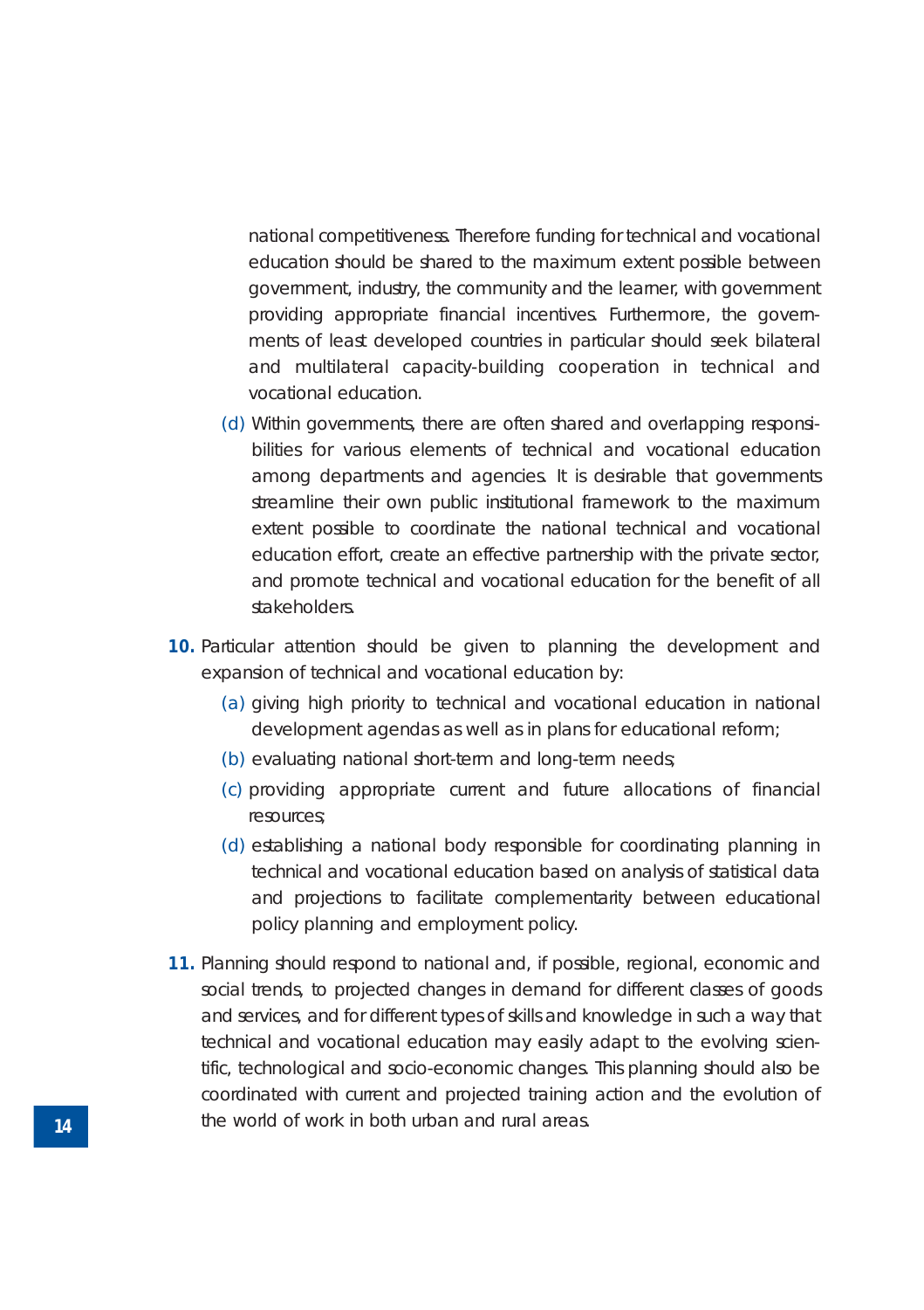national competitiveness. Therefore funding for technical and vocational education should be shared to the maximum extent possible between government, industry, the community and the learner, with government providing appropriate financial incentives. Furthermore, the governments of least developed countries in particular should seek bilateral and multilateral capacity-building cooperation in technical and vocational education.

   (d) Within governments, there are often shared and overlapping responsibilities for various elements of technical and vocational education among departments and agencies. It is desirable that governments streamline their own public institutional framework to the maximum extent possible to coordinate the national technical and vocational education effort, create an effective partnership with the private sector, and promote technical and vocational education for the benefit of all stakeholders.

**10.** Particular attention should be given to planning the development and expansion of technical and vocational education by:

   (a) giving high priority to technical and vocational education in national development agendas as well as in plans for educational reform;

   (b) evaluating national short-term and long-term needs;

   (c) providing appropriate current and future allocations of financial resources;

   (d) establishing a national body responsible for coordinating planning in technical and vocational education based on analysis of statistical data and projections to facilitate complementarity between educational policy planning and employment policy.

**11.** Planning should respond to national and, if possible, regional, economic and social trends, to projected changes in demand for different classes of goods and services, and for different types of skills and knowledge in such a way that technical and vocational education may easily adapt to the evolving scientific, technological and socio-economic changes. This planning should also be coordinated with current and projected training action and the evolution of the world of work in both urban and rural areas.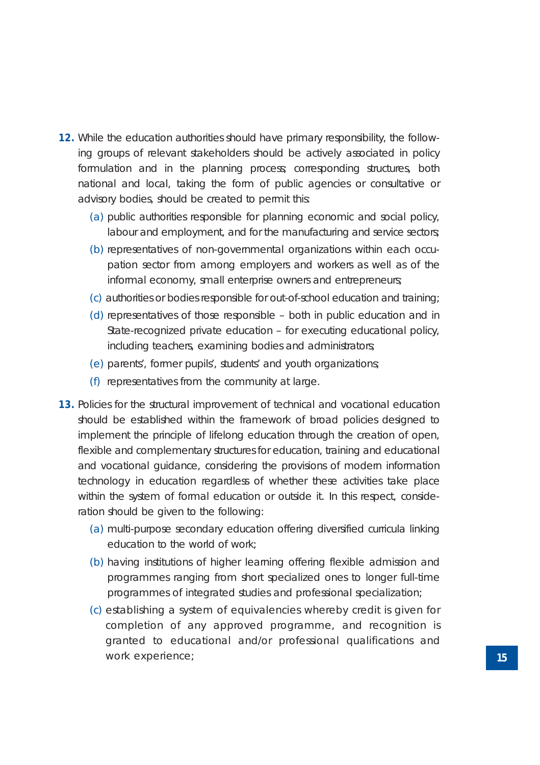**12.** While the education authorities should have primary responsibility, the following groups of relevant stakeholders should be actively associated in policy formulation and in the planning process; corresponding structures, both national and local, taking the form of public agencies or consultative or advisory bodies, should be created to permit this:

(a) public authorities responsible for planning economic and social policy, labour and employment, and for the manufacturing and service sectors;

(b) representatives of non-governmental organizations within each occupation sector from among employers and workers as well as of the informal economy, small enterprise owners and entrepreneurs;

(c) authorities or bodies responsible for out-of-school education and training;

(d) representatives of those responsible – both in public education and in State-recognized private education – for executing educational policy, including teachers, examining bodies and administrators;

(e) parents', former pupils', students' and youth organizations;

(f) representatives from the community at large.

**13.** Policies for the structural improvement of technical and vocational education should be established within the framework of broad policies designed to implement the principle of lifelong education through the creation of open, flexible and complementary structures for education, training and educational and vocational guidance, considering the provisions of modern information technology in education regardless of whether these activities take place within the system of formal education or outside it. In this respect, consideration should be given to the following:

(a) multi-purpose secondary education offering diversified curricula linking education to the world of work;

(b) having institutions of higher learning offering flexible admission and programmes ranging from short specialized ones to longer full-time programmes of integrated studies and professional specialization;

(c) establishing a system of equivalencies whereby credit is given for completion of any approved programme, and recognition is granted to educational and/or professional qualifications and work experience;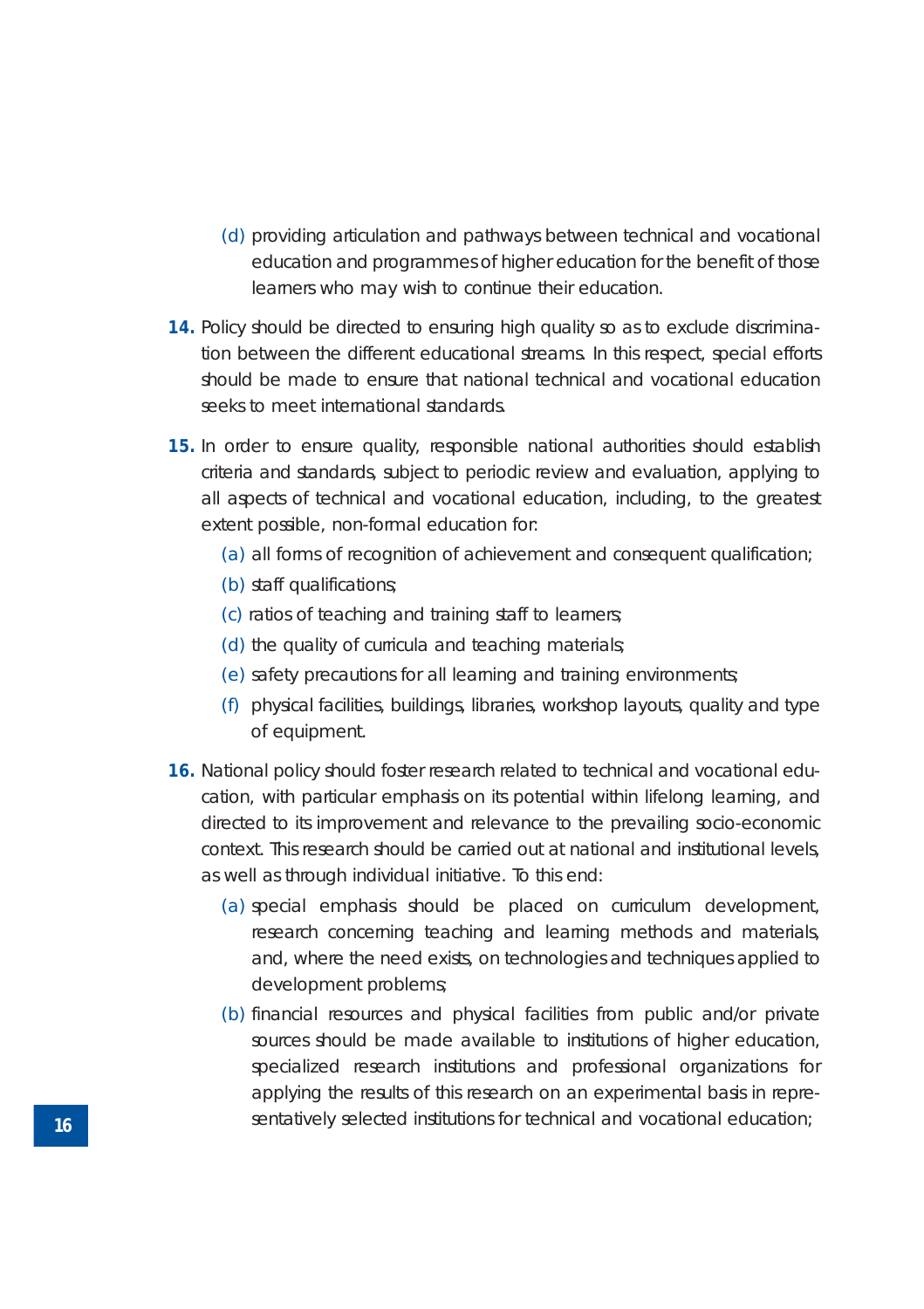(d) providing articulation and pathways between technical and vocational education and programmes of higher education for the benefit of those learners who may wish to continue their education.

**14.** Policy should be directed to ensuring high quality so as to exclude discrimination between the different educational streams. In this respect, special efforts should be made to ensure that national technical and vocational education seeks to meet international standards.

**15.** In order to ensure quality, responsible national authorities should establish criteria and standards, subject to periodic review and evaluation, applying to all aspects of technical and vocational education, including, to the greatest extent possible, non-formal education for:

(a) all forms of recognition of achievement and consequent qualification;

(b) staff qualifications;

(c) ratios of teaching and training staff to learners;

(d) the quality of curricula and teaching materials;

(e) safety precautions for all learning and training environments;

(f) physical facilities, buildings, libraries, workshop layouts, quality and type of equipment.

**16.** National policy should foster research related to technical and vocational education, with particular emphasis on its potential within lifelong learning, and directed to its improvement and relevance to the prevailing socio-economic context. This research should be carried out at national and institutional levels, as well as through individual initiative. To this end:

(a) special emphasis should be placed on curriculum development, research concerning teaching and learning methods and materials, and, where the need exists, on technologies and techniques applied to development problems;

(b) financial resources and physical facilities from public and/or private sources should be made available to institutions of higher education, specialized research institutions and professional organizations for applying the results of this research on an experimental basis in representatively selected institutions for technical and vocational education;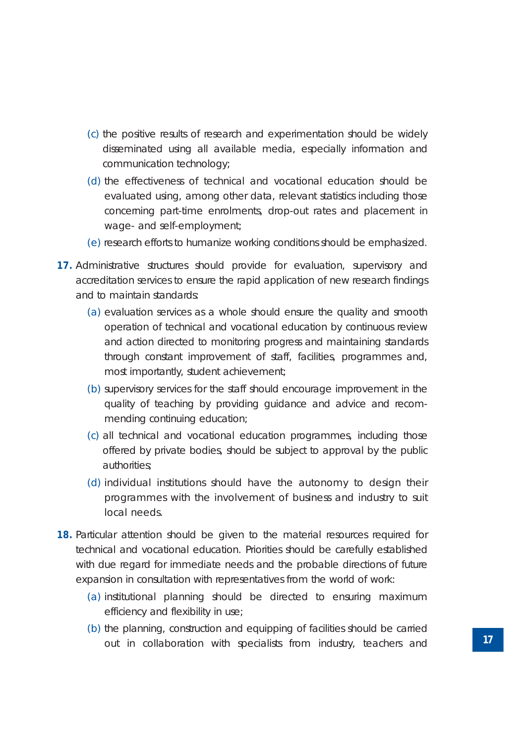(c) the positive results of research and experimentation should be widely disseminated using all available media, especially information and communication technology;

(d) the effectiveness of technical and vocational education should be evaluated using, among other data, relevant statistics including those concerning part-time enrolments, drop-out rates and placement in wage- and self-employment;

(e) research efforts to humanize working conditions should be emphasized.

**17.** Administrative structures should provide for evaluation, supervisory and accreditation services to ensure the rapid application of new research findings and to maintain standards:

(a) evaluation services as a whole should ensure the quality and smooth operation of technical and vocational education by continuous review and action directed to monitoring progress and maintaining standards through constant improvement of staff, facilities, programmes and, most importantly, student achievement;

(b) supervisory services for the staff should encourage improvement in the quality of teaching by providing guidance and advice and recommending continuing education;

(c) all technical and vocational education programmes, including those offered by private bodies, should be subject to approval by the public authorities;

(d) individual institutions should have the autonomy to design their programmes with the involvement of business and industry to suit local needs.

**18.** Particular attention should be given to the material resources required for technical and vocational education. Priorities should be carefully established with due regard for immediate needs and the probable directions of future expansion in consultation with representatives from the world of work:

(a) institutional planning should be directed to ensuring maximum efficiency and flexibility in use;

(b) the planning, construction and equipping of facilities should be carried out in collaboration with specialists from industry, teachers and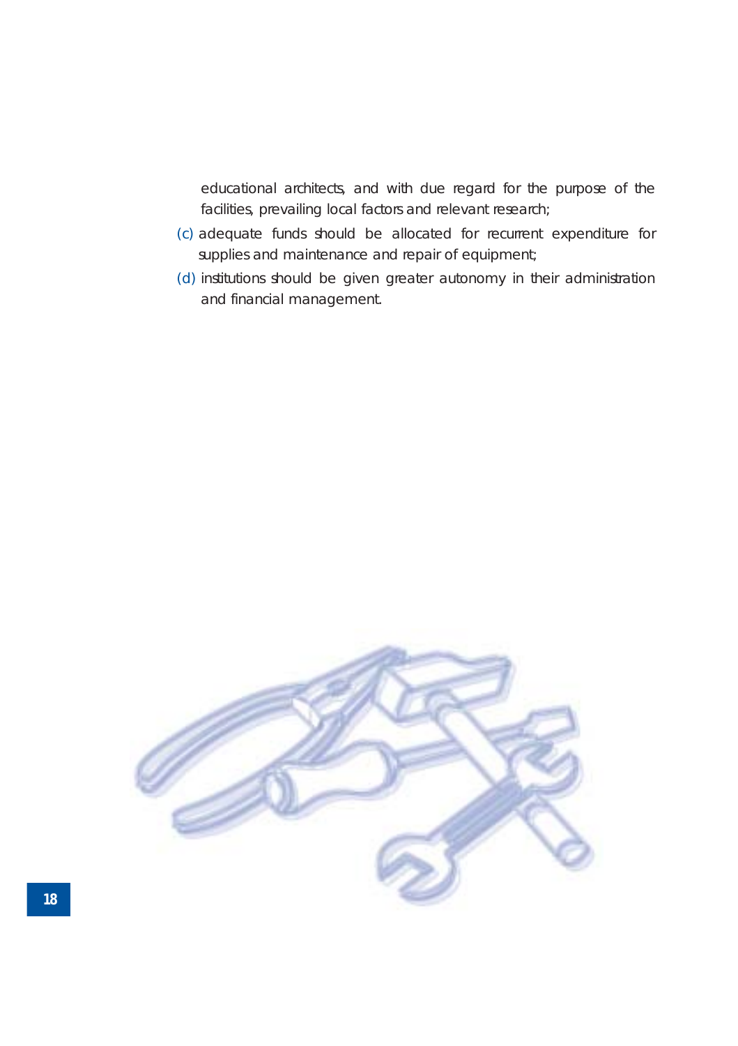educational architects, and with due regard for the purpose of the facilities, prevailing local factors and relevant research;

(c) adequate funds should be allocated for recurrent expenditure for supplies and maintenance and repair of equipment;

(d) institutions should be given greater autonomy in their administration and financial management.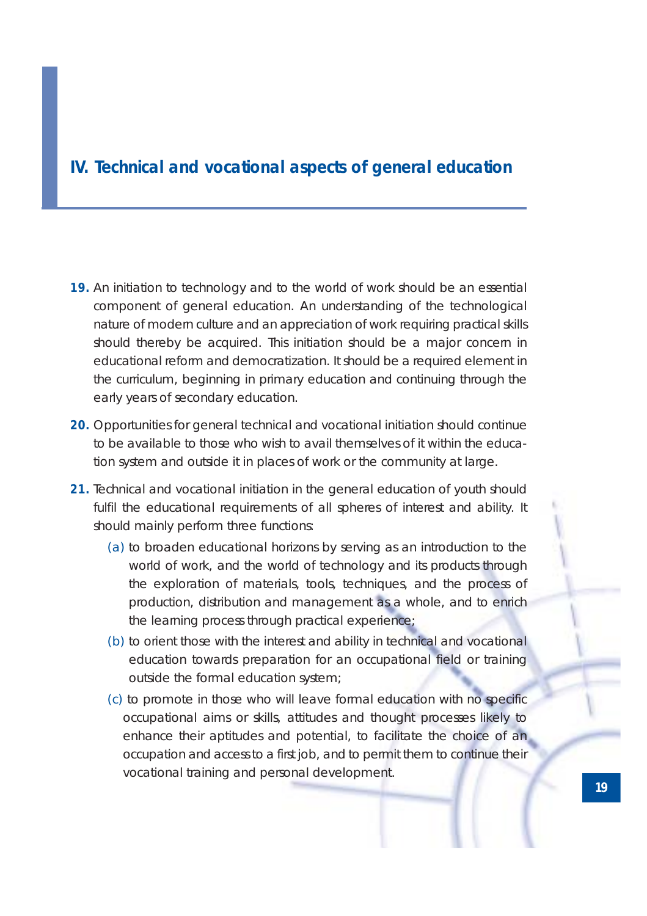## IV. Technical and vocational aspects of general education

**19.** An initiation to technology and to the world of work should be an essential component of general education. An understanding of the technological nature of modern culture and an appreciation of work requiring practical skills should thereby be acquired. This initiation should be a major concern in educational reform and democratization. It should be a required element in the curriculum, beginning in primary education and continuing through the early years of secondary education.

**20.** Opportunities for general technical and vocational initiation should continue to be available to those who wish to avail themselves of it within the education system and outside it in places of work or the community at large.

**21.** Technical and vocational initiation in the general education of youth should fulfil the educational requirements of all spheres of interest and ability. It should mainly perform three functions:

(a) to broaden educational horizons by serving as an introduction to the world of work, and the world of technology and its products through the exploration of materials, tools, techniques, and the process of production, distribution and management as a whole, and to enrich the learning process through practical experience;

(b) to orient those with the interest and ability in technical and vocational education towards preparation for an occupational field or training outside the formal education system;

(c) to promote in those who will leave formal education with no specific occupational aims or skills, attitudes and thought processes likely to enhance their aptitudes and potential, to facilitate the choice of an occupation and access to a first job, and to permit them to continue their vocational training and personal development.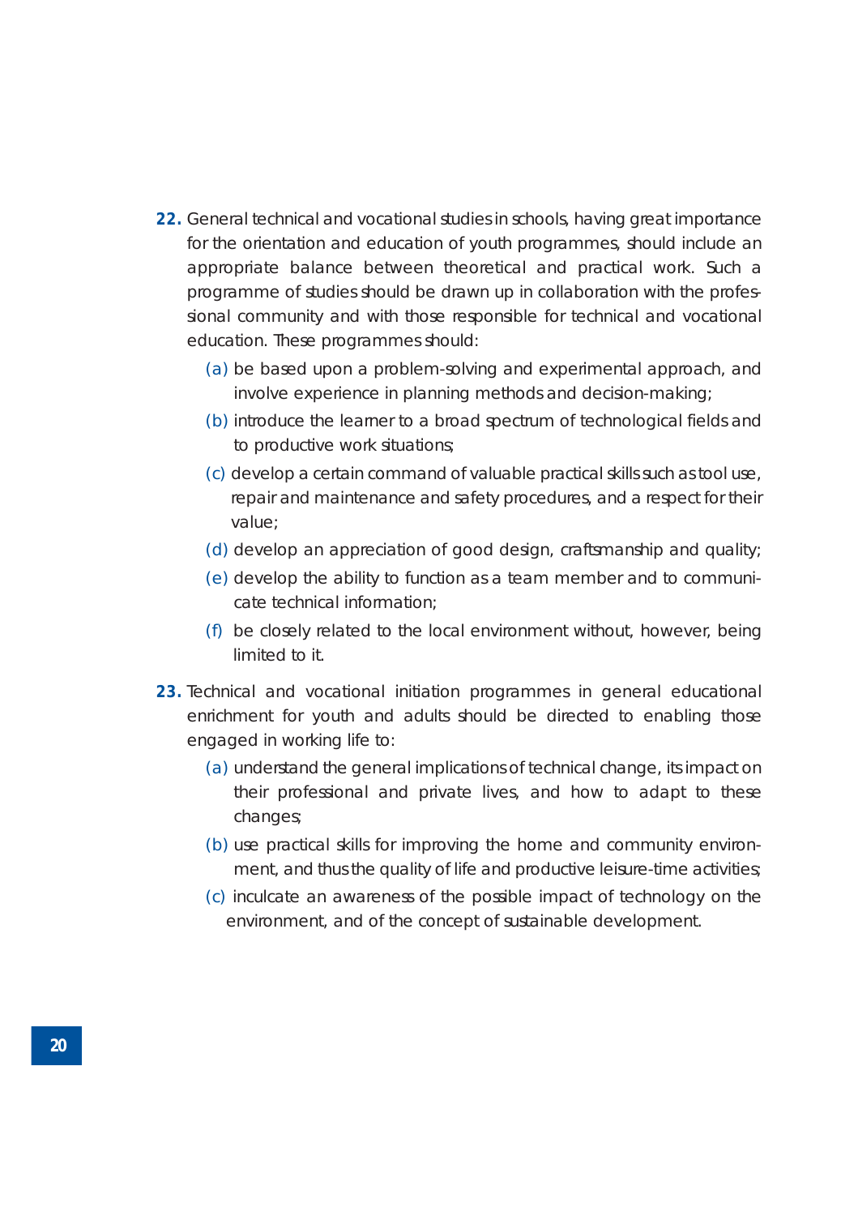**22.** General technical and vocational studies in schools, having great importance for the orientation and education of youth programmes, should include an appropriate balance between theoretical and practical work. Such a programme of studies should be drawn up in collaboration with the professional community and with those responsible for technical and vocational education. These programmes should:

(a) be based upon a problem-solving and experimental approach, and involve experience in planning methods and decision-making;

(b) introduce the learner to a broad spectrum of technological fields and to productive work situations;

(c) develop a certain command of valuable practical skills such as tool use, repair and maintenance and safety procedures, and a respect for their value;

(d) develop an appreciation of good design, craftsmanship and quality;

(e) develop the ability to function as a team member and to communicate technical information;

(f) be closely related to the local environment without, however, being limited to it.

**23.** Technical and vocational initiation programmes in general educational enrichment for youth and adults should be directed to enabling those engaged in working life to:

(a) understand the general implications of technical change, its impact on their professional and private lives, and how to adapt to these changes;

(b) use practical skills for improving the home and community environment, and thus the quality of life and productive leisure-time activities;

(c) inculcate an awareness of the possible impact of technology on the environment, and of the concept of sustainable development.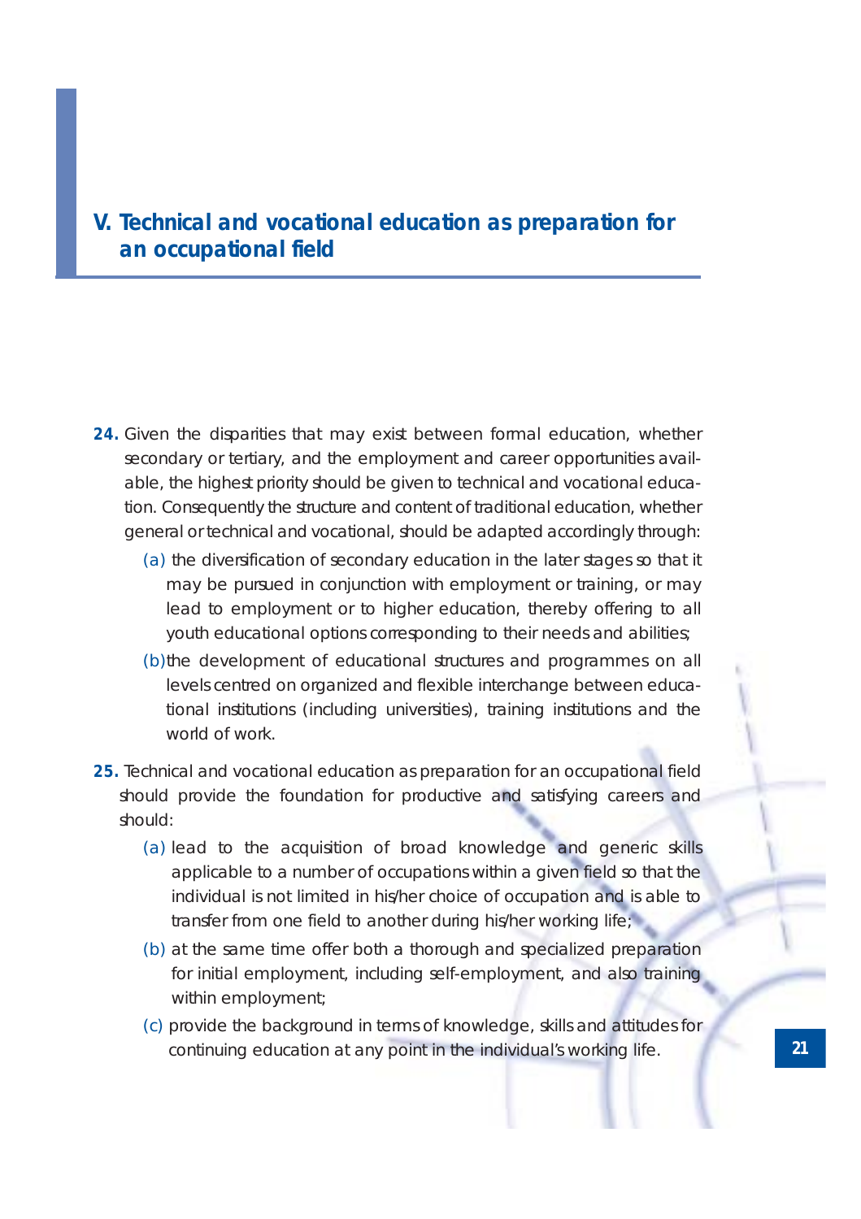## V. Technical and vocational education as preparation for an occupational field

**24.** Given the disparities that may exist between formal education, whether secondary or tertiary, and the employment and career opportunities available, the highest priority should be given to technical and vocational education. Consequently the structure and content of traditional education, whether general or technical and vocational, should be adapted accordingly through:

(a) the diversification of secondary education in the later stages so that it may be pursued in conjunction with employment or training, or may lead to employment or to higher education, thereby offering to all youth educational options corresponding to their needs and abilities;

(b) the development of educational structures and programmes on all levels centred on organized and flexible interchange between educational institutions (including universities), training institutions and the world of work.

**25.** Technical and vocational education as preparation for an occupational field should provide the foundation for productive and satisfying careers and should:

(a) lead to the acquisition of broad knowledge and generic skills applicable to a number of occupations within a given field so that the individual is not limited in his/her choice of occupation and is able to transfer from one field to another during his/her working life;

(b) at the same time offer both a thorough and specialized preparation for initial employment, including self-employment, and also training within employment;

(c) provide the background in terms of knowledge, skills and attitudes for continuing education at any point in the individual's working life.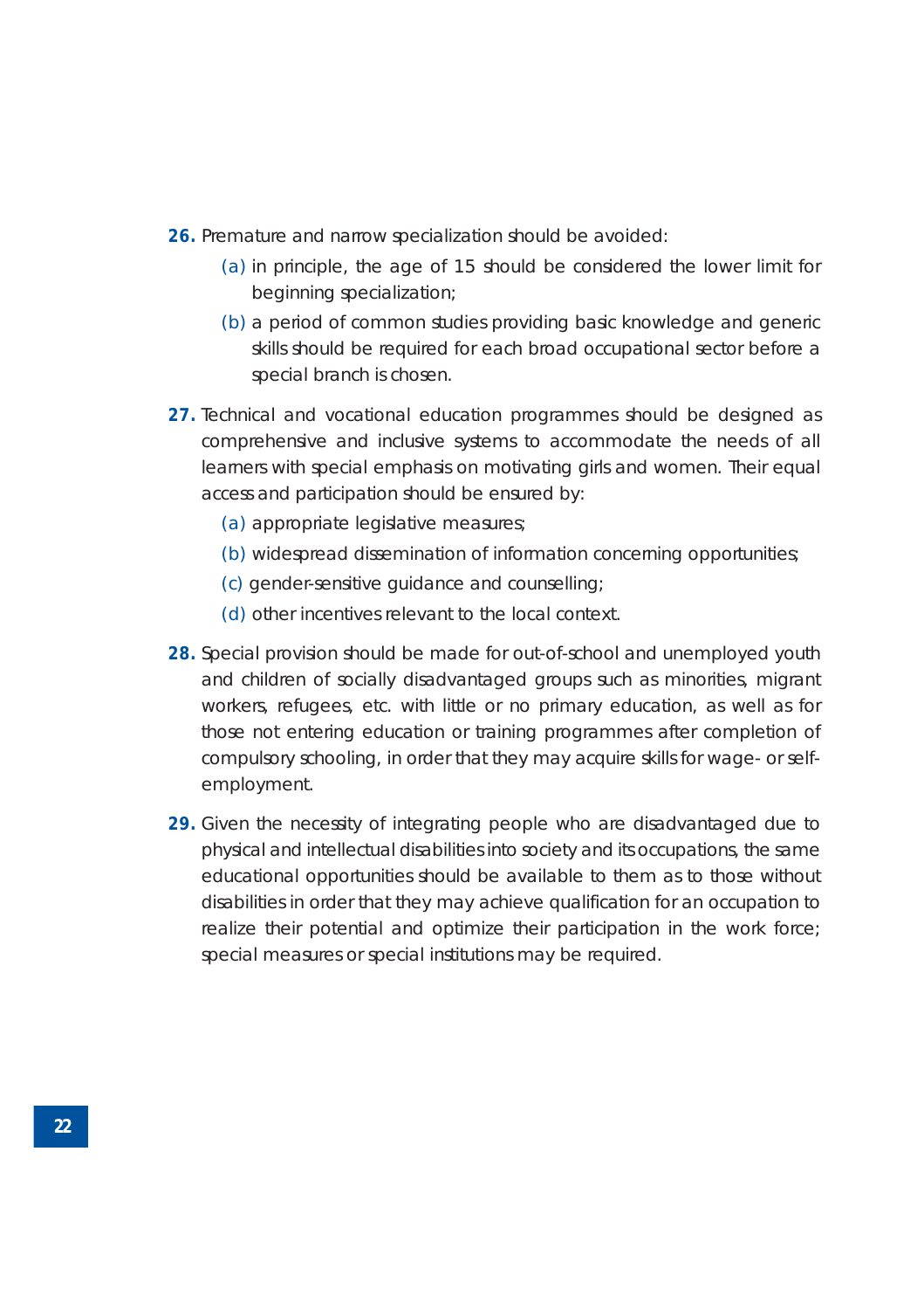**26.** Premature and narrow specialization should be avoided:

(a) in principle, the age of 15 should be considered the lower limit for beginning specialization;

(b) a period of common studies providing basic knowledge and generic skills should be required for each broad occupational sector before a special branch is chosen.

**27.** Technical and vocational education programmes should be designed as comprehensive and inclusive systems to accommodate the needs of all learners with special emphasis on motivating girls and women. Their equal access and participation should be ensured by:

(a) appropriate legislative measures;

(b) widespread dissemination of information concerning opportunities;

(c) gender-sensitive guidance and counselling;

(d) other incentives relevant to the local context.

**28.** Special provision should be made for out-of-school and unemployed youth and children of socially disadvantaged groups such as minorities, migrant workers, refugees, etc. with little or no primary education, as well as for those not entering education or training programmes after completion of compulsory schooling, in order that they may acquire skills for wage- or self-employment.

**29.** Given the necessity of integrating people who are disadvantaged due to physical and intellectual disabilities into society and its occupations, the same educational opportunities should be available to them as to those without disabilities in order that they may achieve qualification for an occupation to realize their potential and optimize their participation in the work force; special measures or special institutions may be required.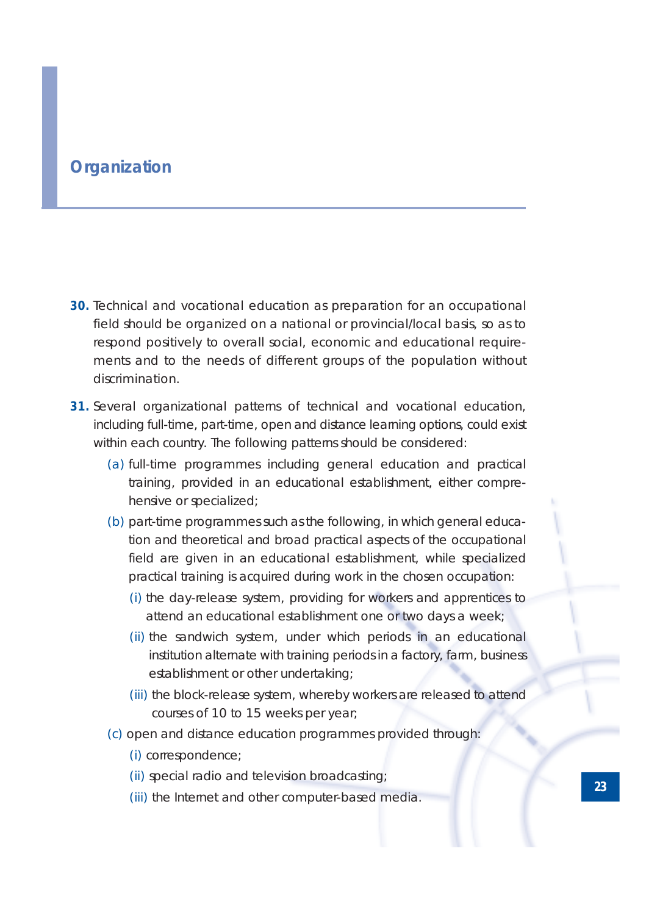## Organization

**30.** Technical and vocational education as preparation for an occupational field should be organized on a national or provincial/local basis, so as to respond positively to overall social, economic and educational requirements and to the needs of different groups of the population without discrimination.

**31.** Several organizational patterns of technical and vocational education, including full-time, part-time, open and distance learning options, could exist within each country. The following patterns should be considered:

- (a) full-time programmes including general education and practical training, provided in an educational establishment, either comprehensive or specialized;
- (b) part-time programmes such as the following, in which general education and theoretical and broad practical aspects of the occupational field are given in an educational establishment, while specialized practical training is acquired during work in the chosen occupation:
  - (i) the day-release system, providing for workers and apprentices to attend an educational establishment one or two days a week;
  - (ii) the sandwich system, under which periods in an educational institution alternate with training periods in a factory, farm, business establishment or other undertaking;
  - (iii) the block-release system, whereby workers are released to attend courses of 10 to 15 weeks per year;
- (c) open and distance education programmes provided through:
  - (i) correspondence;
  - (ii) special radio and television broadcasting;
  - (iii) the Internet and other computer-based media.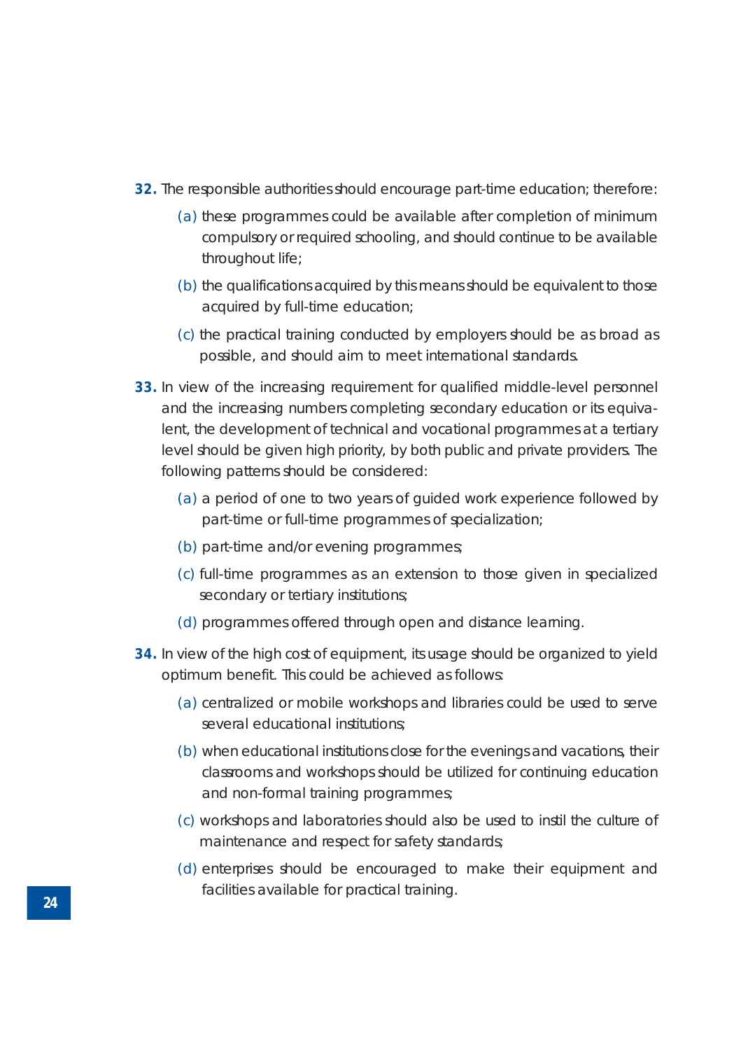**32.** The responsible authorities should encourage part-time education; therefore:

(a) these programmes could be available after completion of minimum compulsory or required schooling, and should continue to be available throughout life;

(b) the qualifications acquired by this means should be equivalent to those acquired by full-time education;

(c) the practical training conducted by employers should be as broad as possible, and should aim to meet international standards.

**33.** In view of the increasing requirement for qualified middle-level personnel and the increasing numbers completing secondary education or its equivalent, the development of technical and vocational programmes at a tertiary level should be given high priority, by both public and private providers. The following patterns should be considered:

(a) a period of one to two years of guided work experience followed by part-time or full-time programmes of specialization;

(b) part-time and/or evening programmes;

(c) full-time programmes as an extension to those given in specialized secondary or tertiary institutions;

(d) programmes offered through open and distance learning.

**34.** In view of the high cost of equipment, its usage should be organized to yield optimum benefit. This could be achieved as follows:

(a) centralized or mobile workshops and libraries could be used to serve several educational institutions;

(b) when educational institutions close for the evenings and vacations, their classrooms and workshops should be utilized for continuing education and non-formal training programmes;

(c) workshops and laboratories should also be used to instil the culture of maintenance and respect for safety standards;

(d) enterprises should be encouraged to make their equipment and facilities available for practical training.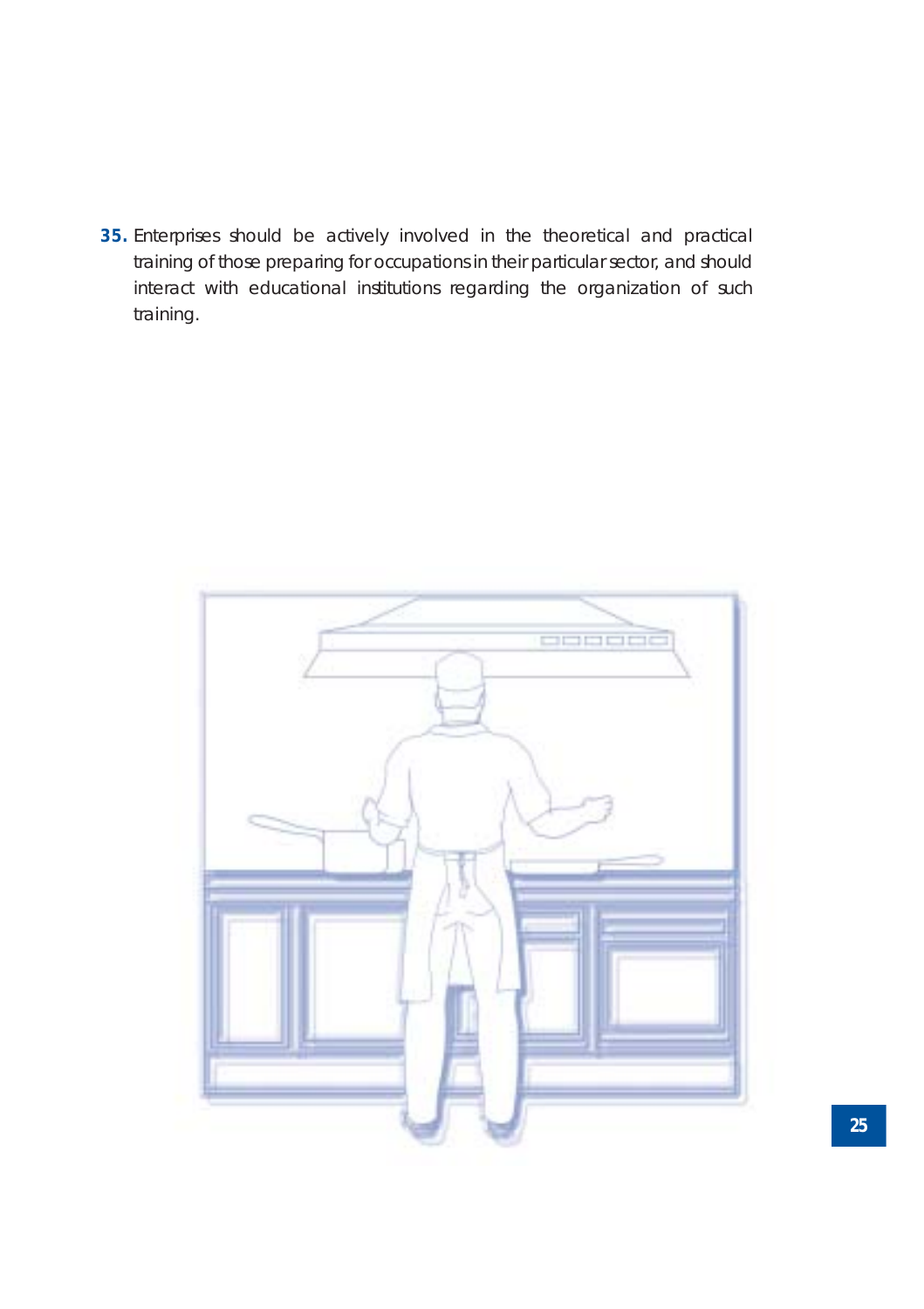**35.** Enterprises should be actively involved in the theoretical and practical training of those preparing for occupations in their particular sector, and should interact with educational institutions regarding the organization of such training.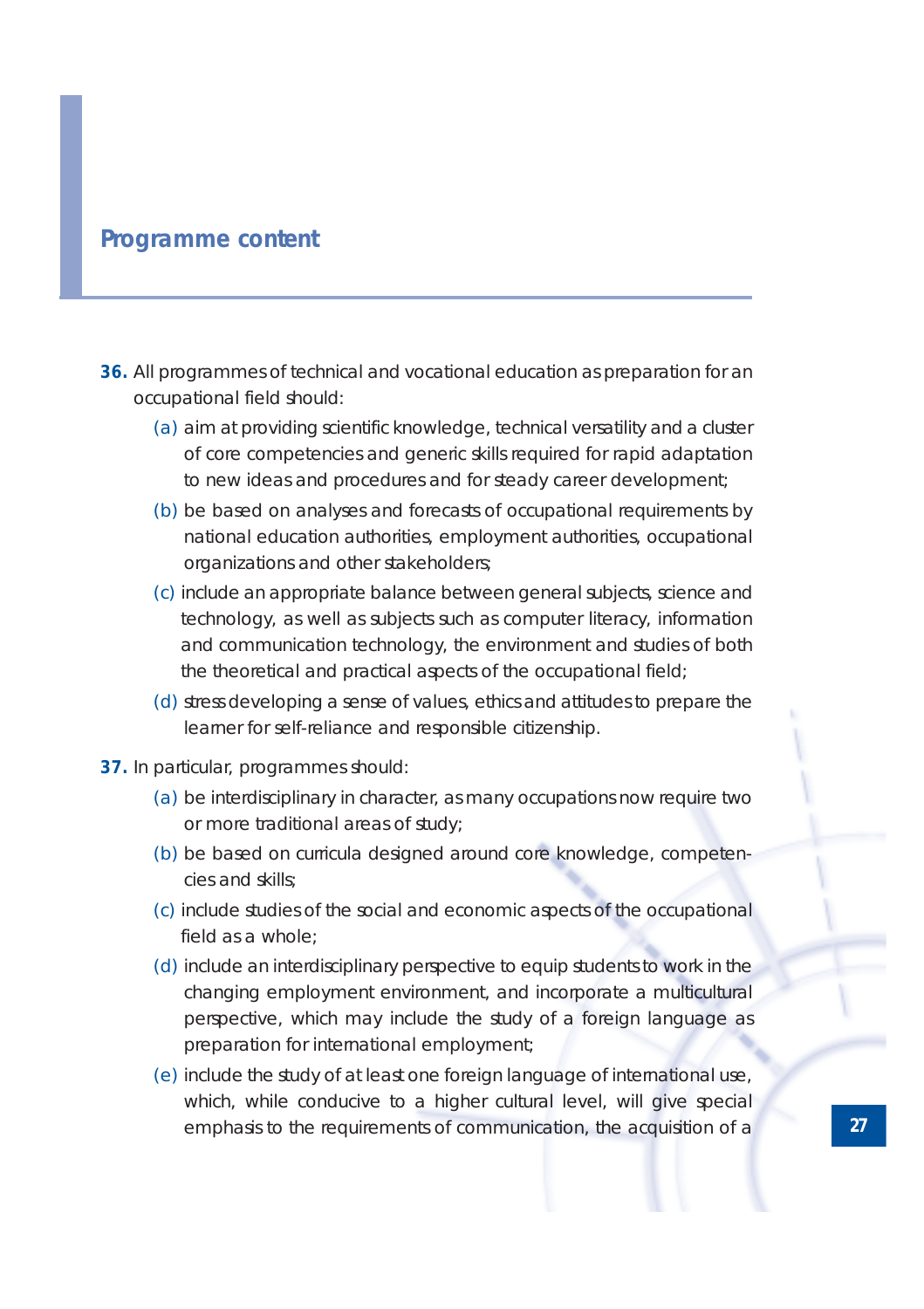## Programme content

**36.** All programmes of technical and vocational education as preparation for an occupational field should:

(a) aim at providing scientific knowledge, technical versatility and a cluster of core competencies and generic skills required for rapid adaptation to new ideas and procedures and for steady career development;

(b) be based on analyses and forecasts of occupational requirements by national education authorities, employment authorities, occupational organizations and other stakeholders;

(c) include an appropriate balance between general subjects, science and technology, as well as subjects such as computer literacy, information and communication technology, the environment and studies of both the theoretical and practical aspects of the occupational field;

(d) stress developing a sense of values, ethics and attitudes to prepare the learner for self-reliance and responsible citizenship.

**37.** In particular, programmes should:

(a) be interdisciplinary in character, as many occupations now require two or more traditional areas of study;

(b) be based on curricula designed around core knowledge, competencies and skills;

(c) include studies of the social and economic aspects of the occupational field as a whole;

(d) include an interdisciplinary perspective to equip students to work in the changing employment environment, and incorporate a multicultural perspective, which may include the study of a foreign language as preparation for international employment;

(e) include the study of at least one foreign language of international use, which, while conducive to a higher cultural level, will give special emphasis to the requirements of communication, the acquisition of a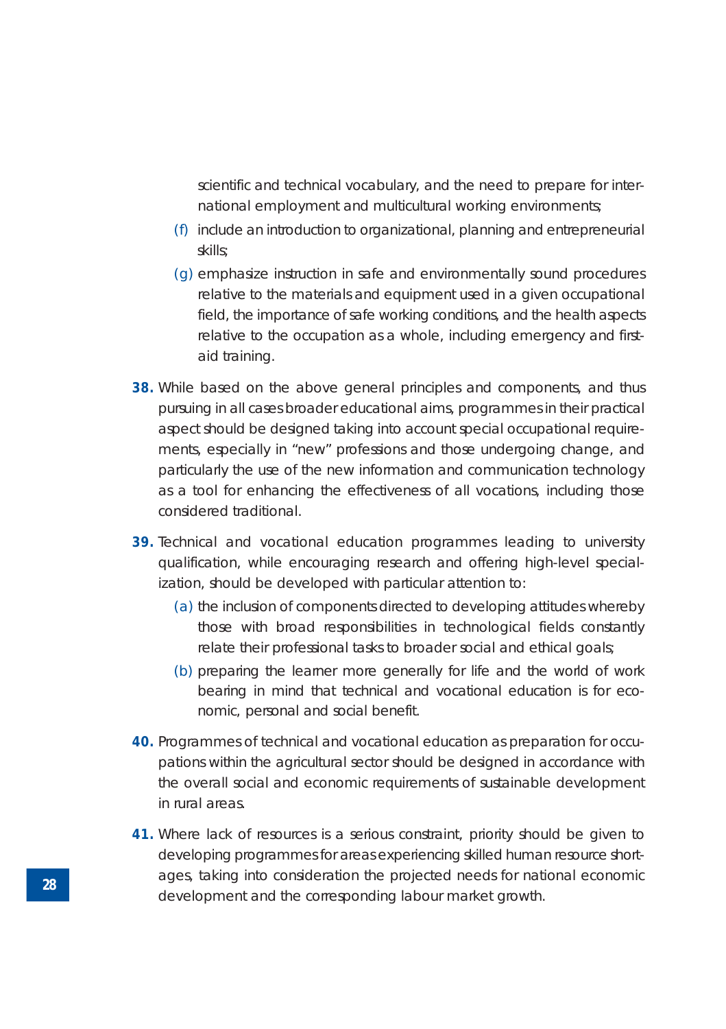scientific and technical vocabulary, and the need to prepare for international employment and multicultural working environments;

(f) include an introduction to organizational, planning and entrepreneurial skills;

(g) emphasize instruction in safe and environmentally sound procedures relative to the materials and equipment used in a given occupational field, the importance of safe working conditions, and the health aspects relative to the occupation as a whole, including emergency and first-aid training.

**38.** While based on the above general principles and components, and thus pursuing in all cases broader educational aims, programmes in their practical aspect should be designed taking into account special occupational requirements, especially in "new" professions and those undergoing change, and particularly the use of the new information and communication technology as a tool for enhancing the effectiveness of all vocations, including those considered traditional.

**39.** Technical and vocational education programmes leading to university qualification, while encouraging research and offering high-level specialization, should be developed with particular attention to:

(a) the inclusion of components directed to developing attitudes whereby those with broad responsibilities in technological fields constantly relate their professional tasks to broader social and ethical goals;

(b) preparing the learner more generally for life and the world of work bearing in mind that technical and vocational education is for economic, personal and social benefit.

**40.** Programmes of technical and vocational education as preparation for occupations within the agricultural sector should be designed in accordance with the overall social and economic requirements of sustainable development in rural areas.

**41.** Where lack of resources is a serious constraint, priority should be given to developing programmes for areas experiencing skilled human resource shortages, taking into consideration the projected needs for national economic development and the corresponding labour market growth.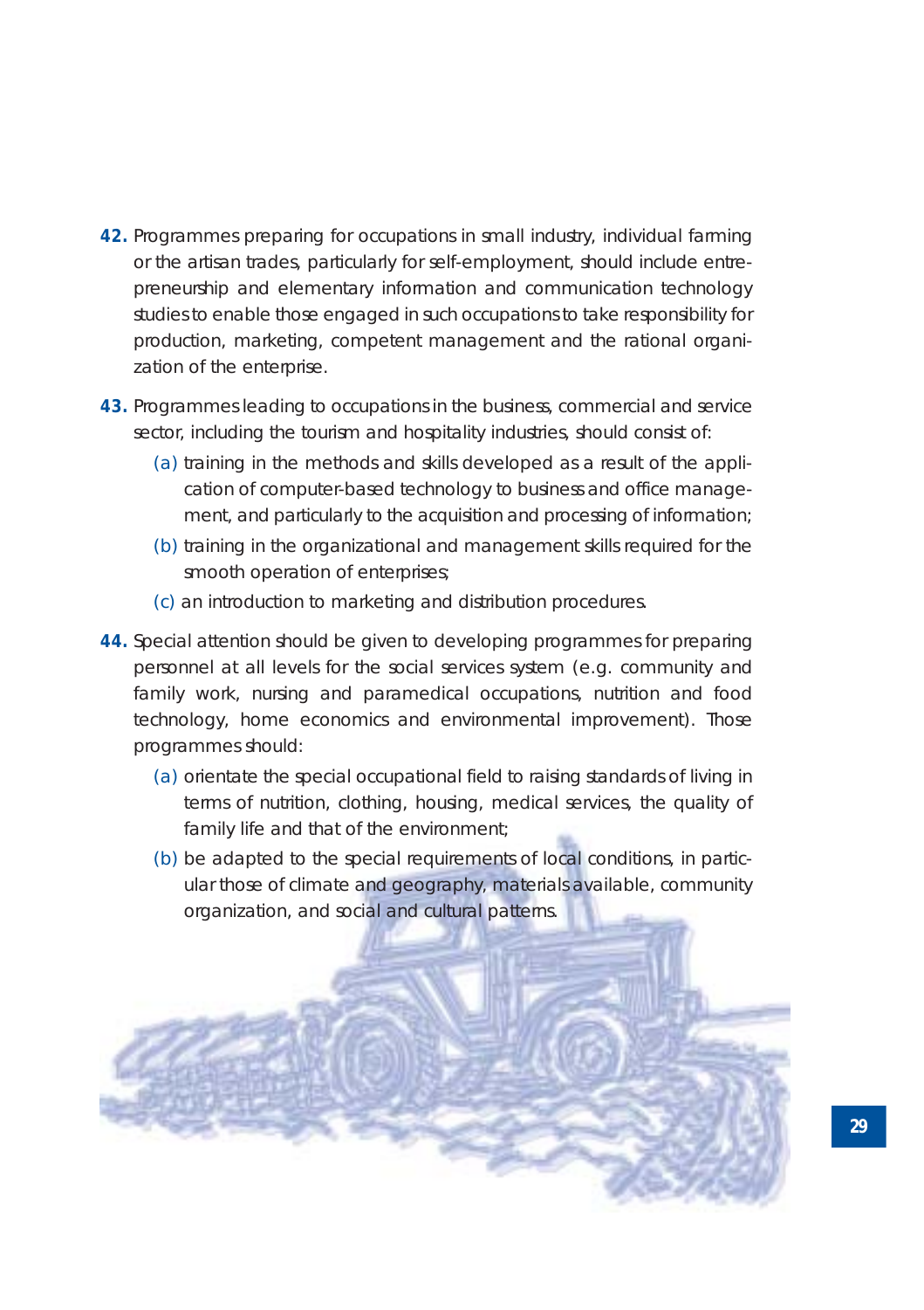**42.** Programmes preparing for occupations in small industry, individual farming or the artisan trades, particularly for self-employment, should include entrepreneurship and elementary information and communication technology studies to enable those engaged in such occupations to take responsibility for production, marketing, competent management and the rational organization of the enterprise.

**43.** Programmes leading to occupations in the business, commercial and service sector, including the tourism and hospitality industries, should consist of:

(a) training in the methods and skills developed as a result of the application of computer-based technology to business and office management, and particularly to the acquisition and processing of information;

(b) training in the organizational and management skills required for the smooth operation of enterprises;

(c) an introduction to marketing and distribution procedures.

**44.** Special attention should be given to developing programmes for preparing personnel at all levels for the social services system (e.g. community and family work, nursing and paramedical occupations, nutrition and food technology, home economics and environmental improvement). Those programmes should:

(a) orientate the special occupational field to raising standards of living in terms of nutrition, clothing, housing, medical services, the quality of family life and that of the environment;

(b) be adapted to the special requirements of local conditions, in particular those of climate and geography, materials available, community organization, and social and cultural patterns.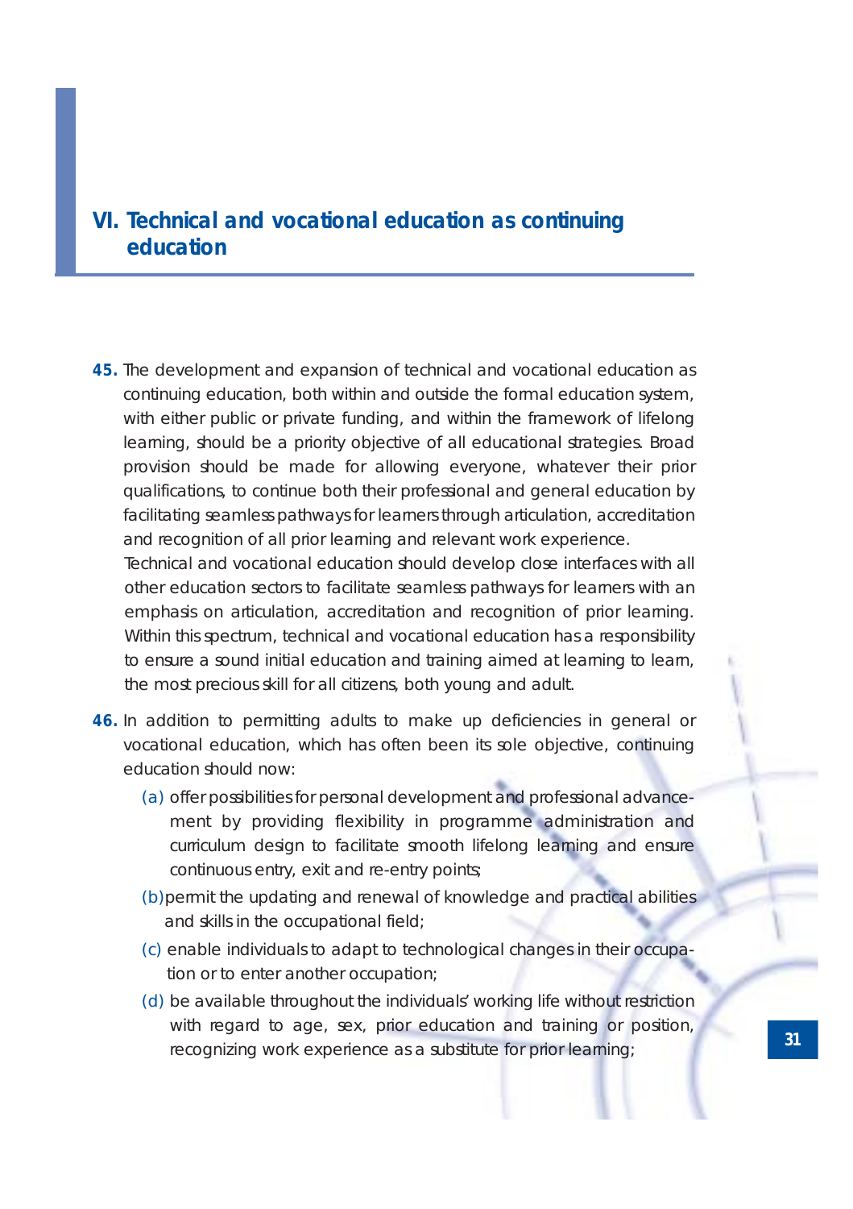## VI. Technical and vocational education as continuing education

**45.** The development and expansion of technical and vocational education as continuing education, both within and outside the formal education system, with either public or private funding, and within the framework of lifelong learning, should be a priority objective of all educational strategies. Broad provision should be made for allowing everyone, whatever their prior qualifications, to continue both their professional and general education by facilitating seamless pathways for learners through articulation, accreditation and recognition of all prior learning and relevant work experience.
Technical and vocational education should develop close interfaces with all other education sectors to facilitate seamless pathways for learners with an emphasis on articulation, accreditation and recognition of prior learning. Within this spectrum, technical and vocational education has a responsibility to ensure a sound initial education and training aimed at learning to learn, the most precious skill for all citizens, both young and adult.

**46.** In addition to permitting adults to make up deficiencies in general or vocational education, which has often been its sole objective, continuing education should now:

(a) offer possibilities for personal development and professional advancement by providing flexibility in programme administration and curriculum design to facilitate smooth lifelong learning and ensure continuous entry, exit and re-entry points;

(b) permit the updating and renewal of knowledge and practical abilities and skills in the occupational field;

(c) enable individuals to adapt to technological changes in their occupation or to enter another occupation;

(d) be available throughout the individuals' working life without restriction with regard to age, sex, prior education and training or position, recognizing work experience as a substitute for prior learning;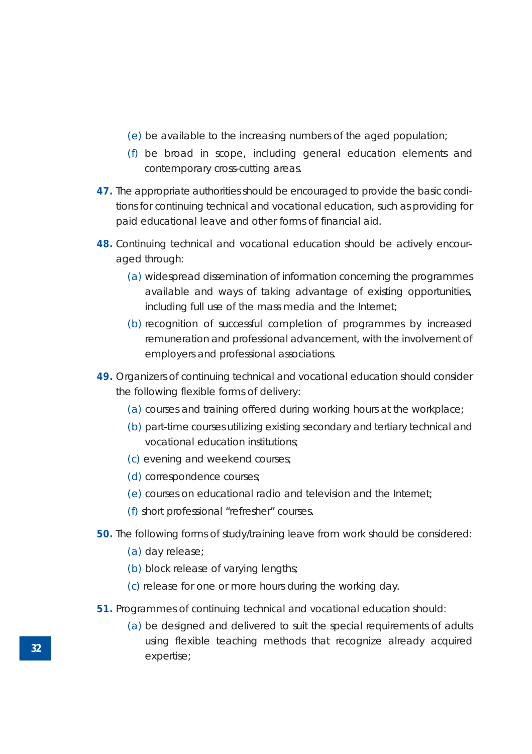(e) be available to the increasing numbers of the aged population;

(f) be broad in scope, including general education elements and contemporary cross-cutting areas.

**47.** The appropriate authorities should be encouraged to provide the basic conditions for continuing technical and vocational education, such as providing for paid educational leave and other forms of financial aid.

**48.** Continuing technical and vocational education should be actively encouraged through:

(a) widespread dissemination of information concerning the programmes available and ways of taking advantage of existing opportunities, including full use of the mass media and the Internet;

(b) recognition of successful completion of programmes by increased remuneration and professional advancement, with the involvement of employers and professional associations.

**49.** Organizers of continuing technical and vocational education should consider the following flexible forms of delivery:

(a) courses and training offered during working hours at the workplace;

(b) part-time courses utilizing existing secondary and tertiary technical and vocational education institutions;

(c) evening and weekend courses;

(d) correspondence courses;

(e) courses on educational radio and television and the Internet;

(f) short professional "refresher" courses.

**50.** The following forms of study/training leave from work should be considered:

(a) day release;

(b) block release of varying lengths;

(c) release for one or more hours during the working day.

**51.** Programmes of continuing technical and vocational education should:

(a) be designed and delivered to suit the special requirements of adults using flexible teaching methods that recognize already acquired expertise;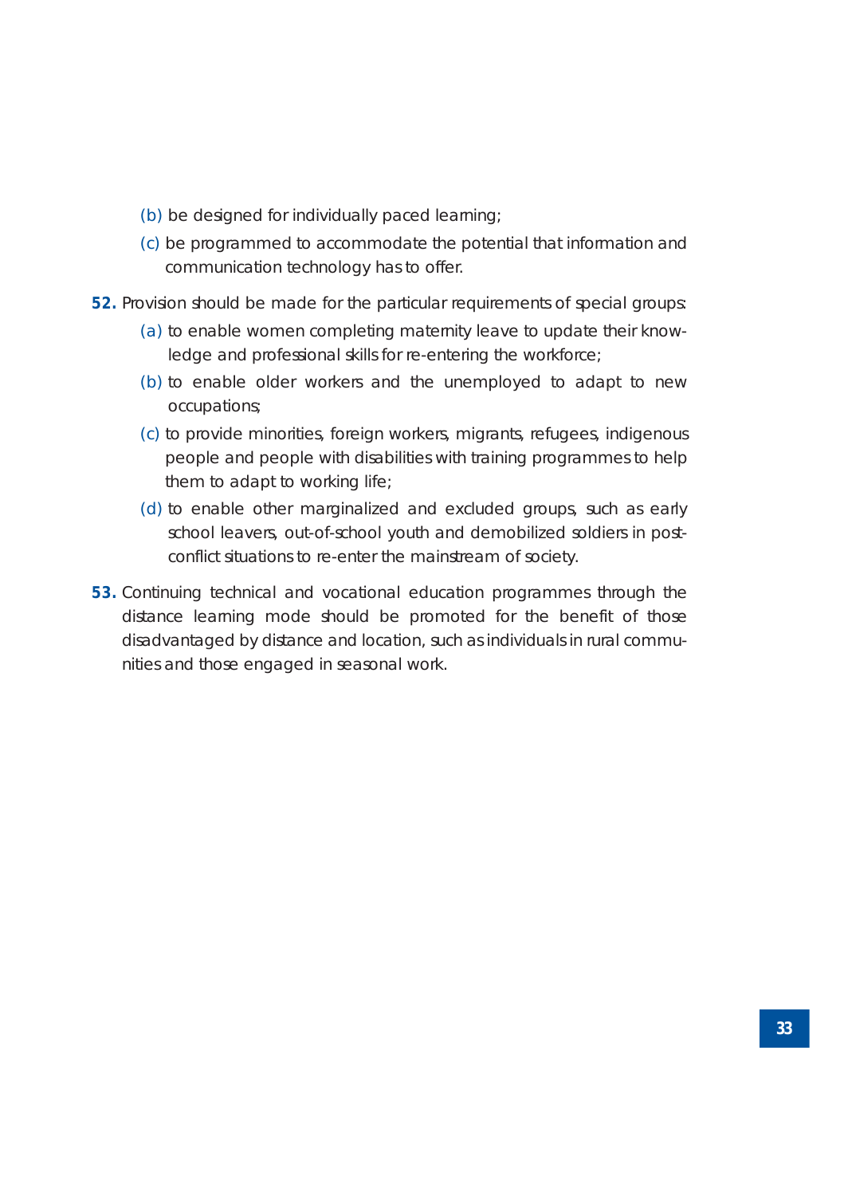(b) be designed for individually paced learning;

(c) be programmed to accommodate the potential that information and communication technology has to offer.

**52.** Provision should be made for the particular requirements of special groups:

(a) to enable women completing maternity leave to update their knowledge and professional skills for re-entering the workforce;

(b) to enable older workers and the unemployed to adapt to new occupations;

(c) to provide minorities, foreign workers, migrants, refugees, indigenous people and people with disabilities with training programmes to help them to adapt to working life;

(d) to enable other marginalized and excluded groups, such as early school leavers, out-of-school youth and demobilized soldiers in post-conflict situations to re-enter the mainstream of society.

**53.** Continuing technical and vocational education programmes through the distance learning mode should be promoted for the benefit of those disadvantaged by distance and location, such as individuals in rural communities and those engaged in seasonal work.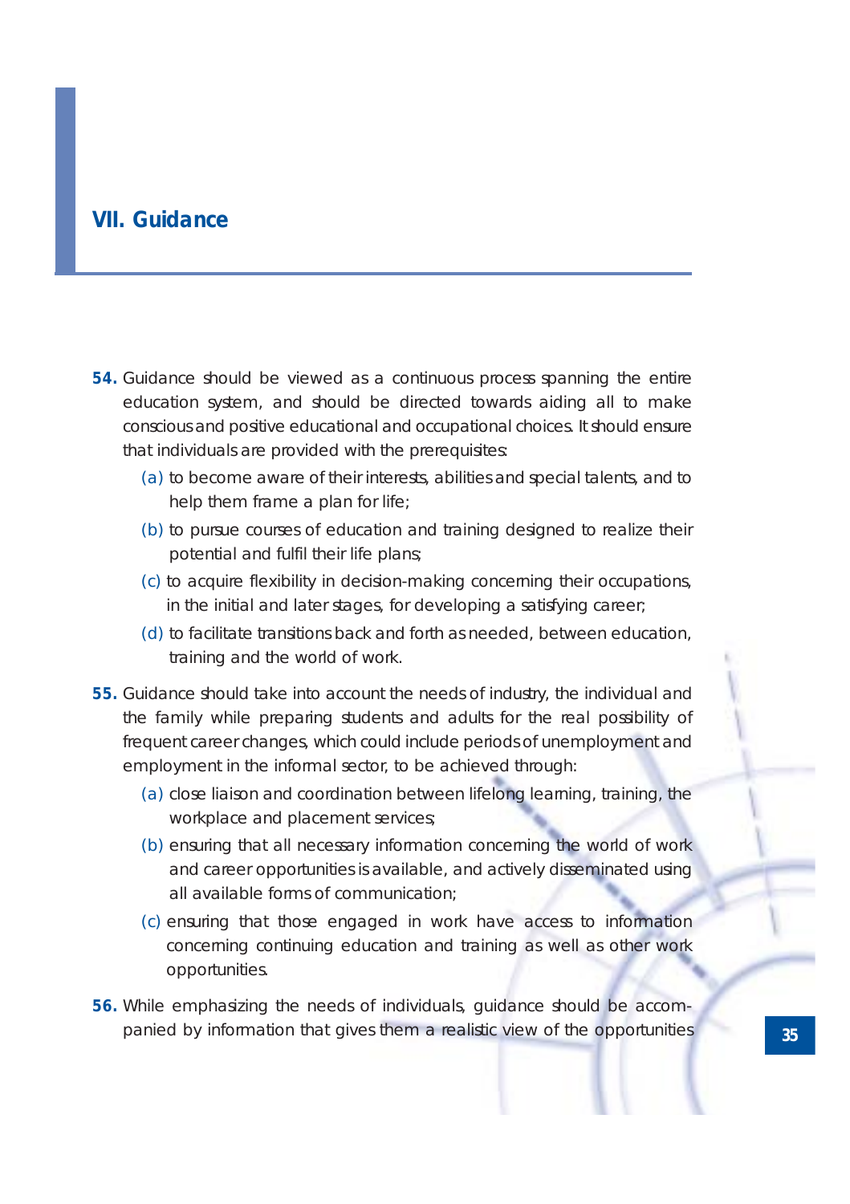## VII. Guidance

**54.** Guidance should be viewed as a continuous process spanning the entire education system, and should be directed towards aiding all to make conscious and positive educational and occupational choices. It should ensure that individuals are provided with the prerequisites:

(a) to become aware of their interests, abilities and special talents, and to help them frame a plan for life;

(b) to pursue courses of education and training designed to realize their potential and fulfil their life plans;

(c) to acquire flexibility in decision-making concerning their occupations, in the initial and later stages, for developing a satisfying career;

(d) to facilitate transitions back and forth as needed, between education, training and the world of work.

**55.** Guidance should take into account the needs of industry, the individual and the family while preparing students and adults for the real possibility of frequent career changes, which could include periods of unemployment and employment in the informal sector, to be achieved through:

(a) close liaison and coordination between lifelong learning, training, the workplace and placement services;

(b) ensuring that all necessary information concerning the world of work and career opportunities is available, and actively disseminated using all available forms of communication;

(c) ensuring that those engaged in work have access to information concerning continuing education and training as well as other work opportunities.

**56.** While emphasizing the needs of individuals, guidance should be accompanied by information that gives them a realistic view of the opportunities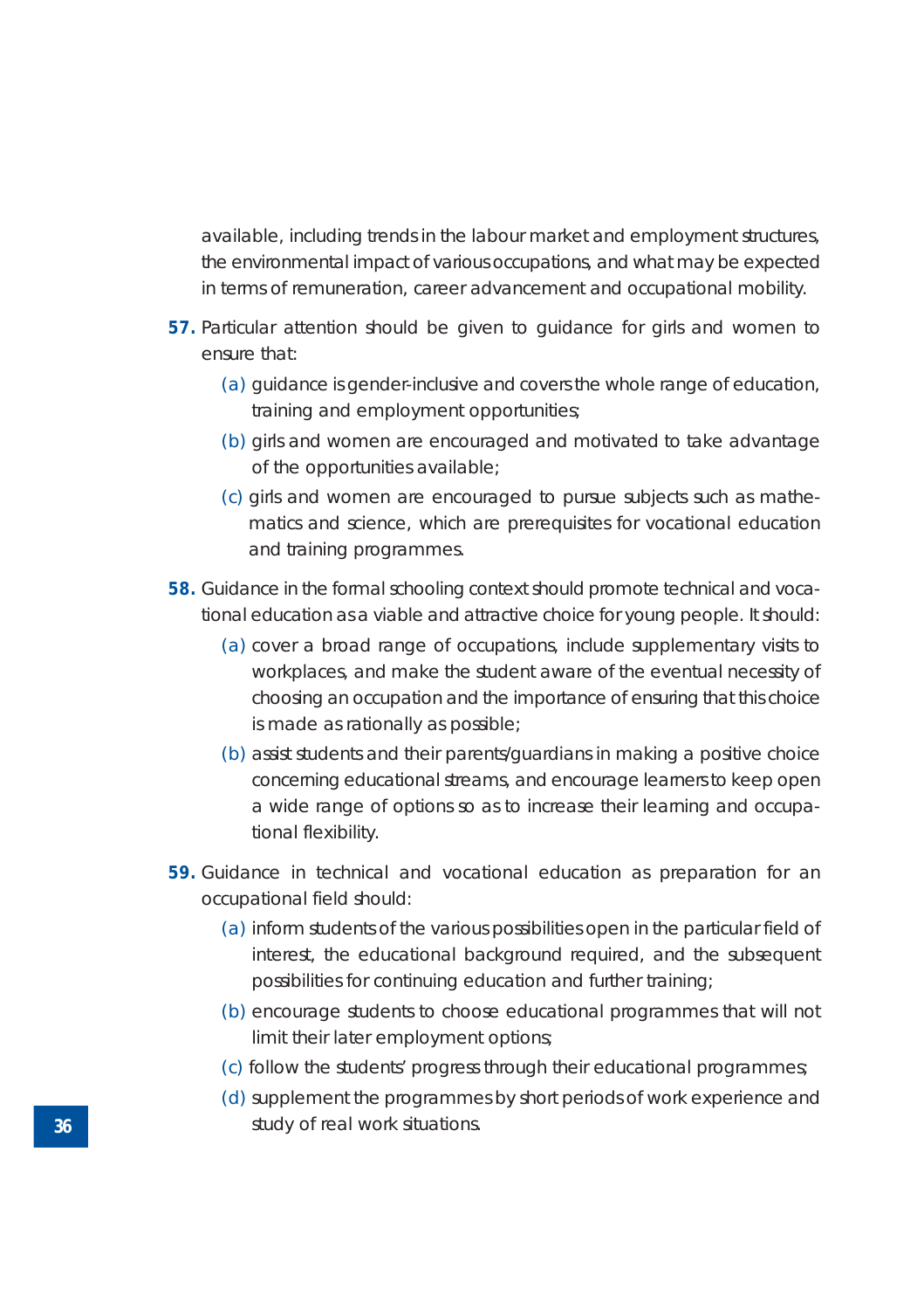available, including trends in the labour market and employment structures, the environmental impact of various occupations, and what may be expected in terms of remuneration, career advancement and occupational mobility.

**57.** Particular attention should be given to guidance for girls and women to ensure that:

(a) guidance is gender-inclusive and covers the whole range of education, training and employment opportunities;

(b) girls and women are encouraged and motivated to take advantage of the opportunities available;

(c) girls and women are encouraged to pursue subjects such as mathematics and science, which are prerequisites for vocational education and training programmes.

**58.** Guidance in the formal schooling context should promote technical and vocational education as a viable and attractive choice for young people. It should:

(a) cover a broad range of occupations, include supplementary visits to workplaces, and make the student aware of the eventual necessity of choosing an occupation and the importance of ensuring that this choice is made as rationally as possible;

(b) assist students and their parents/guardians in making a positive choice concerning educational streams, and encourage learners to keep open a wide range of options so as to increase their learning and occupational flexibility.

**59.** Guidance in technical and vocational education as preparation for an occupational field should:

(a) inform students of the various possibilities open in the particular field of interest, the educational background required, and the subsequent possibilities for continuing education and further training;

(b) encourage students to choose educational programmes that will not limit their later employment options;

(c) follow the students' progress through their educational programmes;

(d) supplement the programmes by short periods of work experience and study of real work situations.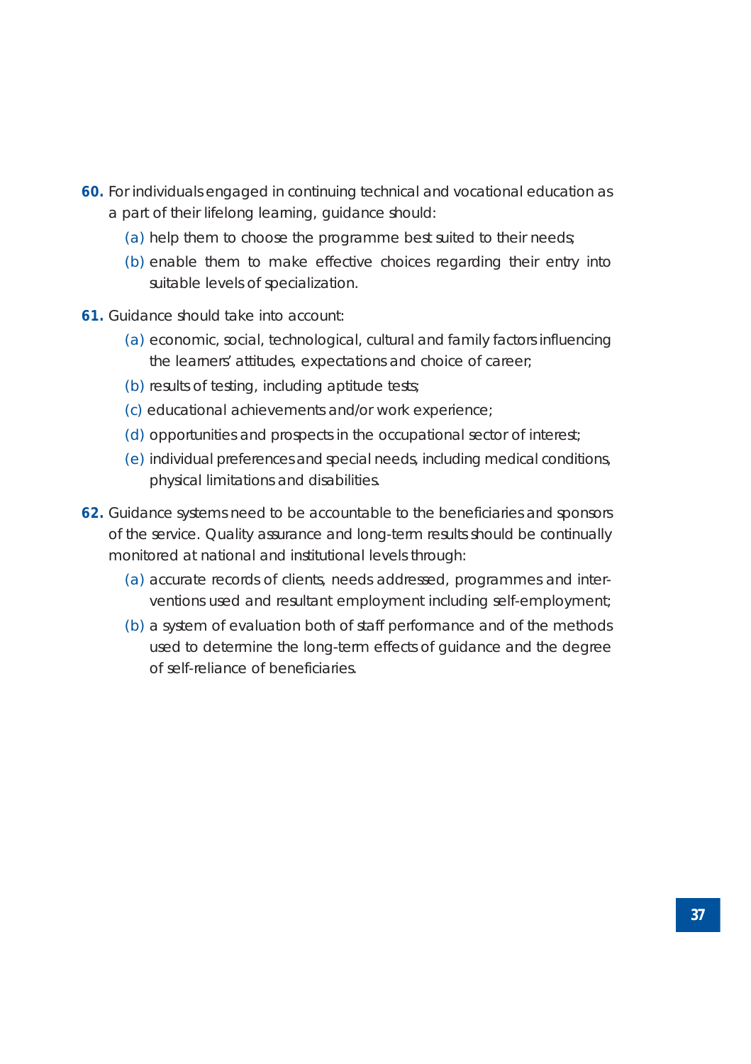**60.** For individuals engaged in continuing technical and vocational education as a part of their lifelong learning, guidance should:

(a) help them to choose the programme best suited to their needs;

(b) enable them to make effective choices regarding their entry into suitable levels of specialization.

**61.** Guidance should take into account:

(a) economic, social, technological, cultural and family factors influencing the learners' attitudes, expectations and choice of career;

(b) results of testing, including aptitude tests;

(c) educational achievements and/or work experience;

(d) opportunities and prospects in the occupational sector of interest;

(e) individual preferences and special needs, including medical conditions, physical limitations and disabilities.

**62.** Guidance systems need to be accountable to the beneficiaries and sponsors of the service. Quality assurance and long-term results should be continually monitored at national and institutional levels through:

(a) accurate records of clients, needs addressed, programmes and interventions used and resultant employment including self-employment;

(b) a system of evaluation both of staff performance and of the methods used to determine the long-term effects of guidance and the degree of self-reliance of beneficiaries.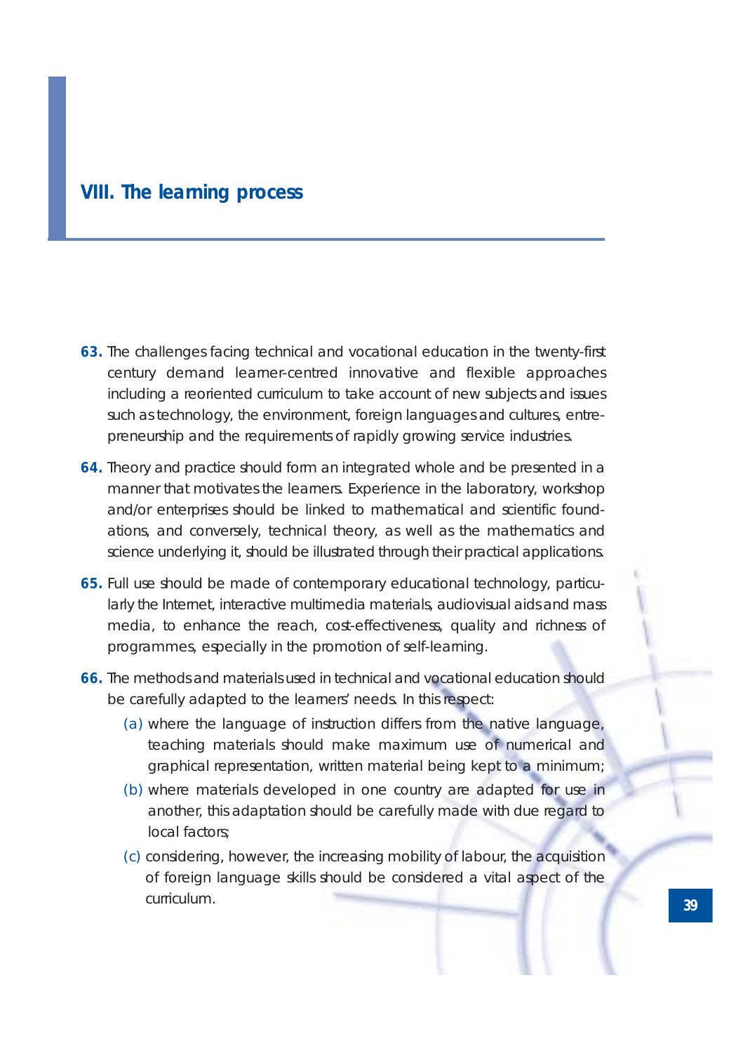# VIII. The learning process

**63.** The challenges facing technical and vocational education in the twenty-first century demand learner-centred innovative and flexible approaches including a reoriented curriculum to take account of new subjects and issues such as technology, the environment, foreign languages and cultures, entrepreneurship and the requirements of rapidly growing service industries.

**64.** Theory and practice should form an integrated whole and be presented in a manner that motivates the learners. Experience in the laboratory, workshop and/or enterprises should be linked to mathematical and scientific foundations, and conversely, technical theory, as well as the mathematics and science underlying it, should be illustrated through their practical applications.

**65.** Full use should be made of contemporary educational technology, particularly the Internet, interactive multimedia materials, audiovisual aids and mass media, to enhance the reach, cost-effectiveness, quality and richness of programmes, especially in the promotion of self-learning.

**66.** The methods and materials used in technical and vocational education should be carefully adapted to the learners' needs. In this respect:

(a) where the language of instruction differs from the native language, teaching materials should make maximum use of numerical and graphical representation, written material being kept to a minimum;

(b) where materials developed in one country are adapted for use in another, this adaptation should be carefully made with due regard to local factors;

(c) considering, however, the increasing mobility of labour, the acquisition of foreign language skills should be considered a vital aspect of the curriculum.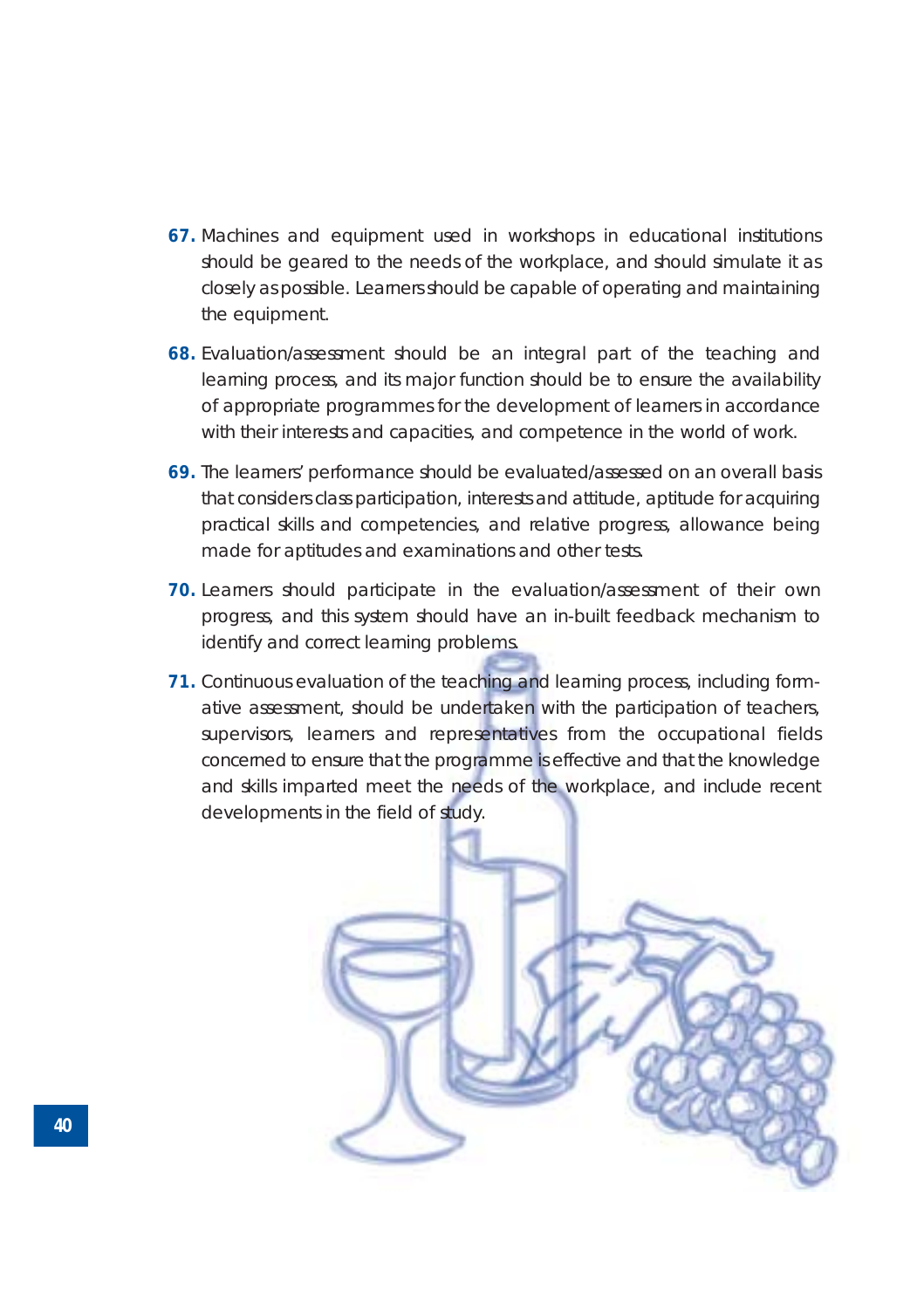**67.** Machines and equipment used in workshops in educational institutions should be geared to the needs of the workplace, and should simulate it as closely as possible. Learners should be capable of operating and maintaining the equipment.

**68.** Evaluation/assessment should be an integral part of the teaching and learning process, and its major function should be to ensure the availability of appropriate programmes for the development of learners in accordance with their interests and capacities, and competence in the world of work.

**69.** The learners' performance should be evaluated/assessed on an overall basis that considers class participation, interests and attitude, aptitude for acquiring practical skills and competencies, and relative progress, allowance being made for aptitudes and examinations and other tests.

**70.** Learners should participate in the evaluation/assessment of their own progress, and this system should have an in-built feedback mechanism to identify and correct learning problems.

**71.** Continuous evaluation of the teaching and learning process, including formative assessment, should be undertaken with the participation of teachers, supervisors, learners and representatives from the occupational fields concerned to ensure that the programme is effective and that the knowledge and skills imparted meet the needs of the workplace, and include recent developments in the field of study.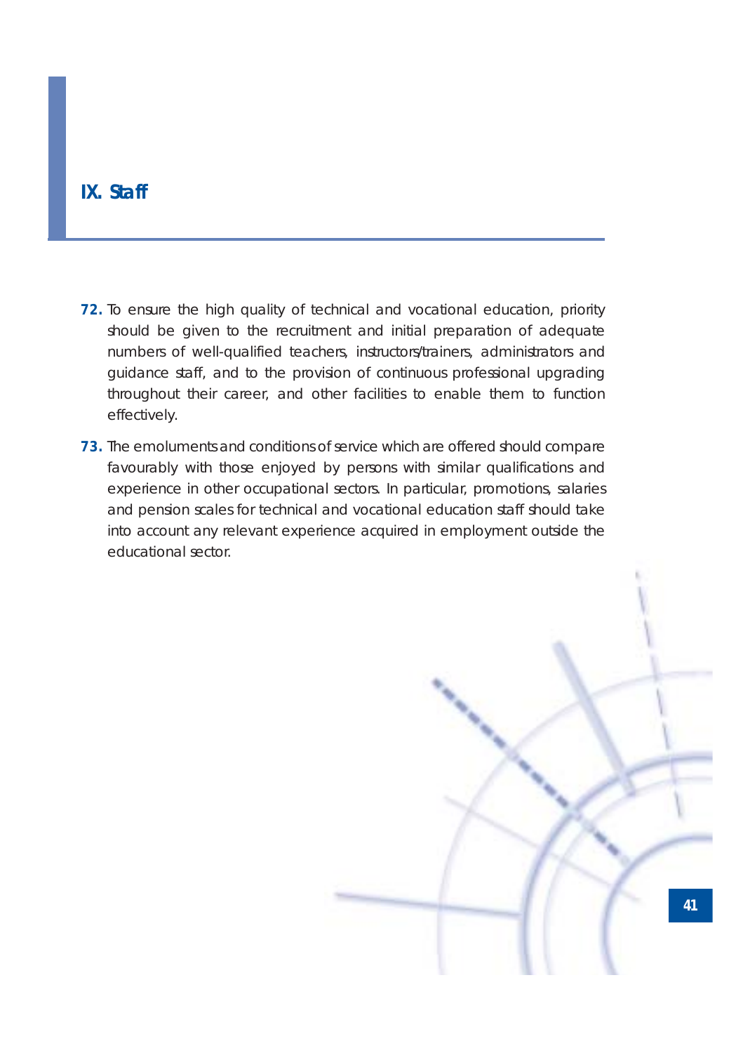## IX. Staff

**72.** To ensure the high quality of technical and vocational education, priority should be given to the recruitment and initial preparation of adequate numbers of well-qualified teachers, instructors/trainers, administrators and guidance staff, and to the provision of continuous professional upgrading throughout their career, and other facilities to enable them to function effectively.

**73.** The emoluments and conditions of service which are offered should compare favourably with those enjoyed by persons with similar qualifications and experience in other occupational sectors. In particular, promotions, salaries and pension scales for technical and vocational education staff should take into account any relevant experience acquired in employment outside the educational sector.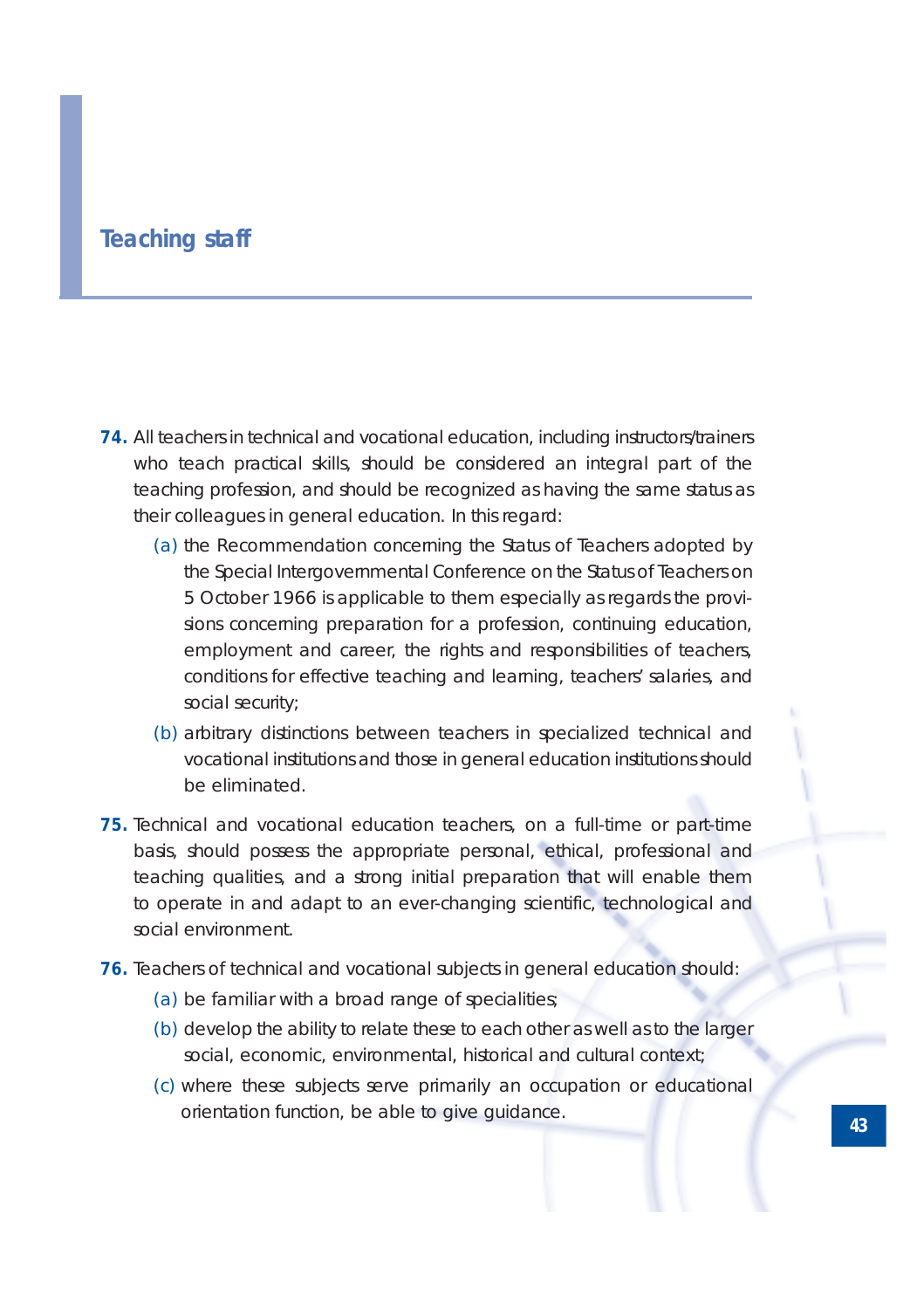## Teaching staff

**74.** All teachers in technical and vocational education, including instructors/trainers who teach practical skills, should be considered an integral part of the teaching profession, and should be recognized as having the same status as their colleagues in general education. In this regard:

(a) the Recommendation concerning the Status of Teachers adopted by the Special Intergovernmental Conference on the Status of Teachers on 5 October 1966 is applicable to them especially as regards the provisions concerning preparation for a profession, continuing education, employment and career, the rights and responsibilities of teachers, conditions for effective teaching and learning, teachers' salaries, and social security;

(b) arbitrary distinctions between teachers in specialized technical and vocational institutions and those in general education institutions should be eliminated.

**75.** Technical and vocational education teachers, on a full-time or part-time basis, should possess the appropriate personal, ethical, professional and teaching qualities, and a strong initial preparation that will enable them to operate in and adapt to an ever-changing scientific, technological and social environment.

**76.** Teachers of technical and vocational subjects in general education should:

(a) be familiar with a broad range of specialities;

(b) develop the ability to relate these to each other as well as to the larger social, economic, environmental, historical and cultural context;

(c) where these subjects serve primarily an occupation or educational orientation function, be able to give guidance.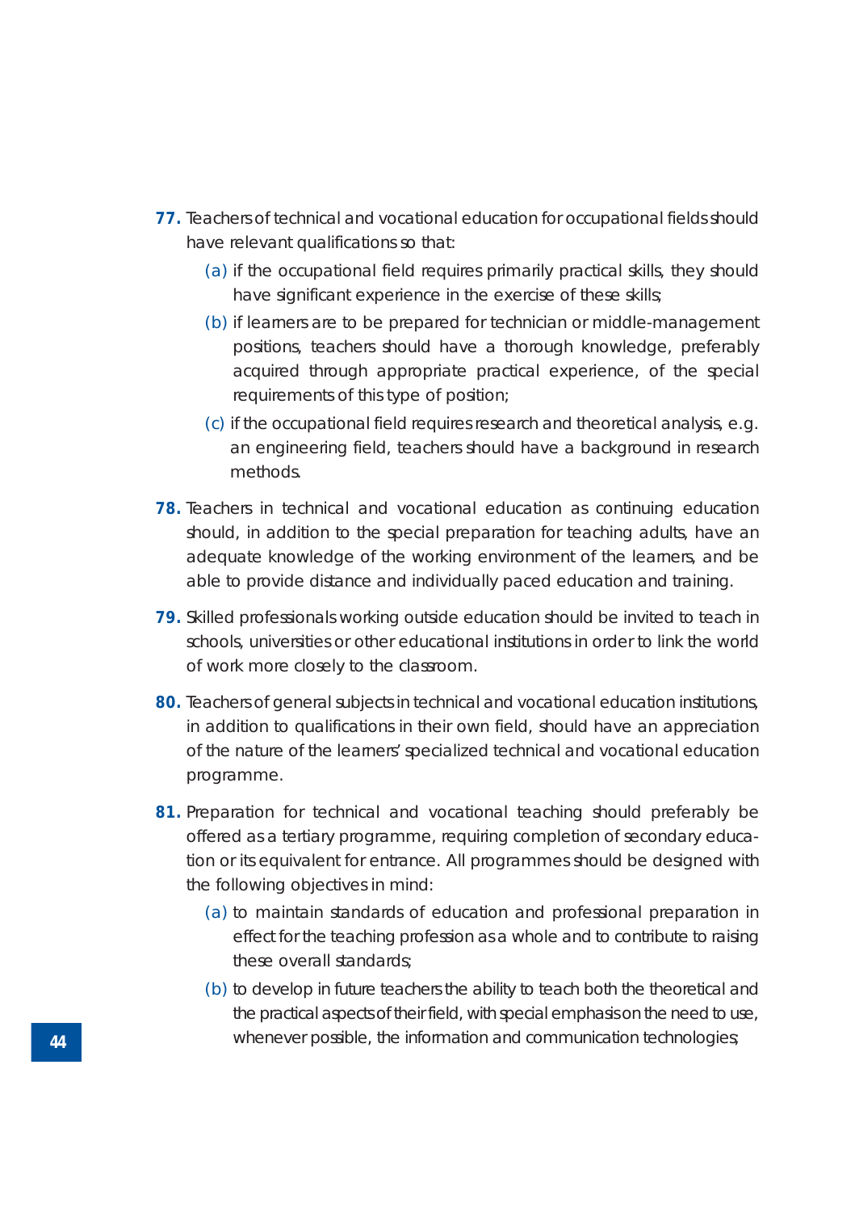**77.** Teachers of technical and vocational education for occupational fields should have relevant qualifications so that:

(a) if the occupational field requires primarily practical skills, they should have significant experience in the exercise of these skills;

(b) if learners are to be prepared for technician or middle-management positions, teachers should have a thorough knowledge, preferably acquired through appropriate practical experience, of the special requirements of this type of position;

(c) if the occupational field requires research and theoretical analysis, e.g. an engineering field, teachers should have a background in research methods.

**78.** Teachers in technical and vocational education as continuing education should, in addition to the special preparation for teaching adults, have an adequate knowledge of the working environment of the learners, and be able to provide distance and individually paced education and training.

**79.** Skilled professionals working outside education should be invited to teach in schools, universities or other educational institutions in order to link the world of work more closely to the classroom.

**80.** Teachers of general subjects in technical and vocational education institutions, in addition to qualifications in their own field, should have an appreciation of the nature of the learners' specialized technical and vocational education programme.

**81.** Preparation for technical and vocational teaching should preferably be offered as a tertiary programme, requiring completion of secondary education or its equivalent for entrance. All programmes should be designed with the following objectives in mind:

(a) to maintain standards of education and professional preparation in effect for the teaching profession as a whole and to contribute to raising these overall standards;

(b) to develop in future teachers the ability to teach both the theoretical and the practical aspects of their field, with special emphasis on the need to use, whenever possible, the information and communication technologies;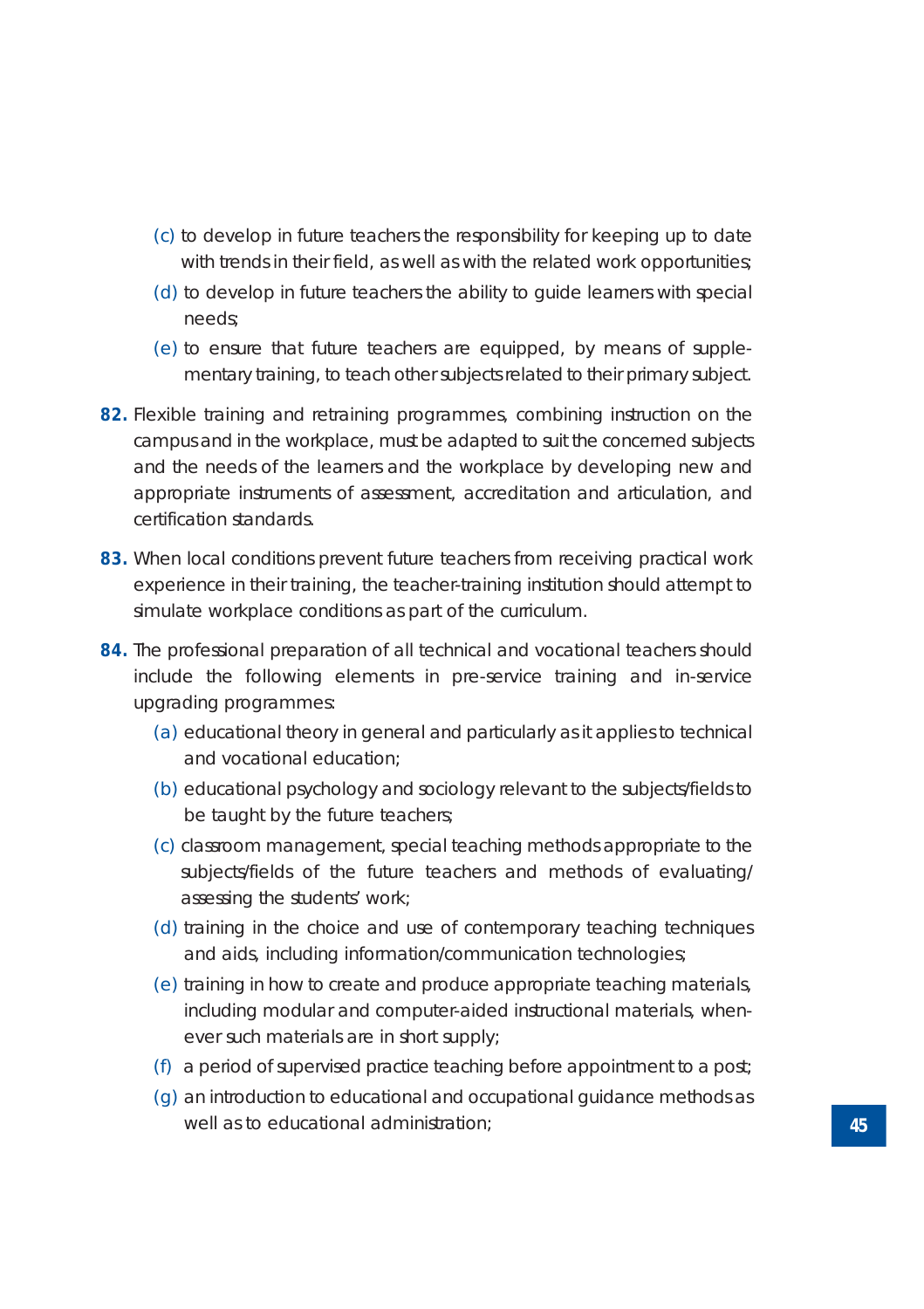(c) to develop in future teachers the responsibility for keeping up to date with trends in their field, as well as with the related work opportunities;

(d) to develop in future teachers the ability to guide learners with special needs;

(e) to ensure that future teachers are equipped, by means of supplementary training, to teach other subjects related to their primary subject.

**82.** Flexible training and retraining programmes, combining instruction on the campus and in the workplace, must be adapted to suit the concerned subjects and the needs of the learners and the workplace by developing new and appropriate instruments of assessment, accreditation and articulation, and certification standards.

**83.** When local conditions prevent future teachers from receiving practical work experience in their training, the teacher-training institution should attempt to simulate workplace conditions as part of the curriculum.

**84.** The professional preparation of all technical and vocational teachers should include the following elements in pre-service training and in-service upgrading programmes:

(a) educational theory in general and particularly as it applies to technical and vocational education;

(b) educational psychology and sociology relevant to the subjects/fields to be taught by the future teachers;

(c) classroom management, special teaching methods appropriate to the subjects/fields of the future teachers and methods of evaluating/assessing the students' work;

(d) training in the choice and use of contemporary teaching techniques and aids, including information/communication technologies;

(e) training in how to create and produce appropriate teaching materials, including modular and computer-aided instructional materials, whenever such materials are in short supply;

(f) a period of supervised practice teaching before appointment to a post;

(g) an introduction to educational and occupational guidance methods as well as to educational administration;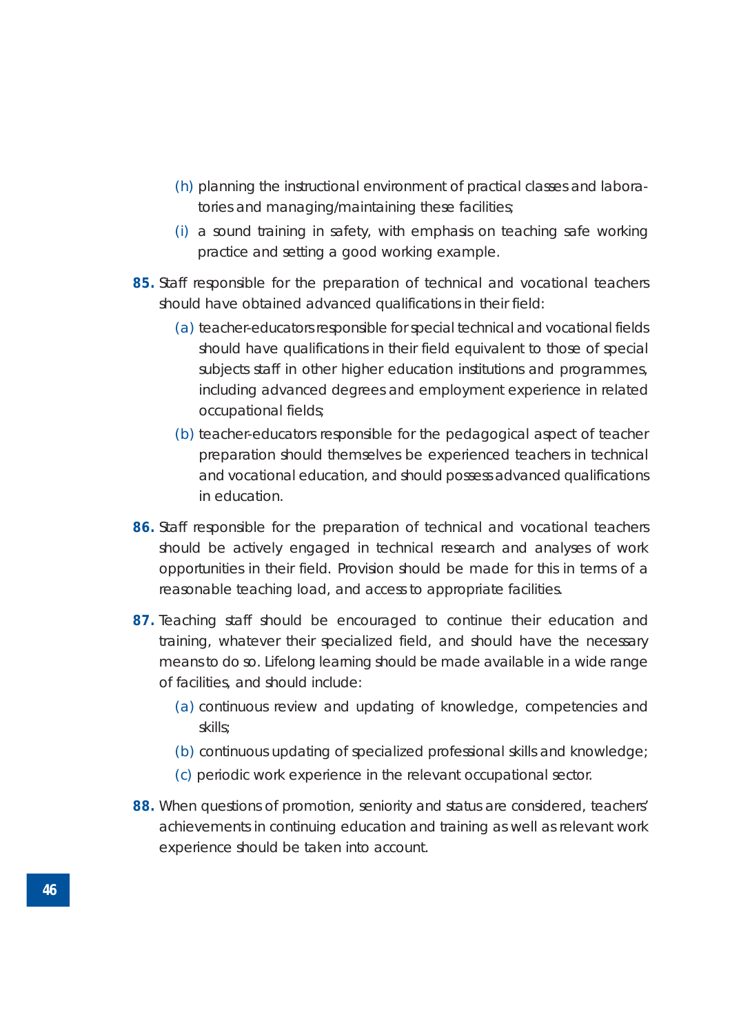(h) planning the instructional environment of practical classes and laboratories and managing/maintaining these facilities;

(i) a sound training in safety, with emphasis on teaching safe working practice and setting a good working example.

**85.** Staff responsible for the preparation of technical and vocational teachers should have obtained advanced qualifications in their field:

(a) teacher-educators responsible for special technical and vocational fields should have qualifications in their field equivalent to those of special subjects staff in other higher education institutions and programmes, including advanced degrees and employment experience in related occupational fields;

(b) teacher-educators responsible for the pedagogical aspect of teacher preparation should themselves be experienced teachers in technical and vocational education, and should possess advanced qualifications in education.

**86.** Staff responsible for the preparation of technical and vocational teachers should be actively engaged in technical research and analyses of work opportunities in their field. Provision should be made for this in terms of a reasonable teaching load, and access to appropriate facilities.

**87.** Teaching staff should be encouraged to continue their education and training, whatever their specialized field, and should have the necessary means to do so. Lifelong learning should be made available in a wide range of facilities, and should include:

(a) continuous review and updating of knowledge, competencies and skills;

(b) continuous updating of specialized professional skills and knowledge;

(c) periodic work experience in the relevant occupational sector.

**88.** When questions of promotion, seniority and status are considered, teachers' achievements in continuing education and training as well as relevant work experience should be taken into account.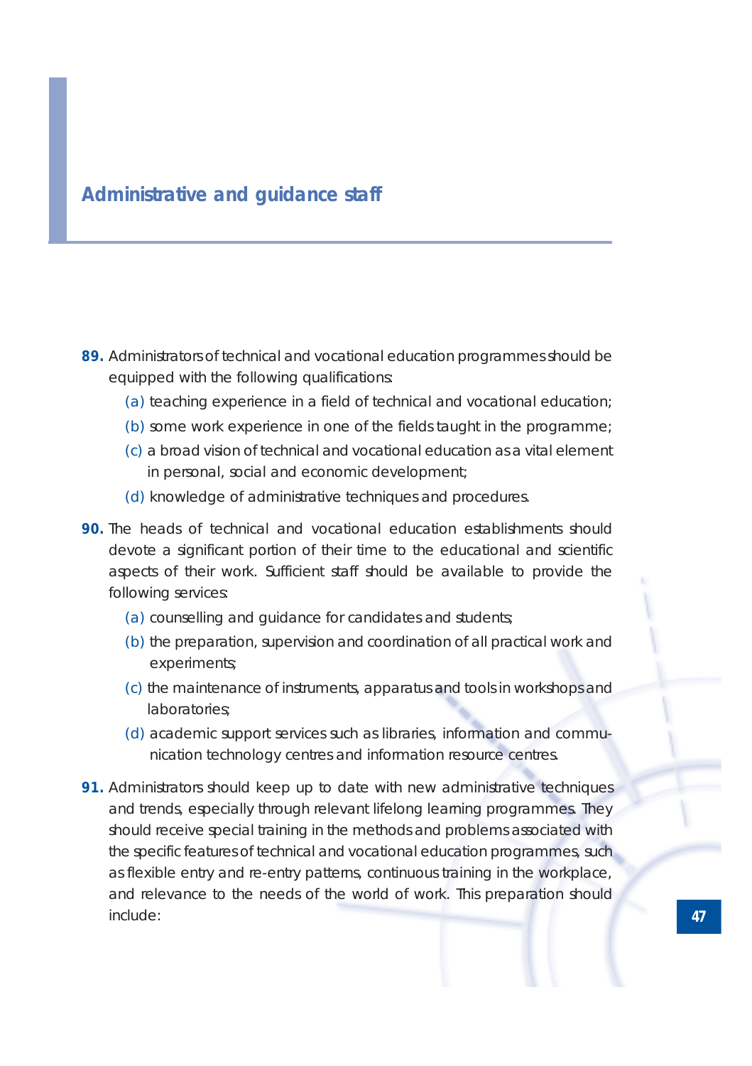## Administrative and guidance staff

**89.** Administrators of technical and vocational education programmes should be equipped with the following qualifications:

(a) teaching experience in a field of technical and vocational education;

(b) some work experience in one of the fields taught in the programme;

(c) a broad vision of technical and vocational education as a vital element in personal, social and economic development;

(d) knowledge of administrative techniques and procedures.

**90.** The heads of technical and vocational education establishments should devote a significant portion of their time to the educational and scientific aspects of their work. Sufficient staff should be available to provide the following services:

(a) counselling and guidance for candidates and students;

(b) the preparation, supervision and coordination of all practical work and experiments;

(c) the maintenance of instruments, apparatus and tools in workshops and laboratories;

(d) academic support services such as libraries, information and communication technology centres and information resource centres.

**91.** Administrators should keep up to date with new administrative techniques and trends, especially through relevant lifelong learning programmes. They should receive special training in the methods and problems associated with the specific features of technical and vocational education programmes, such as flexible entry and re-entry patterns, continuous training in the workplace, and relevance to the needs of the world of work. This preparation should include: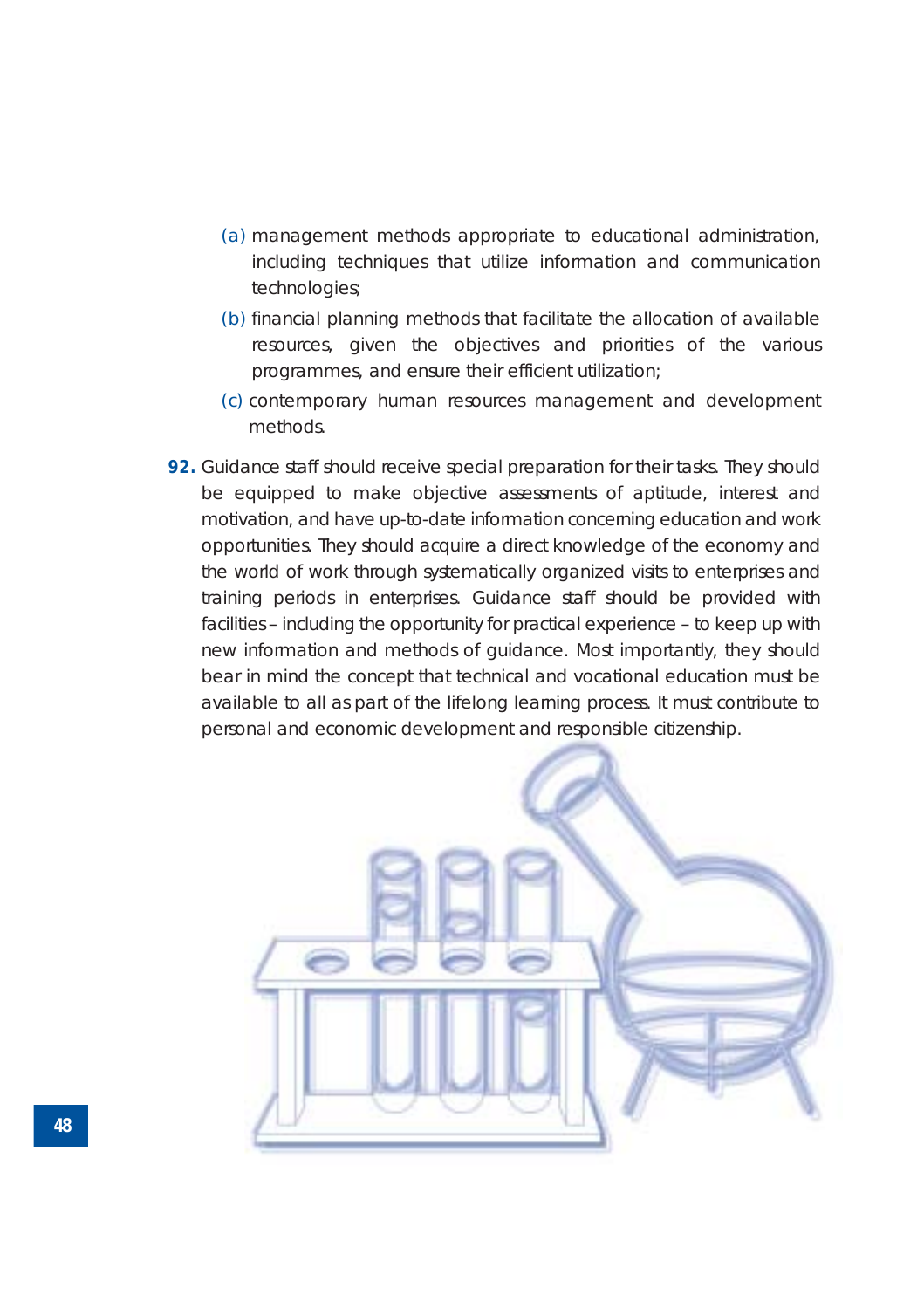(a) management methods appropriate to educational administration, including techniques that utilize information and communication technologies;

(b) financial planning methods that facilitate the allocation of available resources, given the objectives and priorities of the various programmes, and ensure their efficient utilization;

(c) contemporary human resources management and development methods.

**92.** Guidance staff should receive special preparation for their tasks. They should be equipped to make objective assessments of aptitude, interest and motivation, and have up-to-date information concerning education and work opportunities. They should acquire a direct knowledge of the economy and the world of work through systematically organized visits to enterprises and training periods in enterprises. Guidance staff should be provided with facilities – including the opportunity for practical experience – to keep up with new information and methods of guidance. Most importantly, they should bear in mind the concept that technical and vocational education must be available to all as part of the lifelong learning process. It must contribute to personal and economic development and responsible citizenship.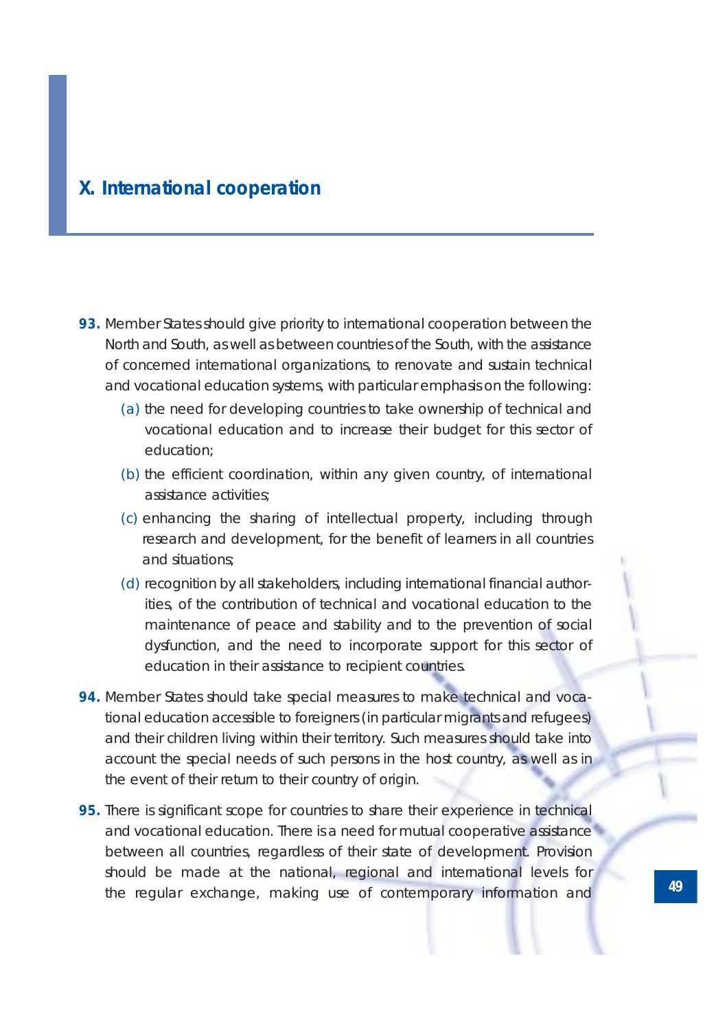# X. International cooperation

**93.** Member States should give priority to international cooperation between the North and South, as well as between countries of the South, with the assistance of concerned international organizations, to renovate and sustain technical and vocational education systems, with particular emphasis on the following:

(a) the need for developing countries to take ownership of technical and vocational education and to increase their budget for this sector of education;

(b) the efficient coordination, within any given country, of international assistance activities;

(c) enhancing the sharing of intellectual property, including through research and development, for the benefit of learners in all countries and situations;

(d) recognition by all stakeholders, including international financial authorities, of the contribution of technical and vocational education to the maintenance of peace and stability and to the prevention of social dysfunction, and the need to incorporate support for this sector of education in their assistance to recipient countries.

**94.** Member States should take special measures to make technical and vocational education accessible to foreigners (in particular migrants and refugees) and their children living within their territory. Such measures should take into account the special needs of such persons in the host country, as well as in the event of their return to their country of origin.

**95.** There is significant scope for countries to share their experience in technical and vocational education. There is a need for mutual cooperative assistance between all countries, regardless of their state of development. Provision should be made at the national, regional and international levels for the regular exchange, making use of contemporary information and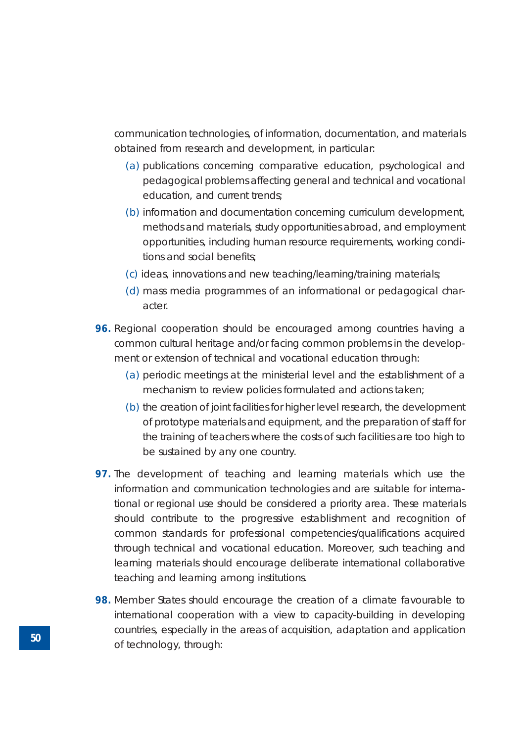communication technologies, of information, documentation, and materials obtained from research and development, in particular:

(a) publications concerning comparative education, psychological and pedagogical problems affecting general and technical and vocational education, and current trends;

(b) information and documentation concerning curriculum development, methods and materials, study opportunities abroad, and employment opportunities, including human resource requirements, working conditions and social benefits;

(c) ideas, innovations and new teaching/learning/training materials;

(d) mass media programmes of an informational or pedagogical character.

**96.** Regional cooperation should be encouraged among countries having a common cultural heritage and/or facing common problems in the development or extension of technical and vocational education through:

(a) periodic meetings at the ministerial level and the establishment of a mechanism to review policies formulated and actions taken;

(b) the creation of joint facilities for higher level research, the development of prototype materials and equipment, and the preparation of staff for the training of teachers where the costs of such facilities are too high to be sustained by any one country.

**97.** The development of teaching and learning materials which use the information and communication technologies and are suitable for international or regional use should be considered a priority area. These materials should contribute to the progressive establishment and recognition of common standards for professional competencies/qualifications acquired through technical and vocational education. Moreover, such teaching and learning materials should encourage deliberate international collaborative teaching and learning among institutions.

**98.** Member States should encourage the creation of a climate favourable to international cooperation with a view to capacity-building in developing countries, especially in the areas of acquisition, adaptation and application of technology, through: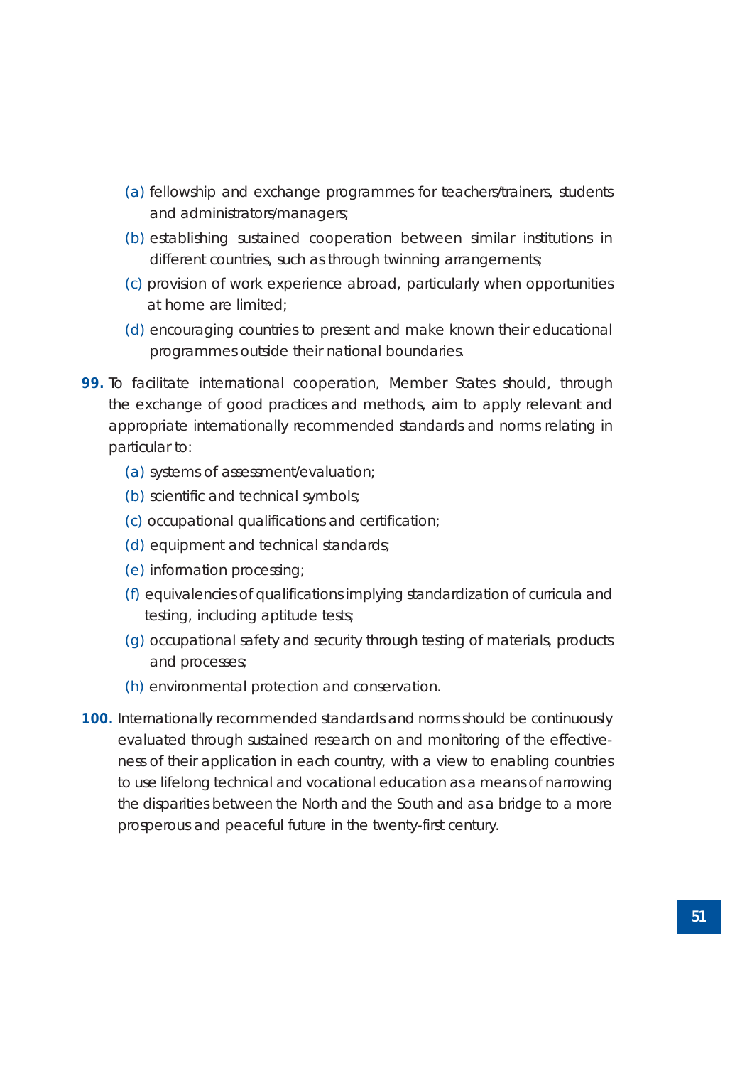(a) fellowship and exchange programmes for teachers/trainers, students and administrators/managers;

(b) establishing sustained cooperation between similar institutions in different countries, such as through twinning arrangements;

(c) provision of work experience abroad, particularly when opportunities at home are limited;

(d) encouraging countries to present and make known their educational programmes outside their national boundaries.

**99.** To facilitate international cooperation, Member States should, through the exchange of good practices and methods, aim to apply relevant and appropriate internationally recommended standards and norms relating in particular to:

(a) systems of assessment/evaluation;

(b) scientific and technical symbols;

(c) occupational qualifications and certification;

(d) equipment and technical standards;

(e) information processing;

(f) equivalencies of qualifications implying standardization of curricula and testing, including aptitude tests;

(g) occupational safety and security through testing of materials, products and processes;

(h) environmental protection and conservation.

**100.** Internationally recommended standards and norms should be continuously evaluated through sustained research on and monitoring of the effectiveness of their application in each country, with a view to enabling countries to use lifelong technical and vocational education as a means of narrowing the disparities between the North and the South and as a bridge to a more prosperous and peaceful future in the twenty-first century.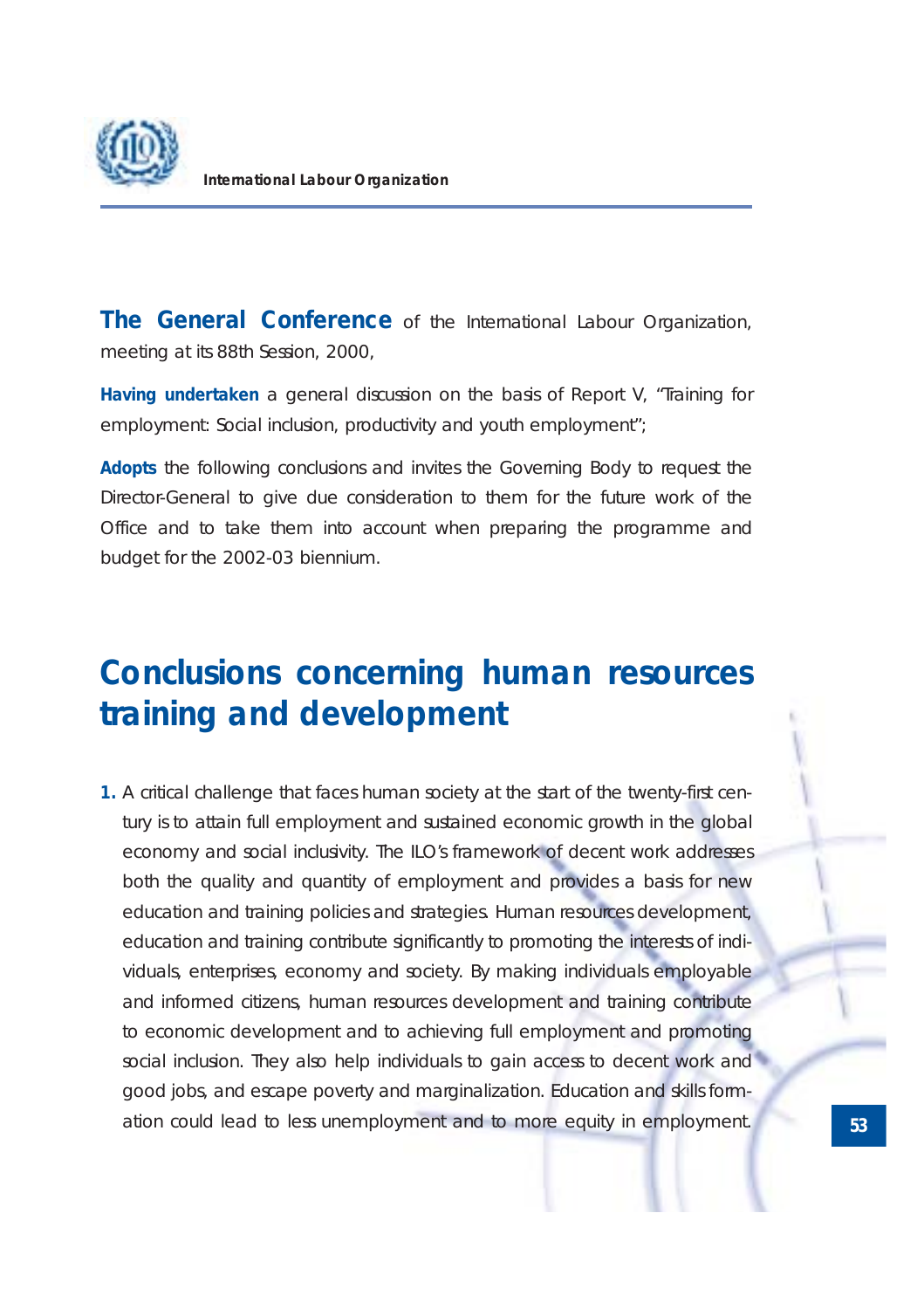**The General Conference** of the International Labour Organization, meeting at its 88th Session, 2000,

**Having undertaken** a general discussion on the basis of Report V, "Training for employment: Social inclusion, productivity and youth employment";

**Adopts** the following conclusions and invites the Governing Body to request the Director-General to give due consideration to them for the future work of the Office and to take them into account when preparing the programme and budget for the 2002-03 biennium.

# Conclusions concerning human resources training and development

**1.** A critical challenge that faces human society at the start of the twenty-first century is to attain full employment and sustained economic growth in the global economy and social inclusivity. The ILO's framework of decent work addresses both the quality and quantity of employment and provides a basis for new education and training policies and strategies. Human resources development, education and training contribute significantly to promoting the interests of individuals, enterprises, economy and society. By making individuals employable and informed citizens, human resources development and training contribute to economic development and to achieving full employment and promoting social inclusion. They also help individuals to gain access to decent work and good jobs, and escape poverty and marginalization. Education and skills formation could lead to less unemployment and to more equity in employment.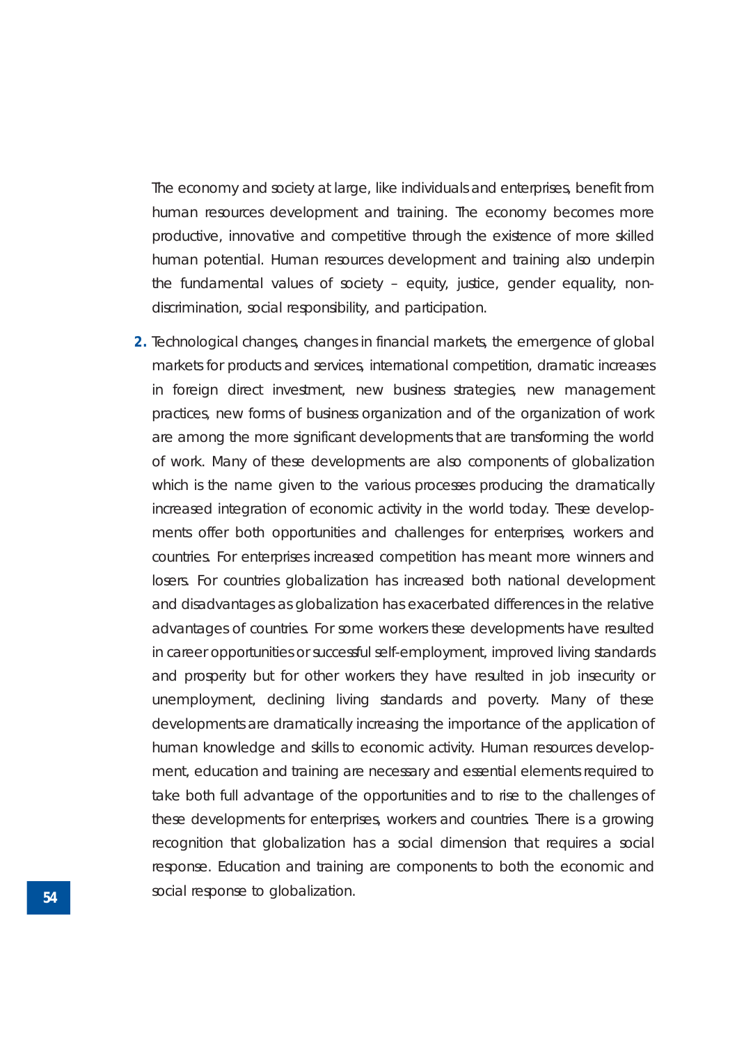The economy and society at large, like individuals and enterprises, benefit from human resources development and training. The economy becomes more productive, innovative and competitive through the existence of more skilled human potential. Human resources development and training also underpin the fundamental values of society – equity, justice, gender equality, non-discrimination, social responsibility, and participation.

**2.** Technological changes, changes in financial markets, the emergence of global markets for products and services, international competition, dramatic increases in foreign direct investment, new business strategies, new management practices, new forms of business organization and of the organization of work are among the more significant developments that are transforming the world of work. Many of these developments are also components of globalization which is the name given to the various processes producing the dramatically increased integration of economic activity in the world today. These developments offer both opportunities and challenges for enterprises, workers and countries. For enterprises increased competition has meant more winners and losers. For countries globalization has increased both national development and disadvantages as globalization has exacerbated differences in the relative advantages of countries. For some workers these developments have resulted in career opportunities or successful self-employment, improved living standards and prosperity but for other workers they have resulted in job insecurity or unemployment, declining living standards and poverty. Many of these developments are dramatically increasing the importance of the application of human knowledge and skills to economic activity. Human resources development, education and training are necessary and essential elements required to take both full advantage of the opportunities and to rise to the challenges of these developments for enterprises, workers and countries. There is a growing recognition that globalization has a social dimension that requires a social response. Education and training are components to both the economic and social response to globalization.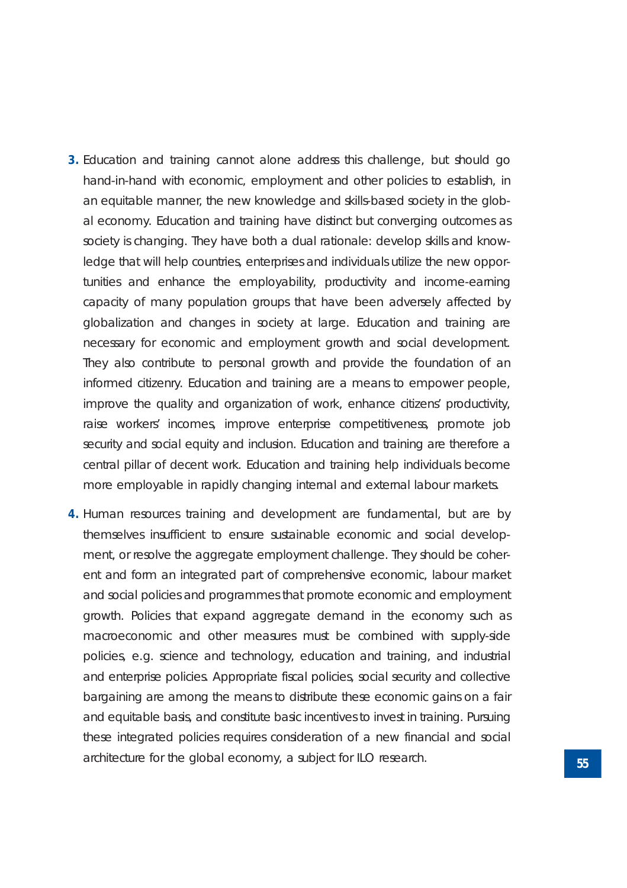3. Education and training cannot alone address this challenge, but should go hand-in-hand with economic, employment and other policies to establish, in an equitable manner, the new knowledge and skills-based society in the global economy. Education and training have distinct but converging outcomes as society is changing. They have both a dual rationale: develop skills and knowledge that will help countries, enterprises and individuals utilize the new opportunities and enhance the employability, productivity and income-earning capacity of many population groups that have been adversely affected by globalization and changes in society at large. Education and training are necessary for economic and employment growth and social development. They also contribute to personal growth and provide the foundation of an informed citizenry. Education and training are a means to empower people, improve the quality and organization of work, enhance citizens' productivity, raise workers' incomes, improve enterprise competitiveness, promote job security and social equity and inclusion. Education and training are therefore a central pillar of decent work. Education and training help individuals become more employable in rapidly changing internal and external labour markets.

4. Human resources training and development are fundamental, but are by themselves insufficient to ensure sustainable economic and social development, or resolve the aggregate employment challenge. They should be coherent and form an integrated part of comprehensive economic, labour market and social policies and programmes that promote economic and employment growth. Policies that expand aggregate demand in the economy such as macroeconomic and other measures must be combined with supply-side policies, e.g. science and technology, education and training, and industrial and enterprise policies. Appropriate fiscal policies, social security and collective bargaining are among the means to distribute these economic gains on a fair and equitable basis, and constitute basic incentives to invest in training. Pursuing these integrated policies requires consideration of a new financial and social architecture for the global economy, a subject for ILO research.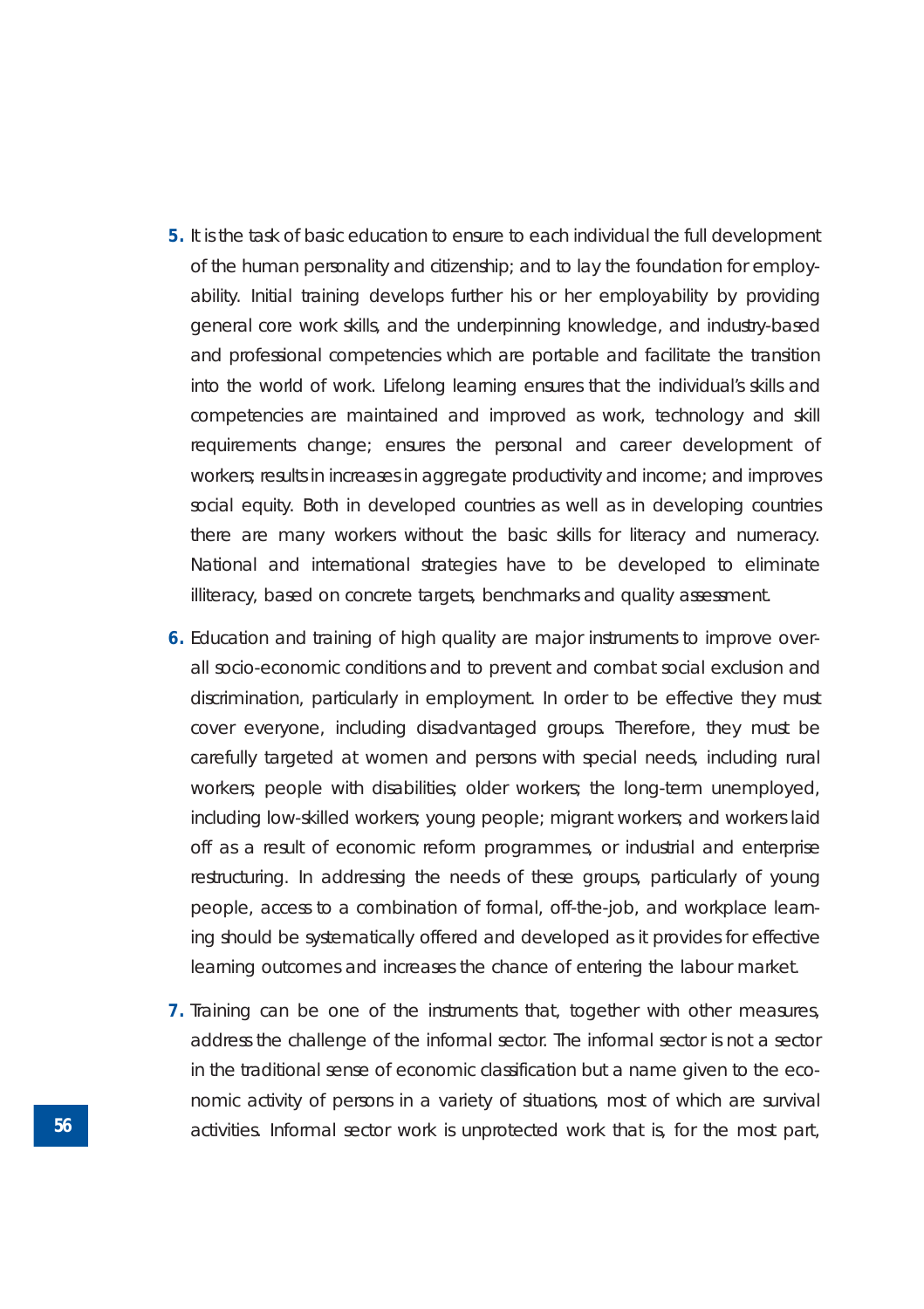**5.** It is the task of basic education to ensure to each individual the full development of the human personality and citizenship; and to lay the foundation for employability. Initial training develops further his or her employability by providing general core work skills, and the underpinning knowledge, and industry-based and professional competencies which are portable and facilitate the transition into the world of work. Lifelong learning ensures that the individual's skills and competencies are maintained and improved as work, technology and skill requirements change; ensures the personal and career development of workers; results in increases in aggregate productivity and income; and improves social equity. Both in developed countries as well as in developing countries there are many workers without the basic skills for literacy and numeracy. National and international strategies have to be developed to eliminate illiteracy, based on concrete targets, benchmarks and quality assessment.

**6.** Education and training of high quality are major instruments to improve overall socio-economic conditions and to prevent and combat social exclusion and discrimination, particularly in employment. In order to be effective they must cover everyone, including disadvantaged groups. Therefore, they must be carefully targeted at women and persons with special needs, including rural workers; people with disabilities; older workers; the long-term unemployed, including low-skilled workers; young people; migrant workers; and workers laid off as a result of economic reform programmes, or industrial and enterprise restructuring. In addressing the needs of these groups, particularly of young people, access to a combination of formal, off-the-job, and workplace learning should be systematically offered and developed as it provides for effective learning outcomes and increases the chance of entering the labour market.

**7.** Training can be one of the instruments that, together with other measures, address the challenge of the informal sector. The informal sector is not a sector in the traditional sense of economic classification but a name given to the economic activity of persons in a variety of situations, most of which are survival activities. Informal sector work is unprotected work that is, for the most part,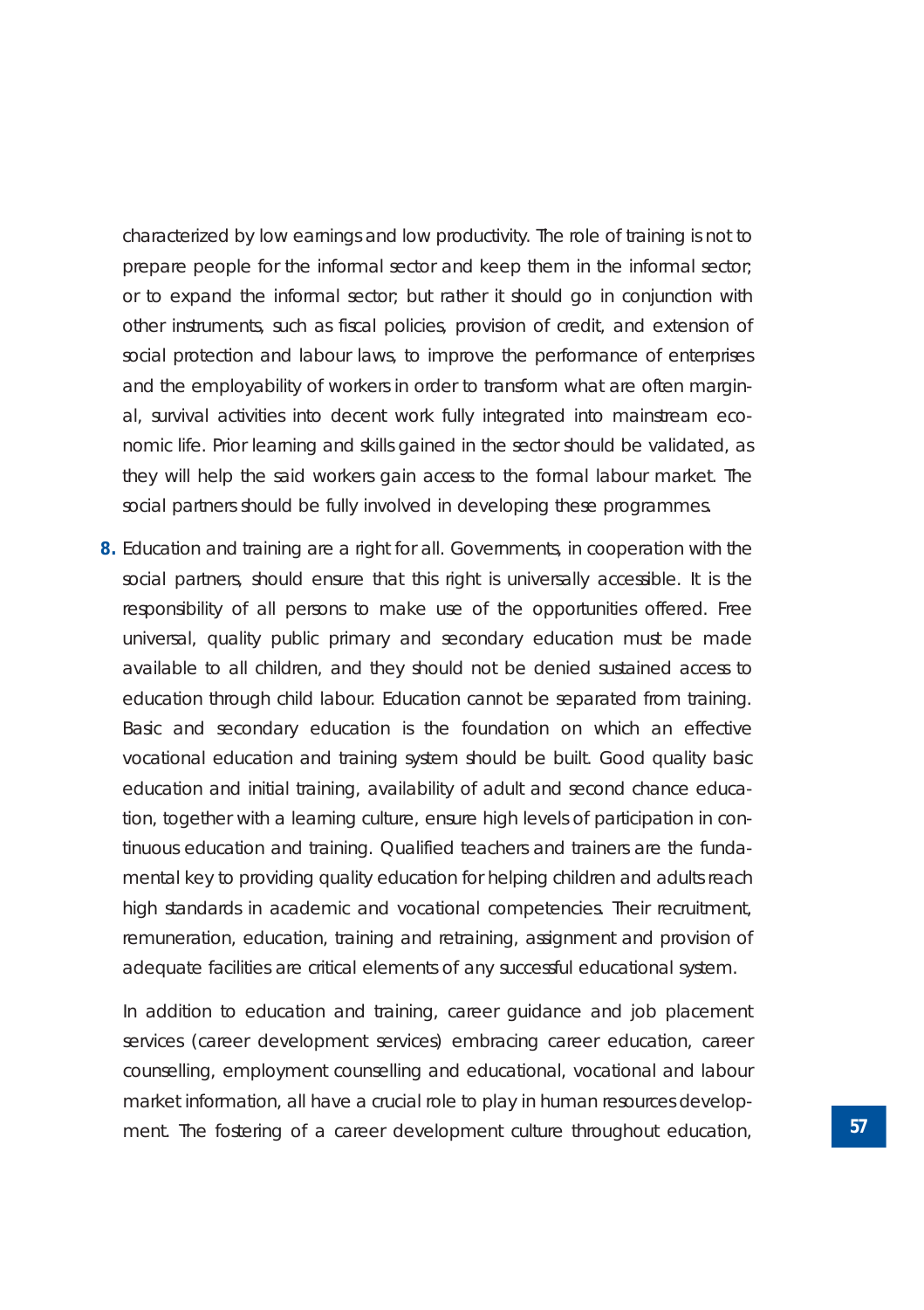characterized by low earnings and low productivity. The role of training is not to prepare people for the informal sector and keep them in the informal sector, or to expand the informal sector; but rather it should go in conjunction with other instruments, such as fiscal policies, provision of credit, and extension of social protection and labour laws, to improve the performance of enterprises and the employability of workers in order to transform what are often marginal, survival activities into decent work fully integrated into mainstream economic life. Prior learning and skills gained in the sector should be validated, as they will help the said workers gain access to the formal labour market. The social partners should be fully involved in developing these programmes.

**8.** Education and training are a right for all. Governments, in cooperation with the social partners, should ensure that this right is universally accessible. It is the responsibility of all persons to make use of the opportunities offered. Free universal, quality public primary and secondary education must be made available to all children, and they should not be denied sustained access to education through child labour. Education cannot be separated from training. Basic and secondary education is the foundation on which an effective vocational education and training system should be built. Good quality basic education and initial training, availability of adult and second chance education, together with a learning culture, ensure high levels of participation in continuous education and training. Qualified teachers and trainers are the fundamental key to providing quality education for helping children and adults reach high standards in academic and vocational competencies. Their recruitment, remuneration, education, training and retraining, assignment and provision of adequate facilities are critical elements of any successful educational system.

In addition to education and training, career guidance and job placement services (career development services) embracing career education, career counselling, employment counselling and educational, vocational and labour market information, all have a crucial role to play in human resources development. The fostering of a career development culture throughout education,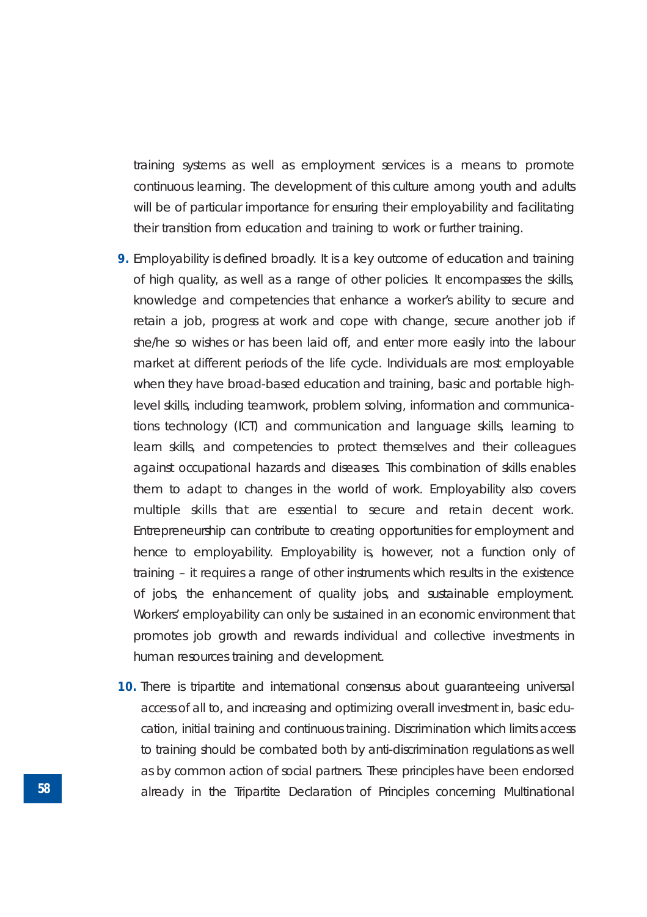training systems as well as employment services is a means to promote continuous learning. The development of this culture among youth and adults will be of particular importance for ensuring their employability and facilitating their transition from education and training to work or further training.

**9.** Employability is defined broadly. It is a key outcome of education and training of high quality, as well as a range of other policies. It encompasses the skills, knowledge and competencies that enhance a worker's ability to secure and retain a job, progress at work and cope with change, secure another job if she/he so wishes or has been laid off, and enter more easily into the labour market at different periods of the life cycle. Individuals are most employable when they have broad-based education and training, basic and portable high-level skills, including teamwork, problem solving, information and communications technology (ICT) and communication and language skills, learning to learn skills, and competencies to protect themselves and their colleagues against occupational hazards and diseases. This combination of skills enables them to adapt to changes in the world of work. Employability also covers multiple skills that are essential to secure and retain decent work. Entrepreneurship can contribute to creating opportunities for employment and hence to employability. Employability is, however, not a function only of training – it requires a range of other instruments which results in the existence of jobs, the enhancement of quality jobs, and sustainable employment. Workers' employability can only be sustained in an economic environment that promotes job growth and rewards individual and collective investments in human resources training and development.

**10.** There is tripartite and international consensus about guaranteeing universal access of all to, and increasing and optimizing overall investment in, basic education, initial training and continuous training. Discrimination which limits access to training should be combated both by anti-discrimination regulations as well as by common action of social partners. These principles have been endorsed already in the Tripartite Declaration of Principles concerning Multinational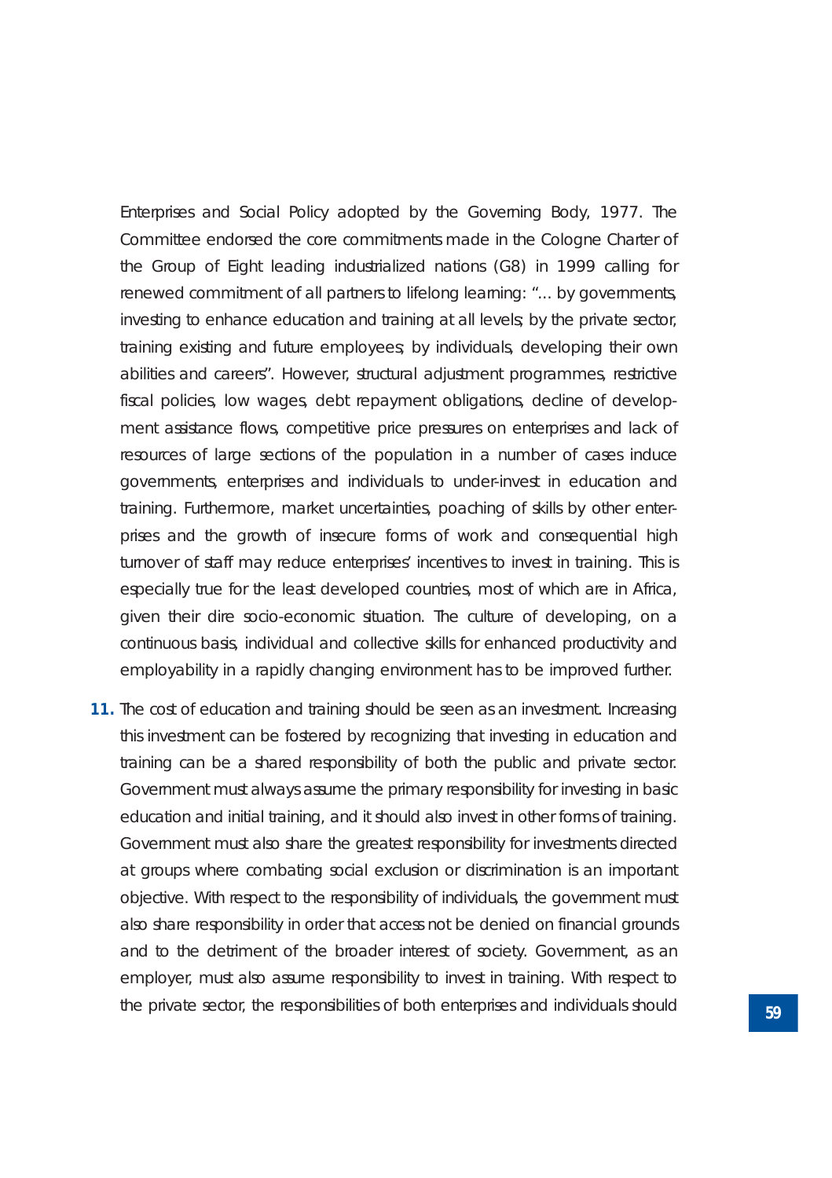Enterprises and Social Policy adopted by the Governing Body, 1977. The Committee endorsed the core commitments made in the Cologne Charter of the Group of Eight leading industrialized nations (G8) in 1999 calling for renewed commitment of all partners to lifelong learning: "... by governments, investing to enhance education and training at all levels; by the private sector, training existing and future employees; by individuals, developing their own abilities and careers". However, structural adjustment programmes, restrictive fiscal policies, low wages, debt repayment obligations, decline of development assistance flows, competitive price pressures on enterprises and lack of resources of large sections of the population in a number of cases induce governments, enterprises and individuals to under-invest in education and training. Furthermore, market uncertainties, poaching of skills by other enterprises and the growth of insecure forms of work and consequential high turnover of staff may reduce enterprises' incentives to invest in training. This is especially true for the least developed countries, most of which are in Africa, given their dire socio-economic situation. The culture of developing, on a continuous basis, individual and collective skills for enhanced productivity and employability in a rapidly changing environment has to be improved further.

**11.** The cost of education and training should be seen as an investment. Increasing this investment can be fostered by recognizing that investing in education and training can be a shared responsibility of both the public and private sector. Government must always assume the primary responsibility for investing in basic education and initial training, and it should also invest in other forms of training. Government must also share the greatest responsibility for investments directed at groups where combating social exclusion or discrimination is an important objective. With respect to the responsibility of individuals, the government must also share responsibility in order that access not be denied on financial grounds and to the detriment of the broader interest of society. Government, as an employer, must also assume responsibility to invest in training. With respect to the private sector, the responsibilities of both enterprises and individuals should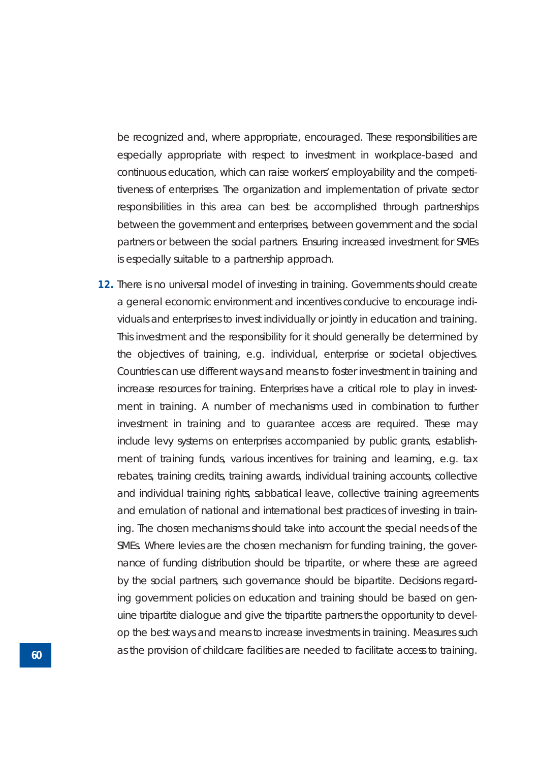be recognized and, where appropriate, encouraged. These responsibilities are especially appropriate with respect to investment in workplace-based and continuous education, which can raise workers' employability and the competitiveness of enterprises. The organization and implementation of private sector responsibilities in this area can best be accomplished through partnerships between the government and enterprises, between government and the social partners or between the social partners. Ensuring increased investment for SMEs is especially suitable to a partnership approach.

**12.** There is no universal model of investing in training. Governments should create a general economic environment and incentives conducive to encourage individuals and enterprises to invest individually or jointly in education and training. This investment and the responsibility for it should generally be determined by the objectives of training, e.g. individual, enterprise or societal objectives. Countries can use different ways and means to foster investment in training and increase resources for training. Enterprises have a critical role to play in investment in training. A number of mechanisms used in combination to further investment in training and to guarantee access are required. These may include levy systems on enterprises accompanied by public grants, establishment of training funds, various incentives for training and learning, e.g. tax rebates, training credits, training awards, individual training accounts, collective and individual training rights, sabbatical leave, collective training agreements and emulation of national and international best practices of investing in training. The chosen mechanisms should take into account the special needs of the SMEs. Where levies are the chosen mechanism for funding training, the governance of funding distribution should be tripartite, or where these are agreed by the social partners, such governance should be bipartite. Decisions regarding government policies on education and training should be based on genuine tripartite dialogue and give the tripartite partners the opportunity to develop the best ways and means to increase investments in training. Measures such as the provision of childcare facilities are needed to facilitate access to training.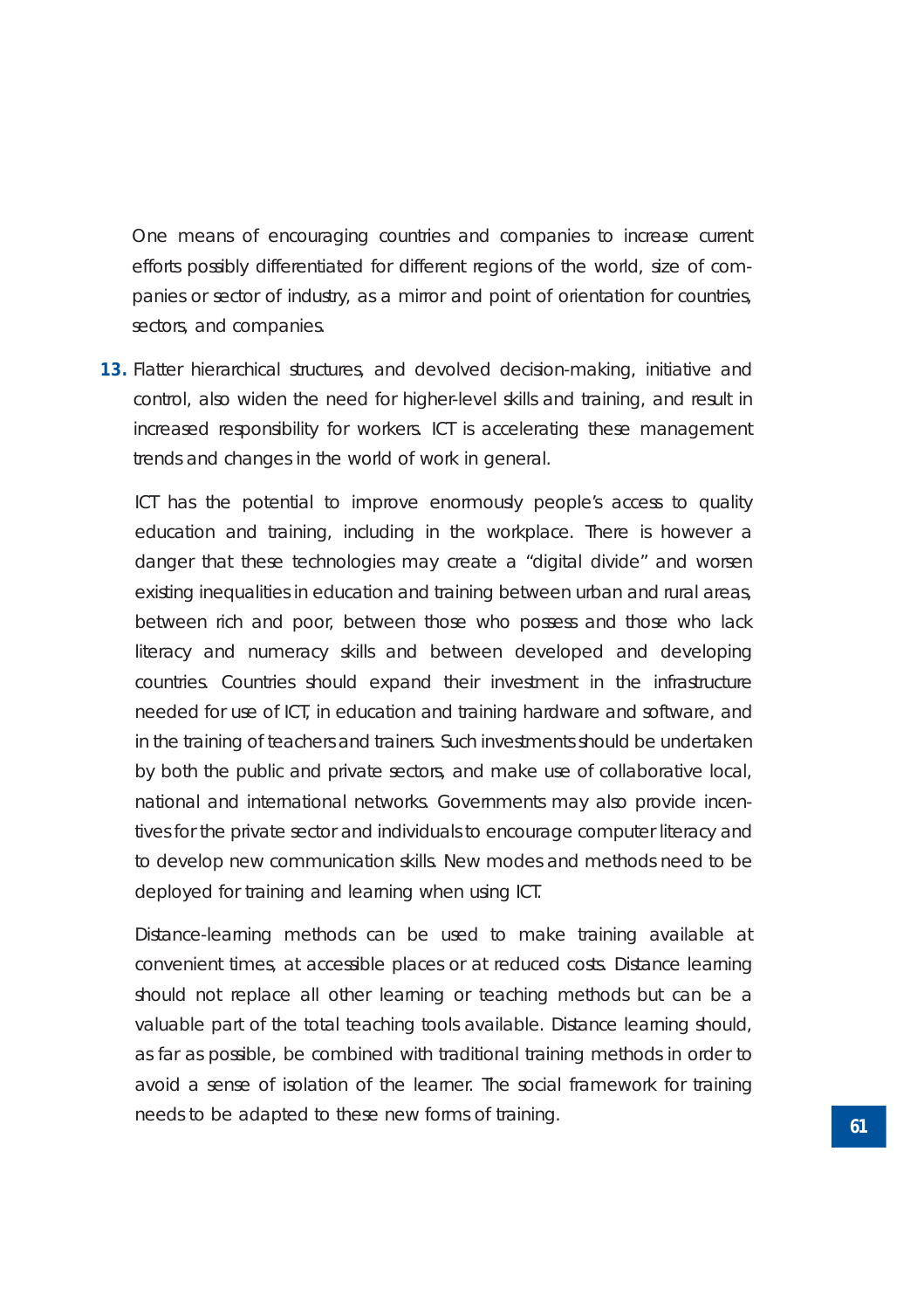One means of encouraging countries and companies to increase current efforts possibly differentiated for different regions of the world, size of companies or sector of industry, as a mirror and point of orientation for countries, sectors, and companies.

**13.** Flatter hierarchical structures, and devolved decision-making, initiative and control, also widen the need for higher-level skills and training, and result in increased responsibility for workers. ICT is accelerating these management trends and changes in the world of work in general.

ICT has the potential to improve enormously people's access to quality education and training, including in the workplace. There is however a danger that these technologies may create a "digital divide" and worsen existing inequalities in education and training between urban and rural areas, between rich and poor, between those who possess and those who lack literacy and numeracy skills and between developed and developing countries. Countries should expand their investment in the infrastructure needed for use of ICT, in education and training hardware and software, and in the training of teachers and trainers. Such investments should be undertaken by both the public and private sectors, and make use of collaborative local, national and international networks. Governments may also provide incentives for the private sector and individuals to encourage computer literacy and to develop new communication skills. New modes and methods need to be deployed for training and learning when using ICT.

Distance-learning methods can be used to make training available at convenient times, at accessible places or at reduced costs. Distance learning should not replace all other learning or teaching methods but can be a valuable part of the total teaching tools available. Distance learning should, as far as possible, be combined with traditional training methods in order to avoid a sense of isolation of the learner. The social framework for training needs to be adapted to these new forms of training.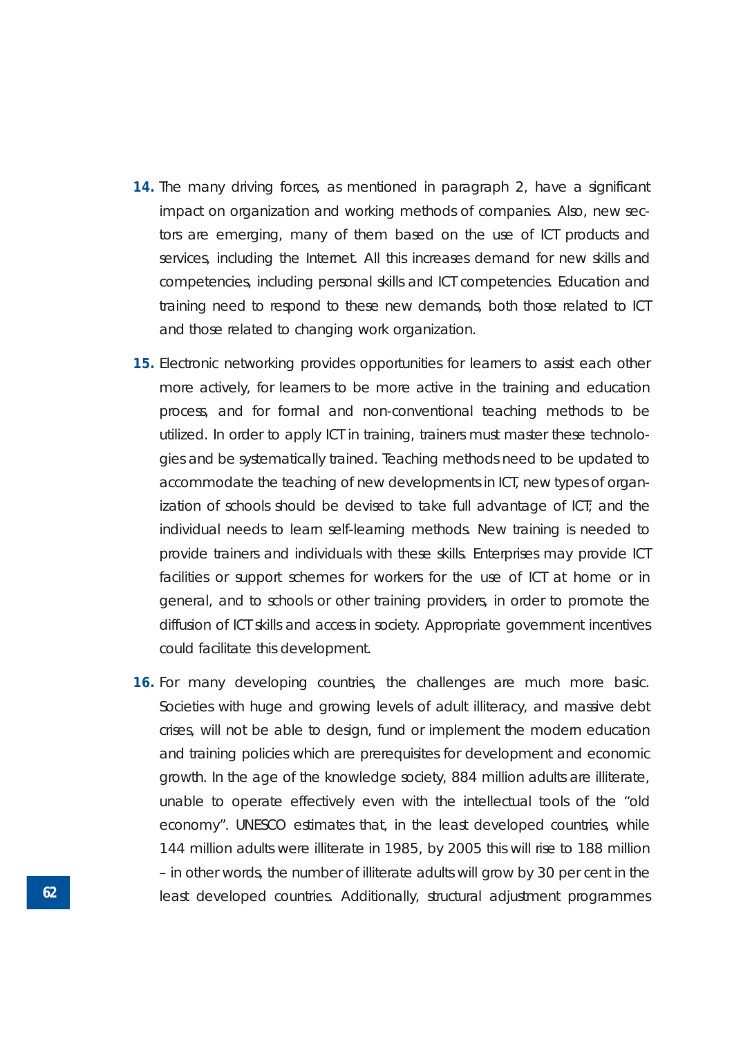**14.** The many driving forces, as mentioned in paragraph 2, have a significant impact on organization and working methods of companies. Also, new sectors are emerging, many of them based on the use of ICT products and services, including the Internet. All this increases demand for new skills and competencies, including personal skills and ICT competencies. Education and training need to respond to these new demands, both those related to ICT and those related to changing work organization.

**15.** Electronic networking provides opportunities for learners to assist each other more actively, for learners to be more active in the training and education process, and for formal and non-conventional teaching methods to be utilized. In order to apply ICT in training, trainers must master these technologies and be systematically trained. Teaching methods need to be updated to accommodate the teaching of new developments in ICT, new types of organization of schools should be devised to take full advantage of ICT; and the individual needs to learn self-learning methods. New training is needed to provide trainers and individuals with these skills. Enterprises may provide ICT facilities or support schemes for workers for the use of ICT at home or in general, and to schools or other training providers, in order to promote the diffusion of ICT skills and access in society. Appropriate government incentives could facilitate this development.

**16.** For many developing countries, the challenges are much more basic. Societies with huge and growing levels of adult illiteracy, and massive debt crises, will not be able to design, fund or implement the modern education and training policies which are prerequisites for development and economic growth. In the age of the knowledge society, 884 million adults are illiterate, unable to operate effectively even with the intellectual tools of the "old economy". UNESCO estimates that, in the least developed countries, while 144 million adults were illiterate in 1985, by 2005 this will rise to 188 million – in other words, the number of illiterate adults will grow by 30 per cent in the least developed countries. Additionally, structural adjustment programmes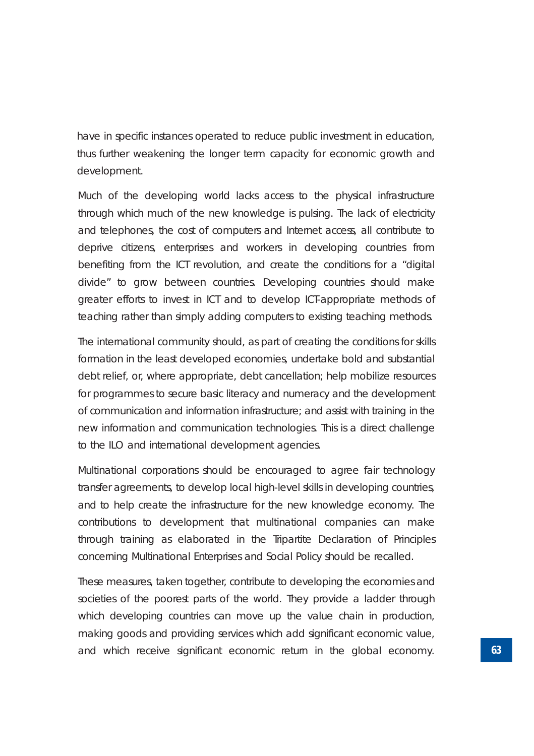have in specific instances operated to reduce public investment in education, thus further weakening the longer term capacity for economic growth and development.

Much of the developing world lacks access to the physical infrastructure through which much of the new knowledge is pulsing. The lack of electricity and telephones, the cost of computers and Internet access, all contribute to deprive citizens, enterprises and workers in developing countries from benefiting from the ICT revolution, and create the conditions for a "digital divide" to grow between countries. Developing countries should make greater efforts to invest in ICT and to develop ICT-appropriate methods of teaching rather than simply adding computers to existing teaching methods.

The international community should, as part of creating the conditions for skills formation in the least developed economies, undertake bold and substantial debt relief, or, where appropriate, debt cancellation; help mobilize resources for programmes to secure basic literacy and numeracy and the development of communication and information infrastructure; and assist with training in the new information and communication technologies. This is a direct challenge to the ILO and international development agencies.

Multinational corporations should be encouraged to agree fair technology transfer agreements, to develop local high-level skills in developing countries, and to help create the infrastructure for the new knowledge economy. The contributions to development that multinational companies can make through training as elaborated in the Tripartite Declaration of Principles concerning Multinational Enterprises and Social Policy should be recalled.

These measures, taken together, contribute to developing the economies and societies of the poorest parts of the world. They provide a ladder through which developing countries can move up the value chain in production, making goods and providing services which add significant economic value, and which receive significant economic return in the global economy.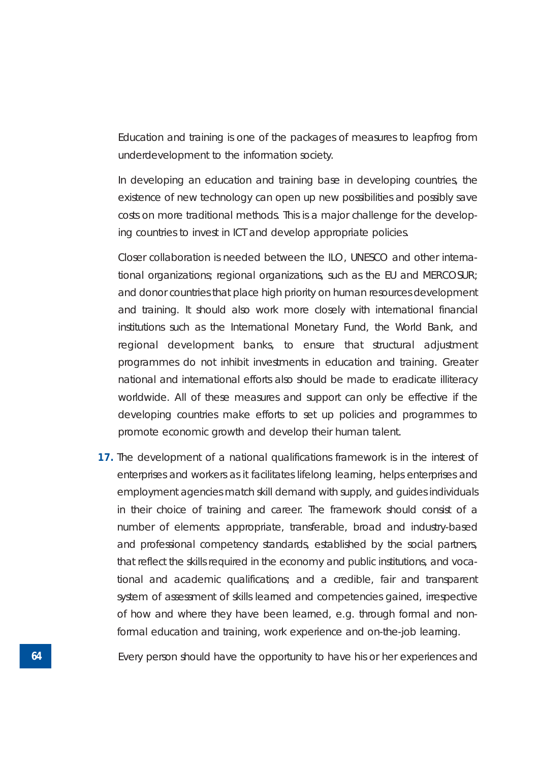Education and training is one of the packages of measures to leapfrog from underdevelopment to the information society.

In developing an education and training base in developing countries, the existence of new technology can open up new possibilities and possibly save costs on more traditional methods. This is a major challenge for the developing countries to invest in ICT and develop appropriate policies.

Closer collaboration is needed between the ILO, UNESCO and other international organizations; regional organizations, such as the EU and MERCOSUR; and donor countries that place high priority on human resources development and training. It should also work more closely with international financial institutions such as the International Monetary Fund, the World Bank, and regional development banks, to ensure that structural adjustment programmes do not inhibit investments in education and training. Greater national and international efforts also should be made to eradicate illiteracy worldwide. All of these measures and support can only be effective if the developing countries make efforts to set up policies and programmes to promote economic growth and develop their human talent.

**17.** The development of a national qualifications framework is in the interest of enterprises and workers as it facilitates lifelong learning, helps enterprises and employment agencies match skill demand with supply, and guides individuals in their choice of training and career. The framework should consist of a number of elements: appropriate, transferable, broad and industry-based and professional competency standards, established by the social partners, that reflect the skills required in the economy and public institutions, and vocational and academic qualifications; and a credible, fair and transparent system of assessment of skills learned and competencies gained, irrespective of how and where they have been learned, e.g. through formal and non-formal education and training, work experience and on-the-job learning.

Every person should have the opportunity to have his or her experiences and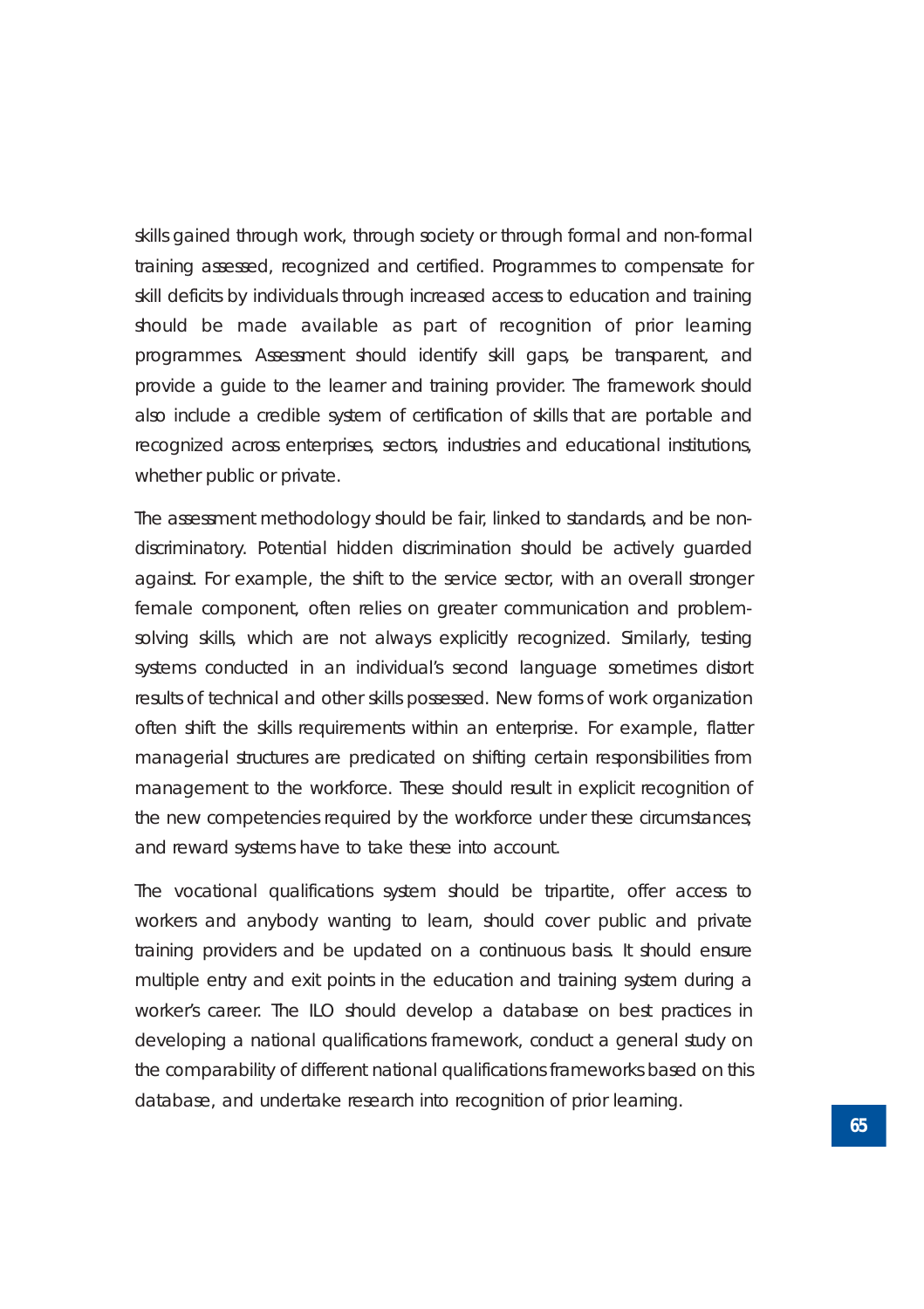skills gained through work, through society or through formal and non-formal training assessed, recognized and certified. Programmes to compensate for skill deficits by individuals through increased access to education and training should be made available as part of recognition of prior learning programmes. Assessment should identify skill gaps, be transparent, and provide a guide to the learner and training provider. The framework should also include a credible system of certification of skills that are portable and recognized across enterprises, sectors, industries and educational institutions, whether public or private.

The assessment methodology should be fair, linked to standards, and be non-discriminatory. Potential hidden discrimination should be actively guarded against. For example, the shift to the service sector, with an overall stronger female component, often relies on greater communication and problem-solving skills, which are not always explicitly recognized. Similarly, testing systems conducted in an individual's second language sometimes distort results of technical and other skills possessed. New forms of work organization often shift the skills requirements within an enterprise. For example, flatter managerial structures are predicated on shifting certain responsibilities from management to the workforce. These should result in explicit recognition of the new competencies required by the workforce under these circumstances; and reward systems have to take these into account.

The vocational qualifications system should be tripartite, offer access to workers and anybody wanting to learn, should cover public and private training providers and be updated on a continuous basis. It should ensure multiple entry and exit points in the education and training system during a worker's career. The ILO should develop a database on best practices in developing a national qualifications framework, conduct a general study on the comparability of different national qualifications frameworks based on this database, and undertake research into recognition of prior learning.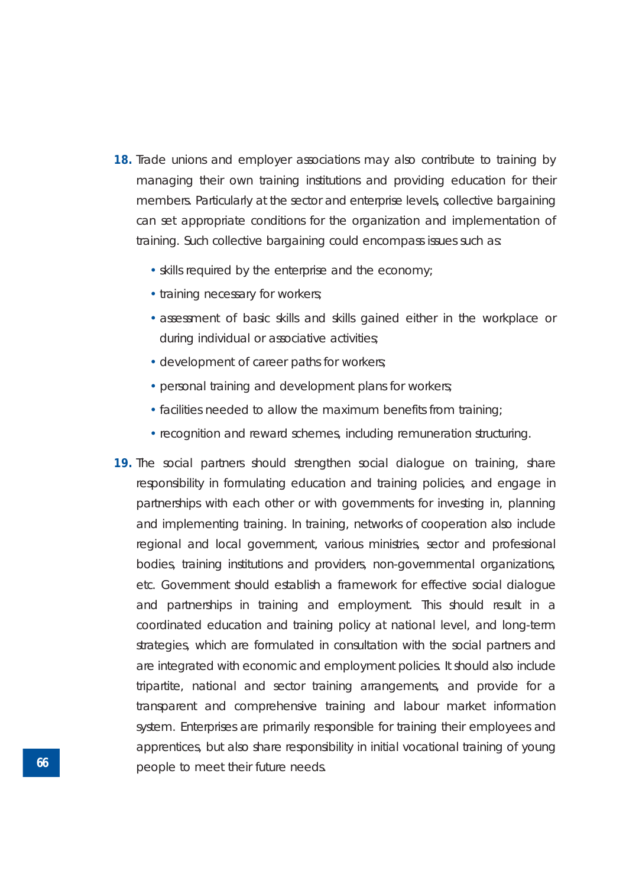**18.** Trade unions and employer associations may also contribute to training by managing their own training institutions and providing education for their members. Particularly at the sector and enterprise levels, collective bargaining can set appropriate conditions for the organization and implementation of training. Such collective bargaining could encompass issues such as:

- skills required by the enterprise and the economy;
- training necessary for workers;
- assessment of basic skills and skills gained either in the workplace or during individual or associative activities;
- development of career paths for workers;
- personal training and development plans for workers;
- facilities needed to allow the maximum benefits from training;
- recognition and reward schemes, including remuneration structuring.

**19.** The social partners should strengthen social dialogue on training, share responsibility in formulating education and training policies, and engage in partnerships with each other or with governments for investing in, planning and implementing training. In training, networks of cooperation also include regional and local government, various ministries, sector and professional bodies, training institutions and providers, non-governmental organizations, etc. Government should establish a framework for effective social dialogue and partnerships in training and employment. This should result in a coordinated education and training policy at national level, and long-term strategies, which are formulated in consultation with the social partners and are integrated with economic and employment policies. It should also include tripartite, national and sector training arrangements, and provide for a transparent and comprehensive training and labour market information system. Enterprises are primarily responsible for training their employees and apprentices, but also share responsibility in initial vocational training of young people to meet their future needs.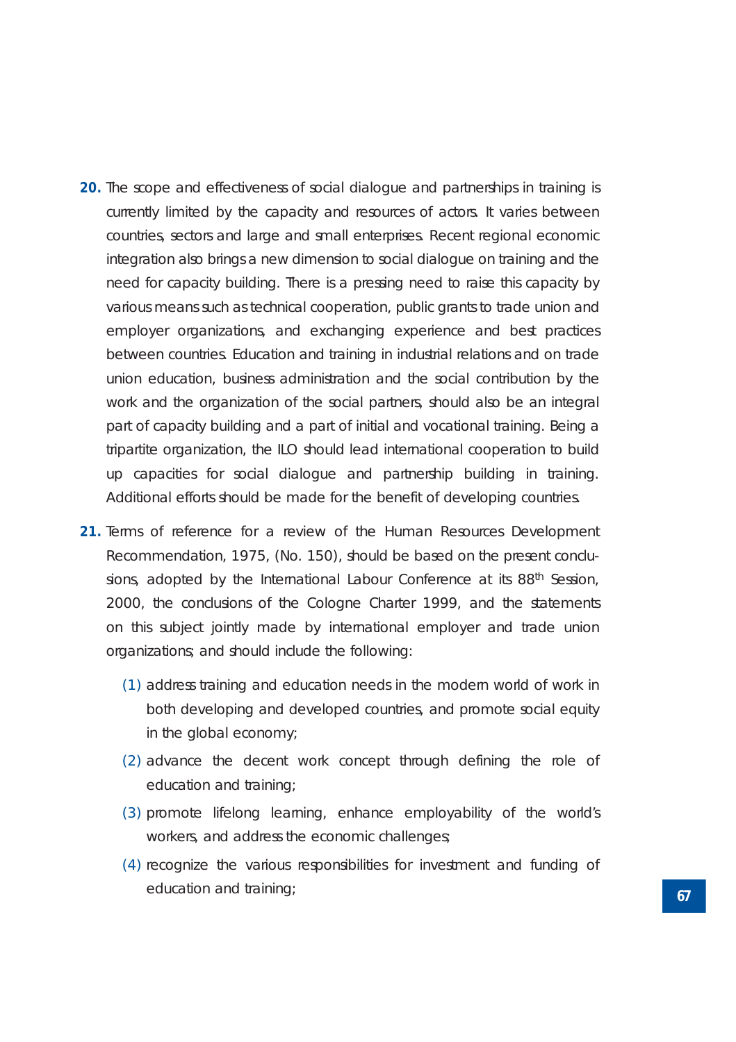**20.** The scope and effectiveness of social dialogue and partnerships in training is currently limited by the capacity and resources of actors. It varies between countries, sectors and large and small enterprises. Recent regional economic integration also brings a new dimension to social dialogue on training and the need for capacity building. There is a pressing need to raise this capacity by various means such as technical cooperation, public grants to trade union and employer organizations, and exchanging experience and best practices between countries. Education and training in industrial relations and on trade union education, business administration and the social contribution by the work and the organization of the social partners, should also be an integral part of capacity building and a part of initial and vocational training. Being a tripartite organization, the ILO should lead international cooperation to build up capacities for social dialogue and partnership building in training. Additional efforts should be made for the benefit of developing countries.

**21.** Terms of reference for a review of the Human Resources Development Recommendation, 1975, (No. 150), should be based on the present conclusions, adopted by the International Labour Conference at its 88th Session, 2000, the conclusions of the Cologne Charter 1999, and the statements on this subject jointly made by international employer and trade union organizations; and should include the following:

(1) address training and education needs in the modern world of work in both developing and developed countries, and promote social equity in the global economy;

(2) advance the decent work concept through defining the role of education and training;

(3) promote lifelong learning, enhance employability of the world's workers, and address the economic challenges;

(4) recognize the various responsibilities for investment and funding of education and training;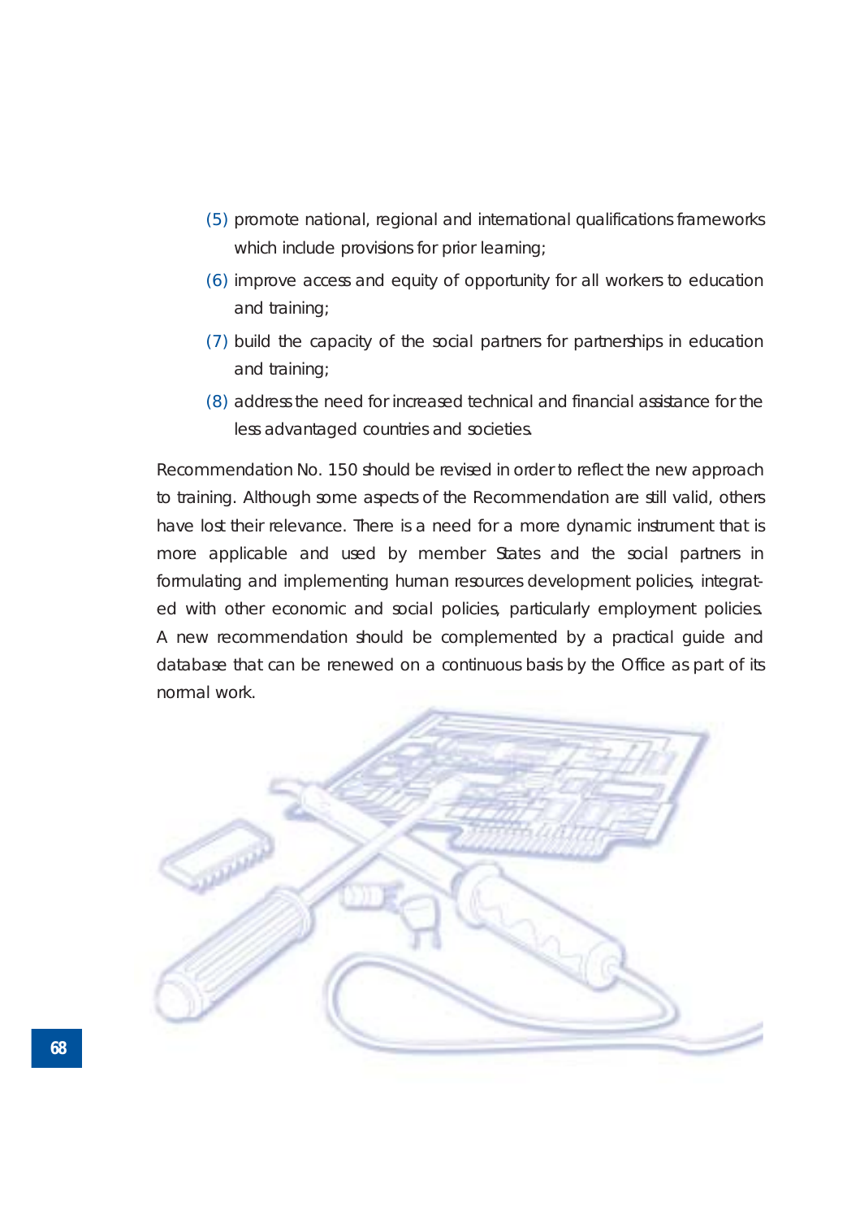(5) promote national, regional and international qualifications frameworks which include provisions for prior learning;

(6) improve access and equity of opportunity for all workers to education and training;

(7) build the capacity of the social partners for partnerships in education and training;

(8) address the need for increased technical and financial assistance for the less advantaged countries and societies.

Recommendation No. 150 should be revised in order to reflect the new approach to training. Although some aspects of the Recommendation are still valid, others have lost their relevance. There is a need for a more dynamic instrument that is more applicable and used by member States and the social partners in formulating and implementing human resources development policies, integrated with other economic and social policies, particularly employment policies. A new recommendation should be complemented by a practical guide and database that can be renewed on a continuous basis by the Office as part of its normal work.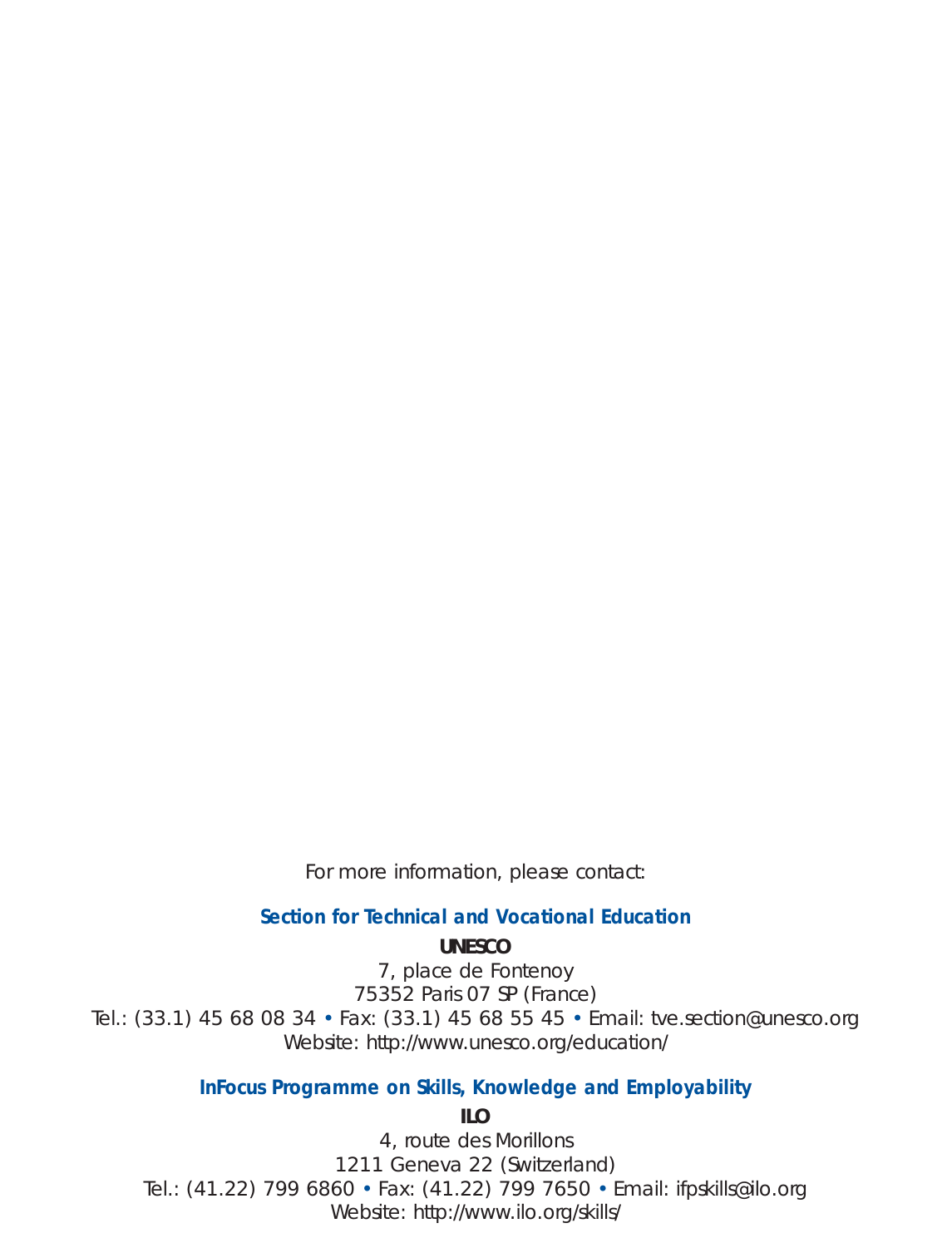For more information, please contact:

**Section for Technical and Vocational Education**

**UNESCO**

7, place de Fontenoy
75352 Paris 07 SP (France)
Tel.: (33.1) 45 68 08 34 • Fax: (33.1) 45 68 55 45 • Email: tve.section@unesco.org
Website: http://www.unesco.org/education/

**InFocus Programme on Skills, Knowledge and Employability**

**ILO**

4, route des Morillons
1211 Geneva 22 (Switzerland)
Tel.: (41.22) 799 6860 • Fax: (41.22) 799 7650 • Email: ifpskills@ilo.org
Website: http://www.ilo.org/skills/